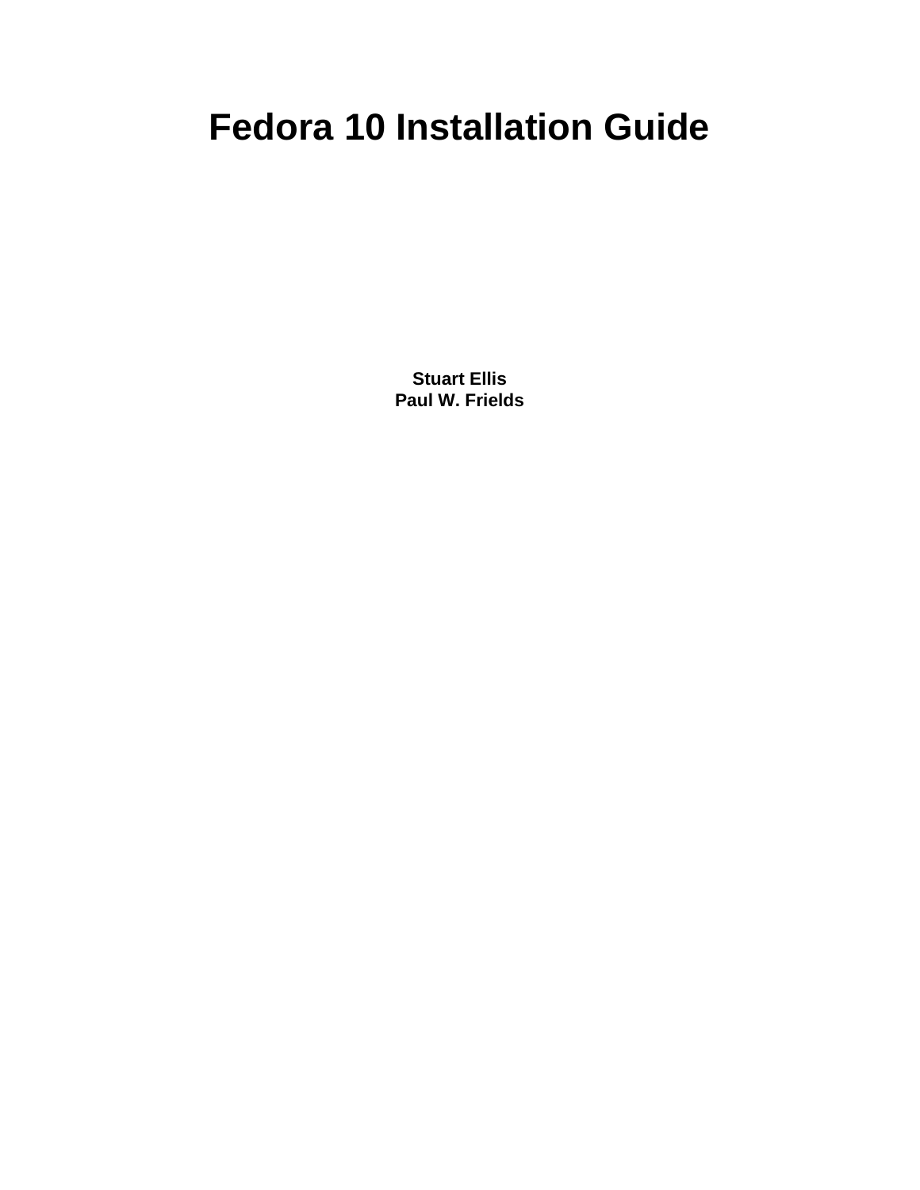# Fedora 10 Installation Guide

**Stuart Ellis**
**Paul W. Frields**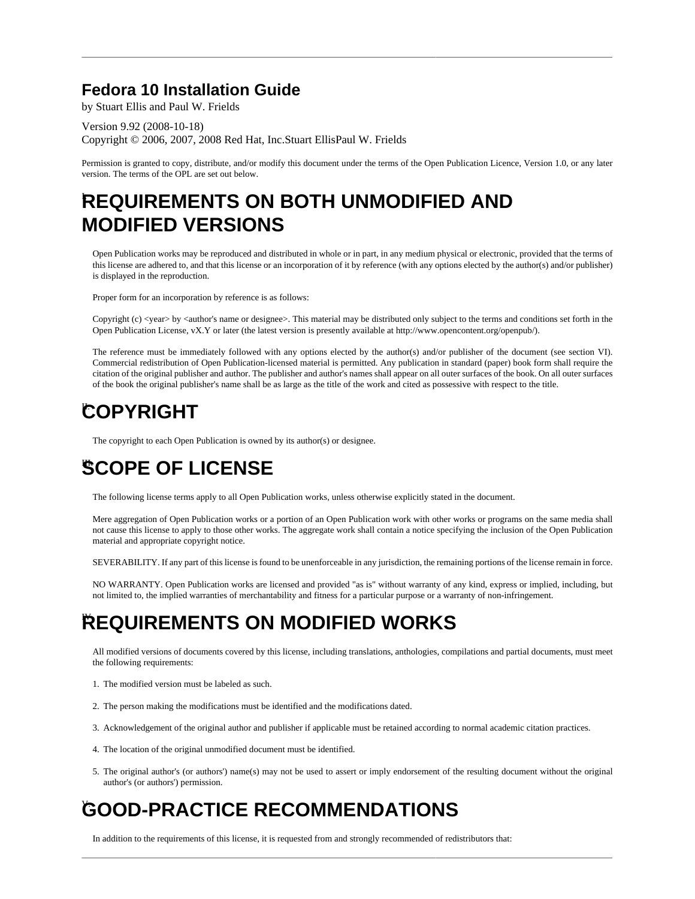# Fedora 10 Installation Guide

by Stuart Ellis and Paul W. Frields

Version 9.92 (2008-10-18)
Copyright © 2006, 2007, 2008 Red Hat, Inc.Stuart EllisPaul W. Frields

Permission is granted to copy, distribute, and/or modify this document under the terms of the Open Publication Licence, Version 1.0, or any later version. The terms of the OPL are set out below.

## I. REQUIREMENTS ON BOTH UNMODIFIED AND MODIFIED VERSIONS

Open Publication works may be reproduced and distributed in whole or in part, in any medium physical or electronic, provided that the terms of this license are adhered to, and that this license or an incorporation of it by reference (with any options elected by the author(s) and/or publisher) is displayed in the reproduction.

Proper form for an incorporation by reference is as follows:

Copyright (c) <year> by <author's name or designee>. This material may be distributed only subject to the terms and conditions set forth in the Open Publication License, vX.Y or later (the latest version is presently available at http://www.opencontent.org/openpub/).

The reference must be immediately followed with any options elected by the author(s) and/or publisher of the document (see section VI). Commercial redistribution of Open Publication-licensed material is permitted. Any publication in standard (paper) book form shall require the citation of the original publisher and author. The publisher and author's names shall appear on all outer surfaces of the book. On all outer surfaces of the book the original publisher's name shall be as large as the title of the work and cited as possessive with respect to the title.

## II. COPYRIGHT

The copyright to each Open Publication is owned by its author(s) or designee.

## III. SCOPE OF LICENSE

The following license terms apply to all Open Publication works, unless otherwise explicitly stated in the document.

Mere aggregation of Open Publication works or a portion of an Open Publication work with other works or programs on the same media shall not cause this license to apply to those other works. The aggregate work shall contain a notice specifying the inclusion of the Open Publication material and appropriate copyright notice.

SEVERABILITY. If any part of this license is found to be unenforceable in any jurisdiction, the remaining portions of the license remain in force.

NO WARRANTY. Open Publication works are licensed and provided "as is" without warranty of any kind, express or implied, including, but not limited to, the implied warranties of merchantability and fitness for a particular purpose or a warranty of non-infringement.

## IV. REQUIREMENTS ON MODIFIED WORKS

All modified versions of documents covered by this license, including translations, anthologies, compilations and partial documents, must meet the following requirements:

1. The modified version must be labeled as such.
2. The person making the modifications must be identified and the modifications dated.
3. Acknowledgement of the original author and publisher if applicable must be retained according to normal academic citation practices.
4. The location of the original unmodified document must be identified.
5. The original author's (or authors') name(s) may not be used to assert or imply endorsement of the resulting document without the original author's (or authors') permission.

## V. GOOD-PRACTICE RECOMMENDATIONS

In addition to the requirements of this license, it is requested from and strongly recommended of redistributors that: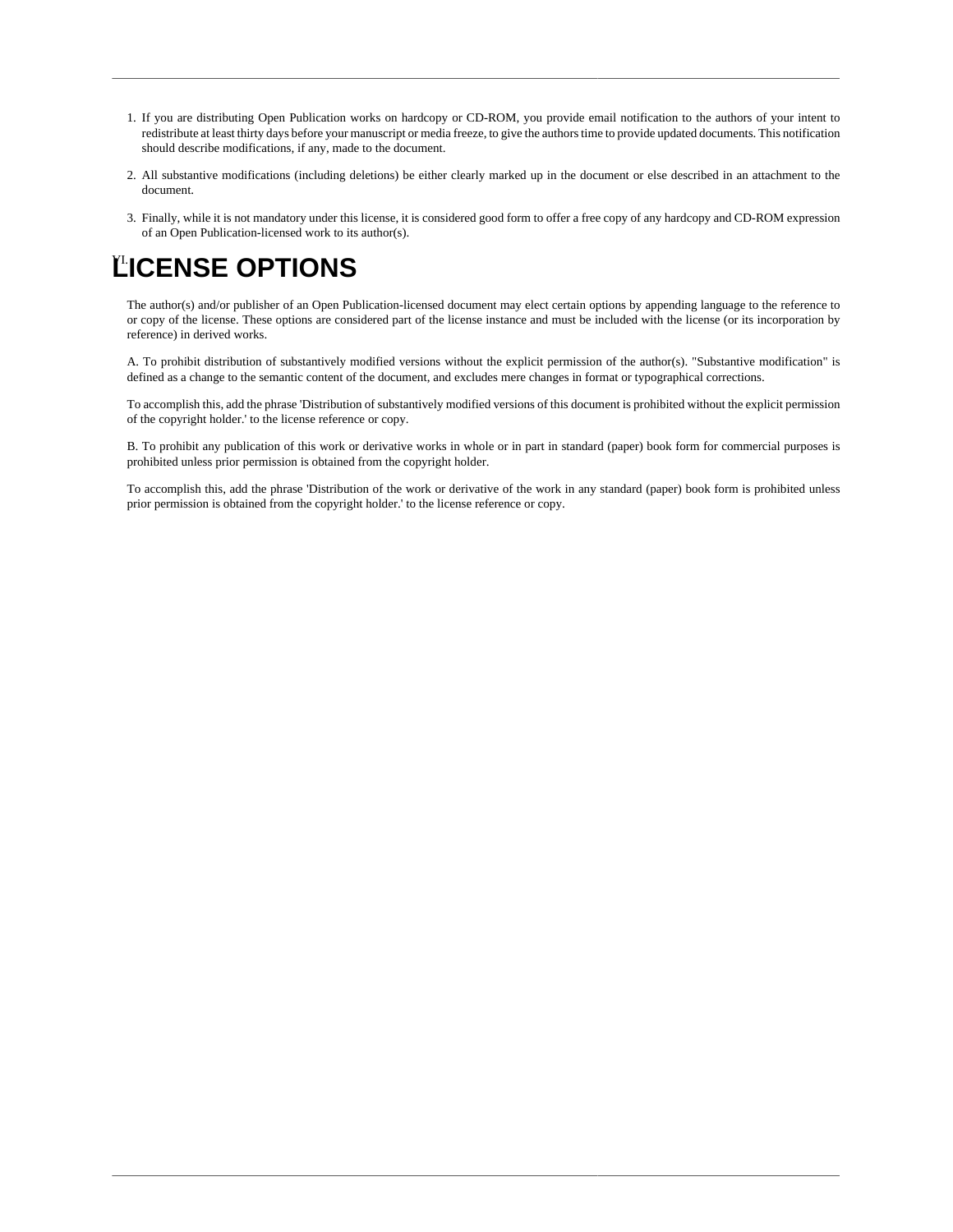1. If you are distributing Open Publication works on hardcopy or CD-ROM, you provide email notification to the authors of your intent to redistribute at least thirty days before your manuscript or media freeze, to give the authors time to provide updated documents. This notification should describe modifications, if any, made to the document.

2. All substantive modifications (including deletions) be either clearly marked up in the document or else described in an attachment to the document.

3. Finally, while it is not mandatory under this license, it is considered good form to offer a free copy of any hardcopy and CD-ROM expression of an Open Publication-licensed work to its author(s).

## VI. LICENSE OPTIONS

The author(s) and/or publisher of an Open Publication-licensed document may elect certain options by appending language to the reference to or copy of the license. These options are considered part of the license instance and must be included with the license (or its incorporation by reference) in derived works.

A. To prohibit distribution of substantively modified versions without the explicit permission of the author(s). "Substantive modification" is defined as a change to the semantic content of the document, and excludes mere changes in format or typographical corrections.

To accomplish this, add the phrase 'Distribution of substantively modified versions of this document is prohibited without the explicit permission of the copyright holder.' to the license reference or copy.

B. To prohibit any publication of this work or derivative works in whole or in part in standard (paper) book form for commercial purposes is prohibited unless prior permission is obtained from the copyright holder.

To accomplish this, add the phrase 'Distribution of the work or derivative of the work in any standard (paper) book form is prohibited unless prior permission is obtained from the copyright holder.' to the license reference or copy.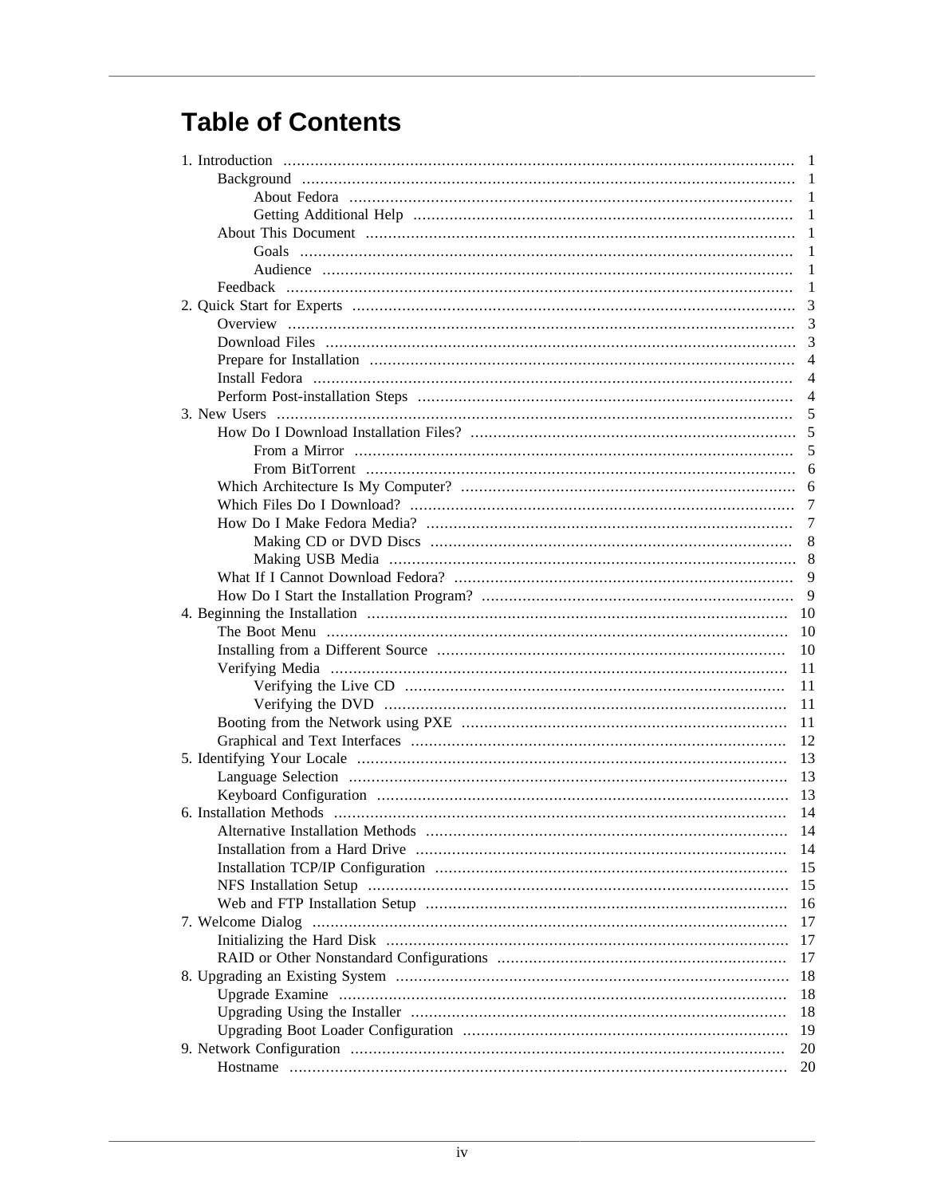# Table of Contents

- 1. Introduction ..... 1
  - Background ..... 1
    - About Fedora ..... 1
    - Getting Additional Help ..... 1
  - About This Document ..... 1
    - Goals ..... 1
    - Audience ..... 1
  - Feedback ..... 1
- 2. Quick Start for Experts ..... 3
  - Overview ..... 3
  - Download Files ..... 3
  - Prepare for Installation ..... 4
  - Install Fedora ..... 4
  - Perform Post-installation Steps ..... 4
- 3. New Users ..... 5
  - How Do I Download Installation Files? ..... 5
    - From a Mirror ..... 5
    - From BitTorrent ..... 6
  - Which Architecture Is My Computer? ..... 6
  - Which Files Do I Download? ..... 7
  - How Do I Make Fedora Media? ..... 7
    - Making CD or DVD Discs ..... 8
    - Making USB Media ..... 8
  - What If I Cannot Download Fedora? ..... 9
  - How Do I Start the Installation Program? ..... 9
- 4. Beginning the Installation ..... 10
  - The Boot Menu ..... 10
  - Installing from a Different Source ..... 10
  - Verifying Media ..... 11
    - Verifying the Live CD ..... 11
    - Verifying the DVD ..... 11
  - Booting from the Network using PXE ..... 11
  - Graphical and Text Interfaces ..... 12
- 5. Identifying Your Locale ..... 13
  - Language Selection ..... 13
  - Keyboard Configuration ..... 13
- 6. Installation Methods ..... 14
  - Alternative Installation Methods ..... 14
  - Installation from a Hard Drive ..... 14
  - Installation TCP/IP Configuration ..... 15
  - NFS Installation Setup ..... 15
  - Web and FTP Installation Setup ..... 16
- 7. Welcome Dialog ..... 17
  - Initializing the Hard Disk ..... 17
  - RAID or Other Nonstandard Configurations ..... 17
- 8. Upgrading an Existing System ..... 18
  - Upgrade Examine ..... 18
  - Upgrading Using the Installer ..... 18
  - Upgrading Boot Loader Configuration ..... 19
- 9. Network Configuration ..... 20
  - Hostname ..... 20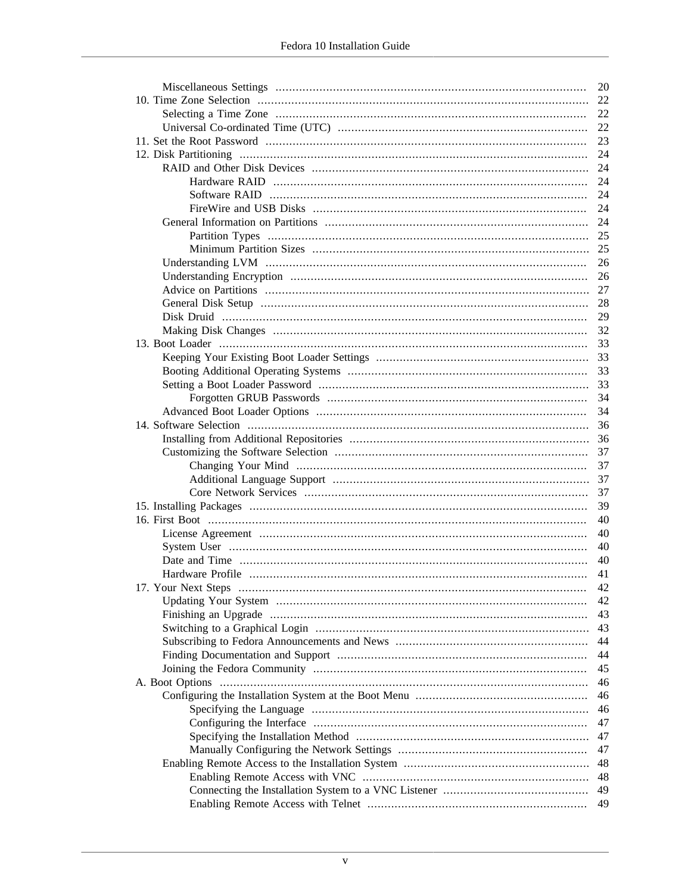- Miscellaneous Settings ... 20
- 10. Time Zone Selection ... 22
  - Selecting a Time Zone ... 22
  - Universal Co-ordinated Time (UTC) ... 22
- 11. Set the Root Password ... 23
- 12. Disk Partitioning ... 24
  - RAID and Other Disk Devices ... 24
    - Hardware RAID ... 24
    - Software RAID ... 24
    - FireWire and USB Disks ... 24
  - General Information on Partitions ... 24
    - Partition Types ... 25
    - Minimum Partition Sizes ... 25
  - Understanding LVM ... 26
  - Understanding Encryption ... 26
  - Advice on Partitions ... 27
  - General Disk Setup ... 28
  - Disk Druid ... 29
  - Making Disk Changes ... 32
- 13. Boot Loader ... 33
  - Keeping Your Existing Boot Loader Settings ... 33
  - Booting Additional Operating Systems ... 33
  - Setting a Boot Loader Password ... 33
    - Forgotten GRUB Passwords ... 34
  - Advanced Boot Loader Options ... 34
- 14. Software Selection ... 36
  - Installing from Additional Repositories ... 36
  - Customizing the Software Selection ... 37
    - Changing Your Mind ... 37
    - Additional Language Support ... 37
    - Core Network Services ... 37
- 15. Installing Packages ... 39
- 16. First Boot ... 40
  - License Agreement ... 40
  - System User ... 40
  - Date and Time ... 40
  - Hardware Profile ... 41
- 17. Your Next Steps ... 42
  - Updating Your System ... 42
  - Finishing an Upgrade ... 43
  - Switching to a Graphical Login ... 43
  - Subscribing to Fedora Announcements and News ... 44
  - Finding Documentation and Support ... 44
  - Joining the Fedora Community ... 45
- A. Boot Options ... 46
  - Configuring the Installation System at the Boot Menu ... 46
    - Specifying the Language ... 46
    - Configuring the Interface ... 47
    - Specifying the Installation Method ... 47
    - Manually Configuring the Network Settings ... 47
  - Enabling Remote Access to the Installation System ... 48
    - Enabling Remote Access with VNC ... 48
    - Connecting the Installation System to a VNC Listener ... 49
    - Enabling Remote Access with Telnet ... 49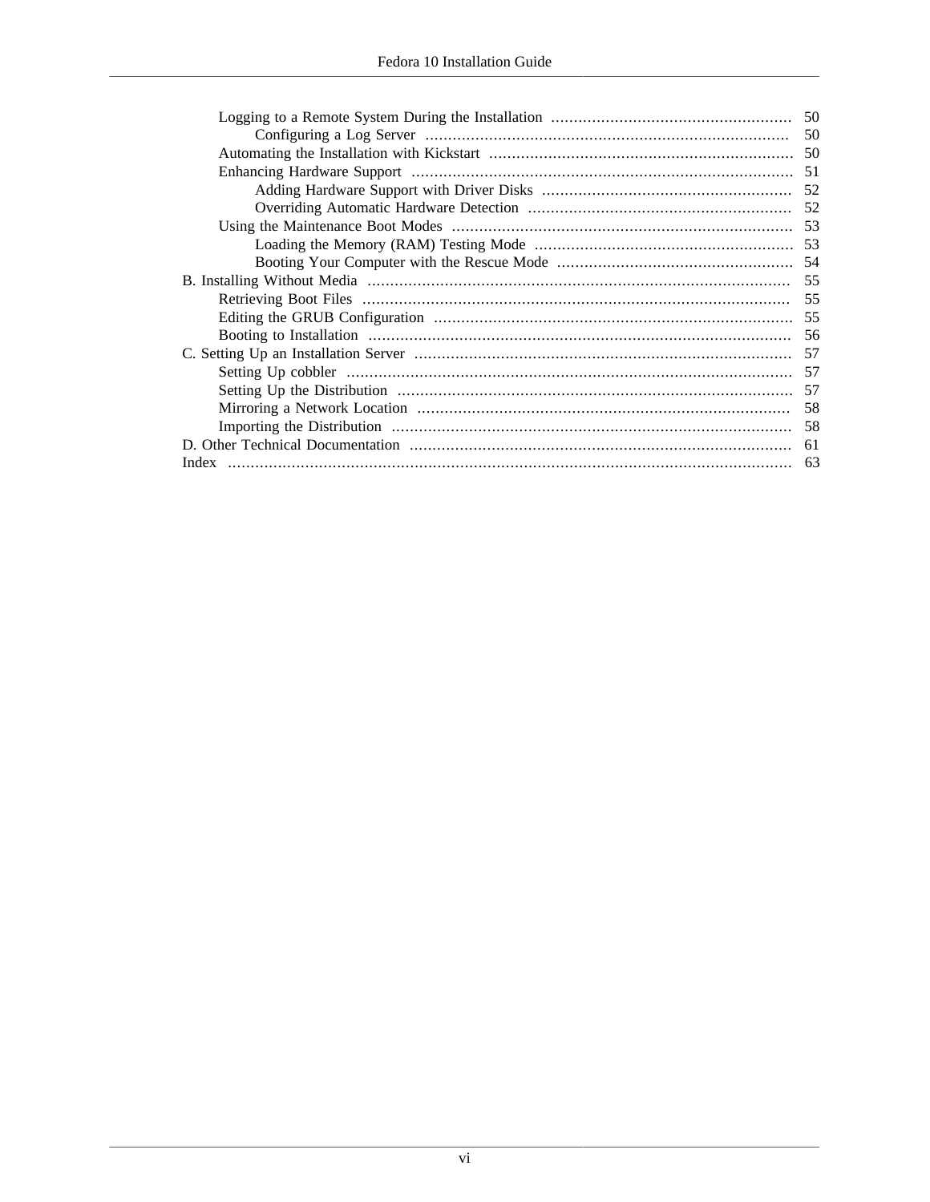- Logging to a Remote System During the Installation ..... 50
  - Configuring a Log Server ..... 50
- Automating the Installation with Kickstart ..... 50
- Enhancing Hardware Support ..... 51
  - Adding Hardware Support with Driver Disks ..... 52
  - Overriding Automatic Hardware Detection ..... 52
- Using the Maintenance Boot Modes ..... 53
  - Loading the Memory (RAM) Testing Mode ..... 53
  - Booting Your Computer with the Rescue Mode ..... 54

B. Installing Without Media ..... 55
- Retrieving Boot Files ..... 55
- Editing the GRUB Configuration ..... 55
- Booting to Installation ..... 56

C. Setting Up an Installation Server ..... 57
- Setting Up cobbler ..... 57
- Setting Up the Distribution ..... 57
- Mirroring a Network Location ..... 58
- Importing the Distribution ..... 58

D. Other Technical Documentation ..... 61

Index ..... 63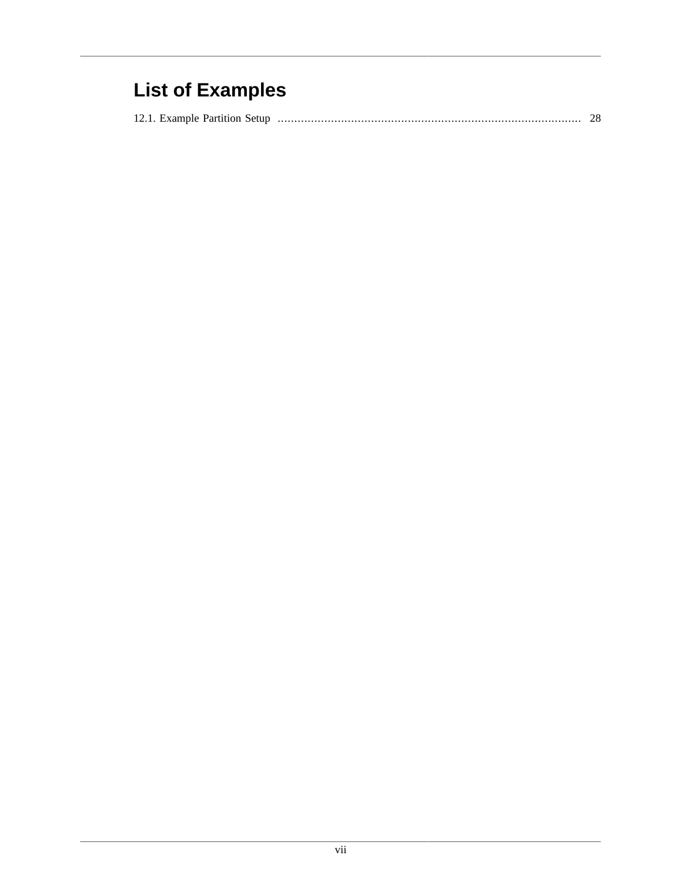# List of Examples

12.1. Example Partition Setup ........................................................................................ 28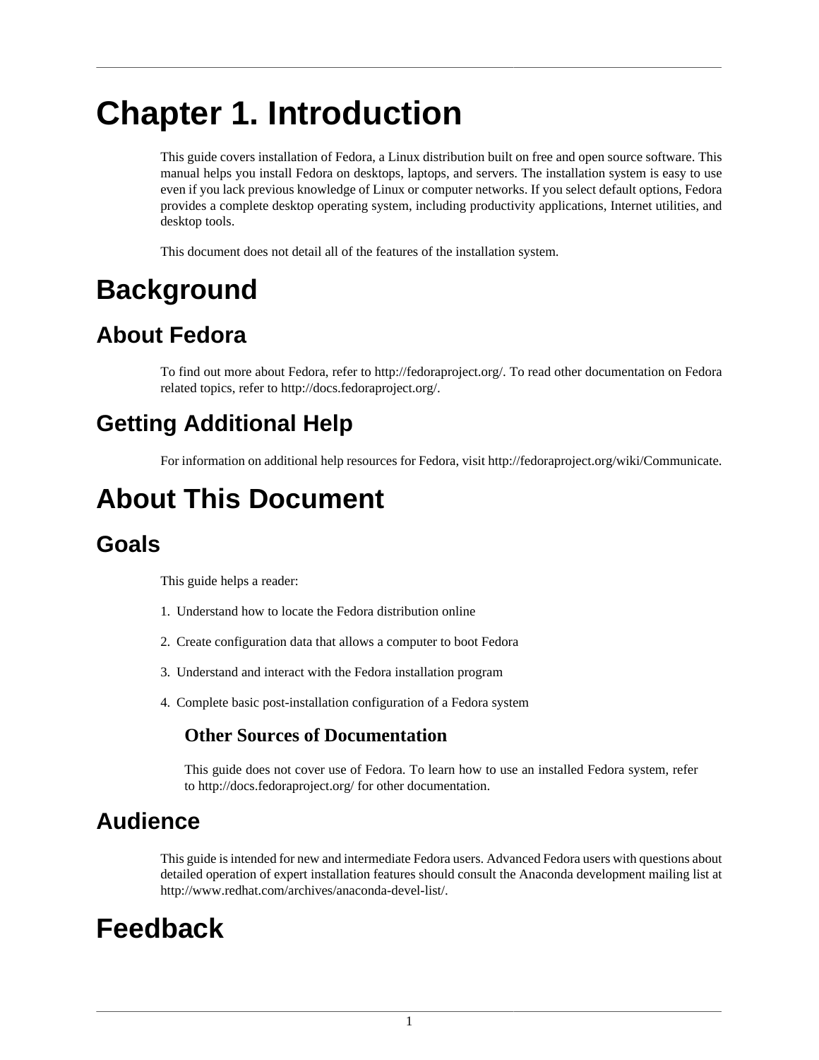# Chapter 1. Introduction

This guide covers installation of Fedora, a Linux distribution built on free and open source software. This manual helps you install Fedora on desktops, laptops, and servers. The installation system is easy to use even if you lack previous knowledge of Linux or computer networks. If you select default options, Fedora provides a complete desktop operating system, including productivity applications, Internet utilities, and desktop tools.

This document does not detail all of the features of the installation system.

# Background

## About Fedora

To find out more about Fedora, refer to http://fedoraproject.org/. To read other documentation on Fedora related topics, refer to http://docs.fedoraproject.org/.

## Getting Additional Help

For information on additional help resources for Fedora, visit http://fedoraproject.org/wiki/Communicate.

# About This Document

## Goals

This guide helps a reader:

1. Understand how to locate the Fedora distribution online
2. Create configuration data that allows a computer to boot Fedora
3. Understand and interact with the Fedora installation program
4. Complete basic post-installation configuration of a Fedora system

### Other Sources of Documentation

This guide does not cover use of Fedora. To learn how to use an installed Fedora system, refer to http://docs.fedoraproject.org/ for other documentation.

## Audience

This guide is intended for new and intermediate Fedora users. Advanced Fedora users with questions about detailed operation of expert installation features should consult the Anaconda development mailing list at http://www.redhat.com/archives/anaconda-devel-list/.

# Feedback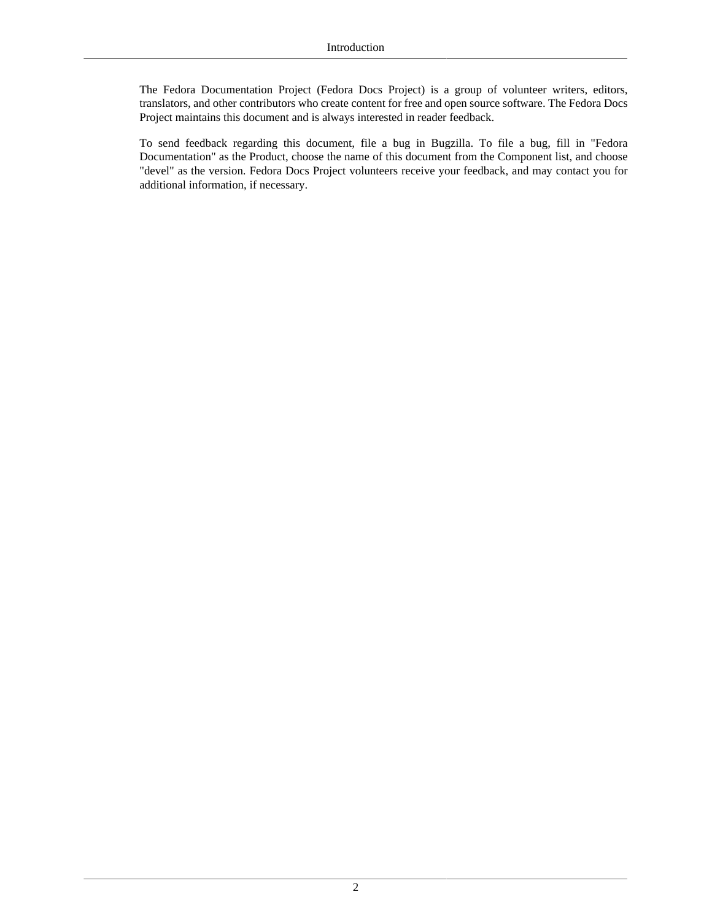The Fedora Documentation Project (Fedora Docs Project) is a group of volunteer writers, editors, translators, and other contributors who create content for free and open source software. The Fedora Docs Project maintains this document and is always interested in reader feedback.

To send feedback regarding this document, file a bug in Bugzilla. To file a bug, fill in "Fedora Documentation" as the Product, choose the name of this document from the Component list, and choose "devel" as the version. Fedora Docs Project volunteers receive your feedback, and may contact you for additional information, if necessary.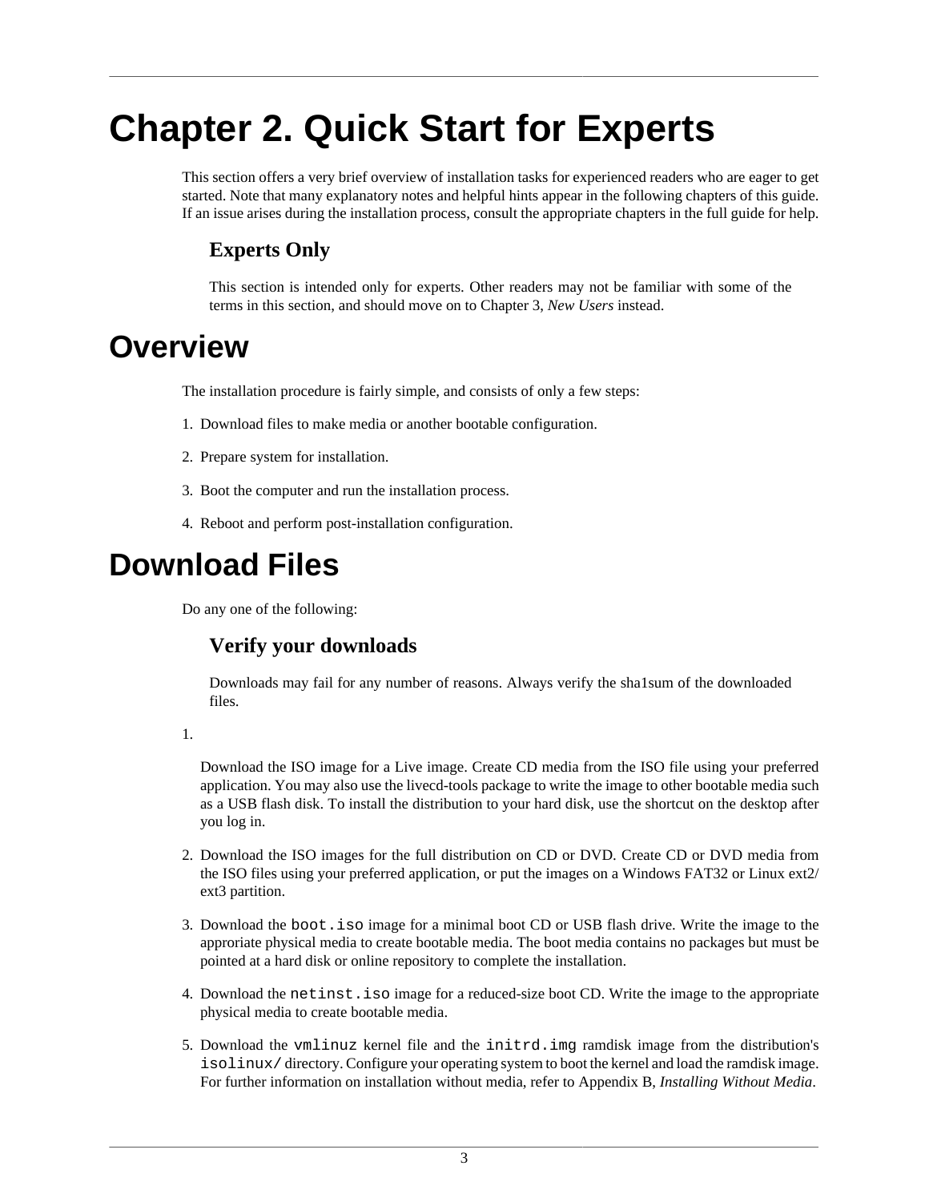# Chapter 2. Quick Start for Experts

This section offers a very brief overview of installation tasks for experienced readers who are eager to get started. Note that many explanatory notes and helpful hints appear in the following chapters of this guide. If an issue arises during the installation process, consult the appropriate chapters in the full guide for help.

### Experts Only

This section is intended only for experts. Other readers may not be familiar with some of the terms in this section, and should move on to Chapter 3, *New Users* instead.

## Overview

The installation procedure is fairly simple, and consists of only a few steps:

1. Download files to make media or another bootable configuration.
2. Prepare system for installation.
3. Boot the computer and run the installation process.
4. Reboot and perform post-installation configuration.

## Download Files

Do any one of the following:

### Verify your downloads

Downloads may fail for any number of reasons. Always verify the sha1sum of the downloaded files.

1. Download the ISO image for a Live image. Create CD media from the ISO file using your preferred application. You may also use the livecd-tools package to write the image to other bootable media such as a USB flash disk. To install the distribution to your hard disk, use the shortcut on the desktop after you log in.
2. Download the ISO images for the full distribution on CD or DVD. Create CD or DVD media from the ISO files using your preferred application, or put the images on a Windows FAT32 or Linux ext2/ext3 partition.
3. Download the `boot.iso` image for a minimal boot CD or USB flash drive. Write the image to the approriate physical media to create bootable media. The boot media contains no packages but must be pointed at a hard disk or online repository to complete the installation.
4. Download the `netinst.iso` image for a reduced-size boot CD. Write the image to the appropriate physical media to create bootable media.
5. Download the `vmlinuz` kernel file and the `initrd.img` ramdisk image from the distribution's `isolinux/` directory. Configure your operating system to boot the kernel and load the ramdisk image. For further information on installation without media, refer to Appendix B, *Installing Without Media*.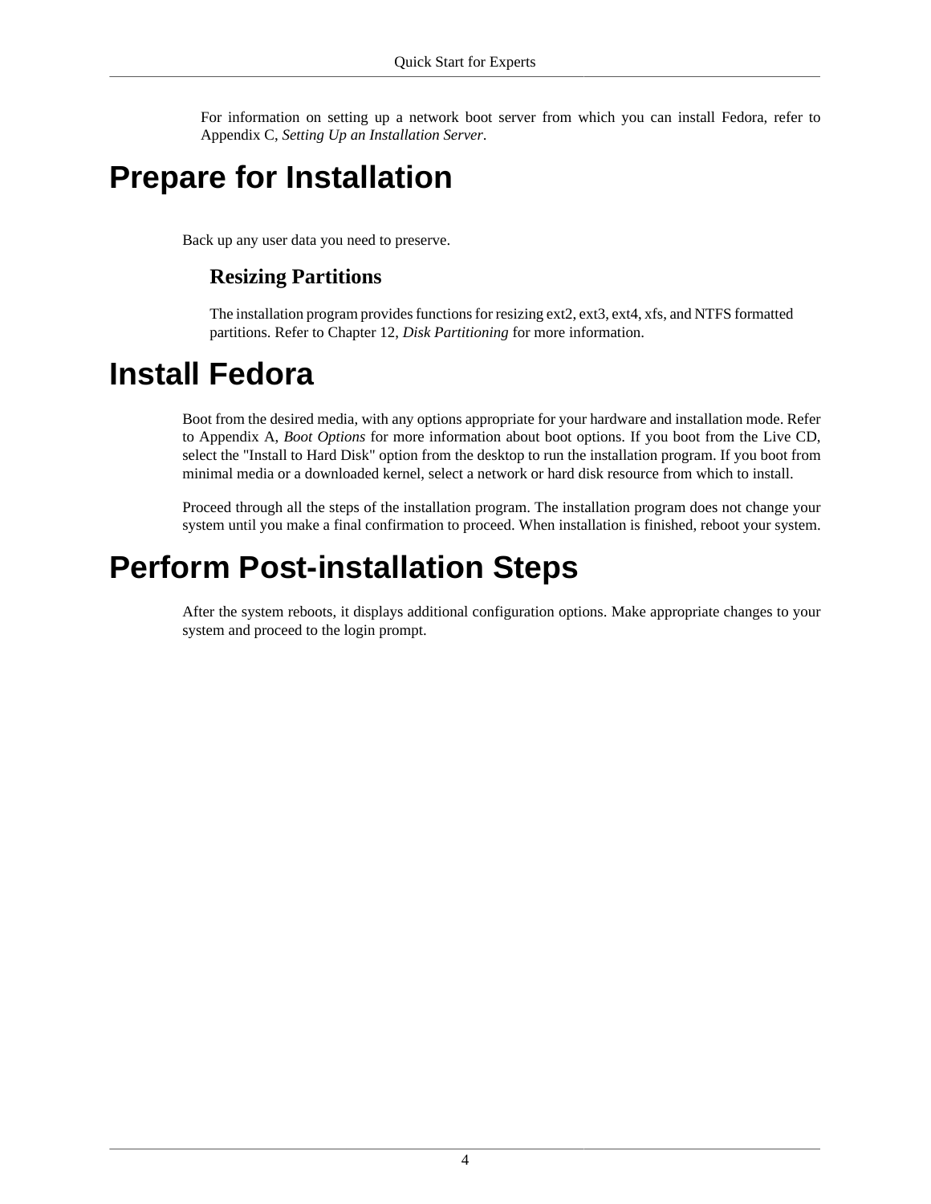For information on setting up a network boot server from which you can install Fedora, refer to Appendix C, *Setting Up an Installation Server*.

# Prepare for Installation

Back up any user data you need to preserve.

### Resizing Partitions

The installation program provides functions for resizing ext2, ext3, ext4, xfs, and NTFS formatted partitions. Refer to Chapter 12, *Disk Partitioning* for more information.

# Install Fedora

Boot from the desired media, with any options appropriate for your hardware and installation mode. Refer to Appendix A, *Boot Options* for more information about boot options. If you boot from the Live CD, select the "Install to Hard Disk" option from the desktop to run the installation program. If you boot from minimal media or a downloaded kernel, select a network or hard disk resource from which to install.

Proceed through all the steps of the installation program. The installation program does not change your system until you make a final confirmation to proceed. When installation is finished, reboot your system.

# Perform Post-installation Steps

After the system reboots, it displays additional configuration options. Make appropriate changes to your system and proceed to the login prompt.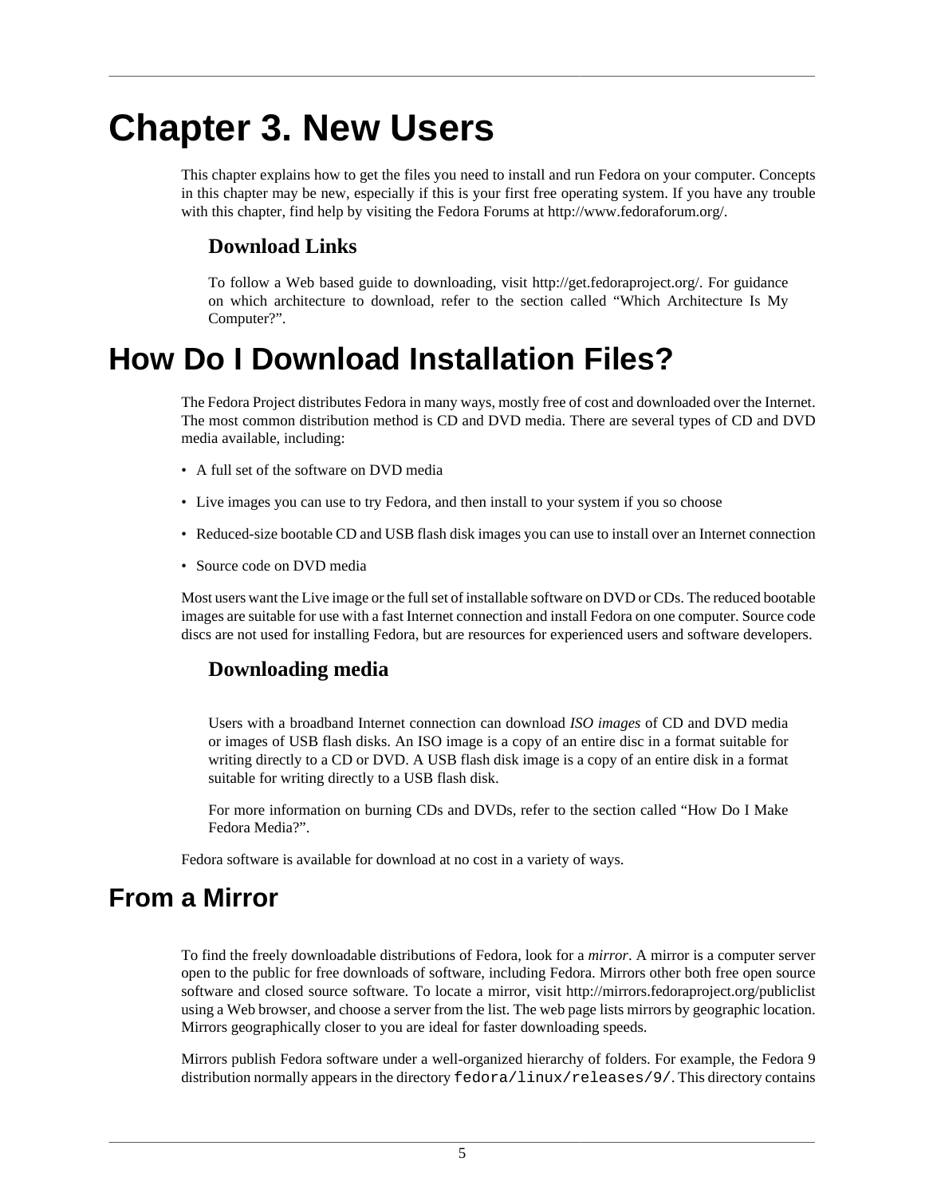# Chapter 3. New Users

This chapter explains how to get the files you need to install and run Fedora on your computer. Concepts in this chapter may be new, especially if this is your first free operating system. If you have any trouble with this chapter, find help by visiting the Fedora Forums at http://www.fedoraforum.org/.

### Download Links

To follow a Web based guide to downloading, visit http://get.fedoraproject.org/. For guidance on which architecture to download, refer to the section called “Which Architecture Is My Computer?”.

# How Do I Download Installation Files?

The Fedora Project distributes Fedora in many ways, mostly free of cost and downloaded over the Internet. The most common distribution method is CD and DVD media. There are several types of CD and DVD media available, including:

- A full set of the software on DVD media
- Live images you can use to try Fedora, and then install to your system if you so choose
- Reduced-size bootable CD and USB flash disk images you can use to install over an Internet connection
- Source code on DVD media

Most users want the Live image or the full set of installable software on DVD or CDs. The reduced bootable images are suitable for use with a fast Internet connection and install Fedora on one computer. Source code discs are not used for installing Fedora, but are resources for experienced users and software developers.

### Downloading media

Users with a broadband Internet connection can download *ISO images* of CD and DVD media or images of USB flash disks. An ISO image is a copy of an entire disc in a format suitable for writing directly to a CD or DVD. A USB flash disk image is a copy of an entire disk in a format suitable for writing directly to a USB flash disk.

For more information on burning CDs and DVDs, refer to the section called “How Do I Make Fedora Media?”.

Fedora software is available for download at no cost in a variety of ways.

## From a Mirror

To find the freely downloadable distributions of Fedora, look for a *mirror*. A mirror is a computer server open to the public for free downloads of software, including Fedora. Mirrors other both free open source software and closed source software. To locate a mirror, visit http://mirrors.fedoraproject.org/publiclist using a Web browser, and choose a server from the list. The web page lists mirrors by geographic location. Mirrors geographically closer to you are ideal for faster downloading speeds.

Mirrors publish Fedora software under a well-organized hierarchy of folders. For example, the Fedora 9 distribution normally appears in the directory `fedora/linux/releases/9/`. This directory contains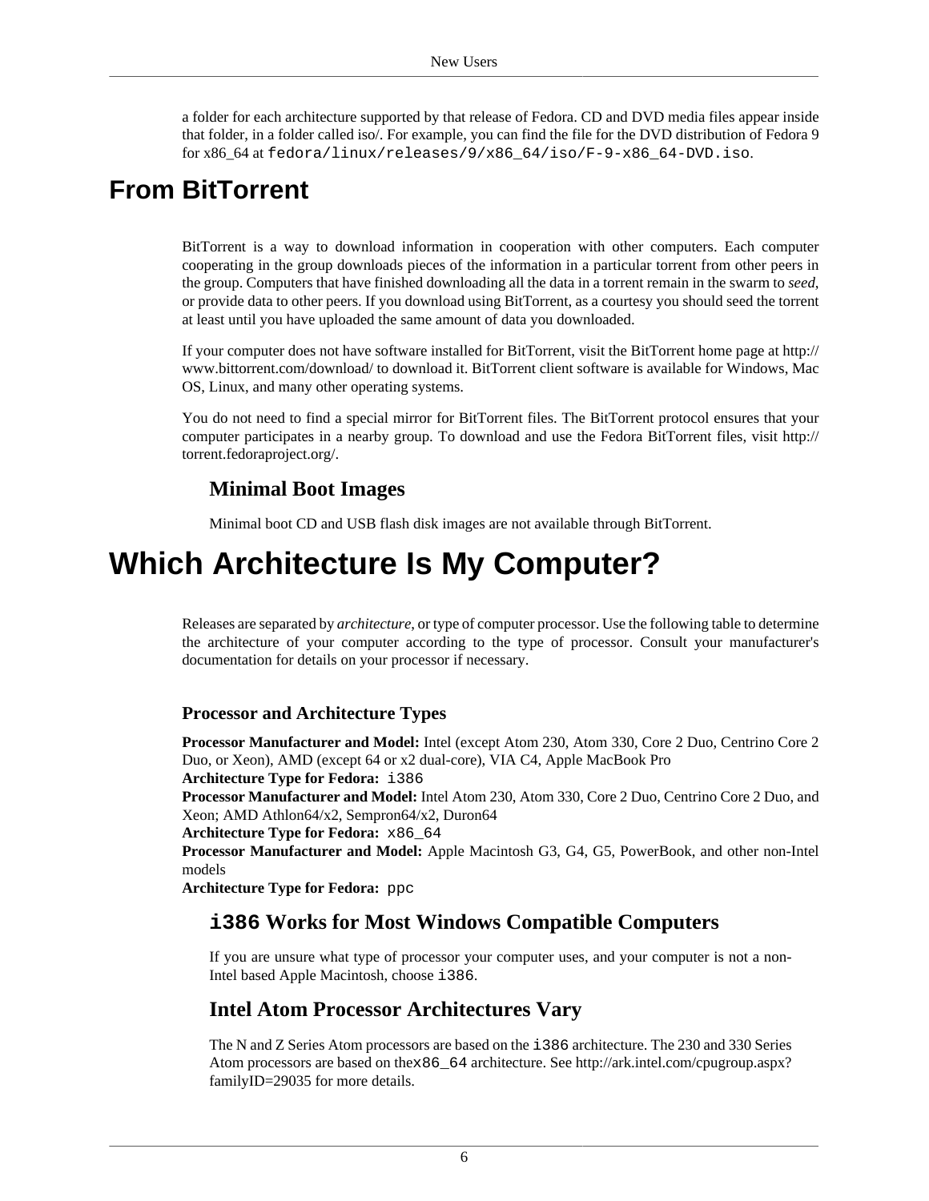a folder for each architecture supported by that release of Fedora. CD and DVD media files appear inside that folder, in a folder called iso/. For example, you can find the file for the DVD distribution of Fedora 9 for x86_64 at `fedora/linux/releases/9/x86_64/iso/F-9-x86_64-DVD.iso`.

## From BitTorrent

BitTorrent is a way to download information in cooperation with other computers. Each computer cooperating in the group downloads pieces of the information in a particular torrent from other peers in the group. Computers that have finished downloading all the data in a torrent remain in the swarm to *seed*, or provide data to other peers. If you download using BitTorrent, as a courtesy you should seed the torrent at least until you have uploaded the same amount of data you downloaded.

If your computer does not have software installed for BitTorrent, visit the BitTorrent home page at http://www.bittorrent.com/download/ to download it. BitTorrent client software is available for Windows, Mac OS, Linux, and many other operating systems.

You do not need to find a special mirror for BitTorrent files. The BitTorrent protocol ensures that your computer participates in a nearby group. To download and use the Fedora BitTorrent files, visit http://torrent.fedoraproject.org/.

### Minimal Boot Images

Minimal boot CD and USB flash disk images are not available through BitTorrent.

# Which Architecture Is My Computer?

Releases are separated by *architecture*, or type of computer processor. Use the following table to determine the architecture of your computer according to the type of processor. Consult your manufacturer's documentation for details on your processor if necessary.

#### Processor and Architecture Types

**Processor Manufacturer and Model:** Intel (except Atom 230, Atom 330, Core 2 Duo, Centrino Core 2 Duo, or Xeon), AMD (except 64 or x2 dual-core), VIA C4, Apple MacBook Pro
**Architecture Type for Fedora:** `i386`
**Processor Manufacturer and Model:** Intel Atom 230, Atom 330, Core 2 Duo, Centrino Core 2 Duo, and Xeon; AMD Athlon64/x2, Sempron64/x2, Duron64
**Architecture Type for Fedora:** `x86_64`
**Processor Manufacturer and Model:** Apple Macintosh G3, G4, G5, PowerBook, and other non-Intel models
**Architecture Type for Fedora:** `ppc`

### `i386` Works for Most Windows Compatible Computers

If you are unsure what type of processor your computer uses, and your computer is not a non-Intel based Apple Macintosh, choose `i386`.

### Intel Atom Processor Architectures Vary

The N and Z Series Atom processors are based on the `i386` architecture. The 230 and 330 Series Atom processors are based on the`x86_64` architecture. See http://ark.intel.com/cpugroup.aspx?familyID=29035 for more details.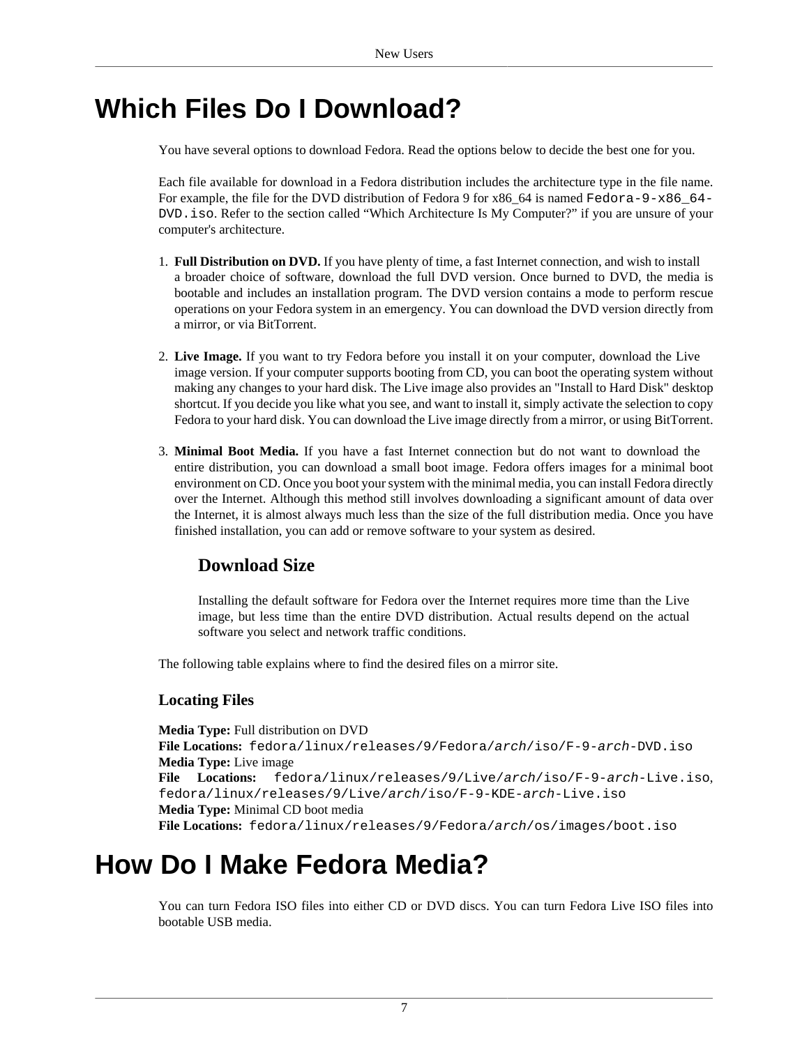# Which Files Do I Download?

You have several options to download Fedora. Read the options below to decide the best one for you.

Each file available for download in a Fedora distribution includes the architecture type in the file name. For example, the file for the DVD distribution of Fedora 9 for x86_64 is named `Fedora-9-x86_64-DVD.iso`. Refer to the section called "Which Architecture Is My Computer?" if you are unsure of your computer's architecture.

1. **Full Distribution on DVD.** If you have plenty of time, a fast Internet connection, and wish to install a broader choice of software, download the full DVD version. Once burned to DVD, the media is bootable and includes an installation program. The DVD version contains a mode to perform rescue operations on your Fedora system in an emergency. You can download the DVD version directly from a mirror, or via BitTorrent.

2. **Live Image.** If you want to try Fedora before you install it on your computer, download the Live image version. If your computer supports booting from CD, you can boot the operating system without making any changes to your hard disk. The Live image also provides an "Install to Hard Disk" desktop shortcut. If you decide you like what you see, and want to install it, simply activate the selection to copy Fedora to your hard disk. You can download the Live image directly from a mirror, or using BitTorrent.

3. **Minimal Boot Media.** If you have a fast Internet connection but do not want to download the entire distribution, you can download a small boot image. Fedora offers images for a minimal boot environment on CD. Once you boot your system with the minimal media, you can install Fedora directly over the Internet. Although this method still involves downloading a significant amount of data over the Internet, it is almost always much less than the size of the full distribution media. Once you have finished installation, you can add or remove software to your system as desired.

### Download Size

Installing the default software for Fedora over the Internet requires more time than the Live image, but less time than the entire DVD distribution. Actual results depend on the actual software you select and network traffic conditions.

The following table explains where to find the desired files on a mirror site.

### Locating Files

**Media Type:** Full distribution on DVD
**File Locations:** `fedora/linux/releases/9/Fedora/`*`arch`*`/iso/F-9-`*`arch`*`-DVD.iso`
**Media Type:** Live image
**File Locations:** `fedora/linux/releases/9/Live/`*`arch`*`/iso/F-9-`*`arch`*`-Live.iso`, `fedora/linux/releases/9/Live/`*`arch`*`/iso/F-9-KDE-`*`arch`*`-Live.iso`
**Media Type:** Minimal CD boot media
**File Locations:** `fedora/linux/releases/9/Fedora/`*`arch`*`/os/images/boot.iso`

# How Do I Make Fedora Media?

You can turn Fedora ISO files into either CD or DVD discs. You can turn Fedora Live ISO files into bootable USB media.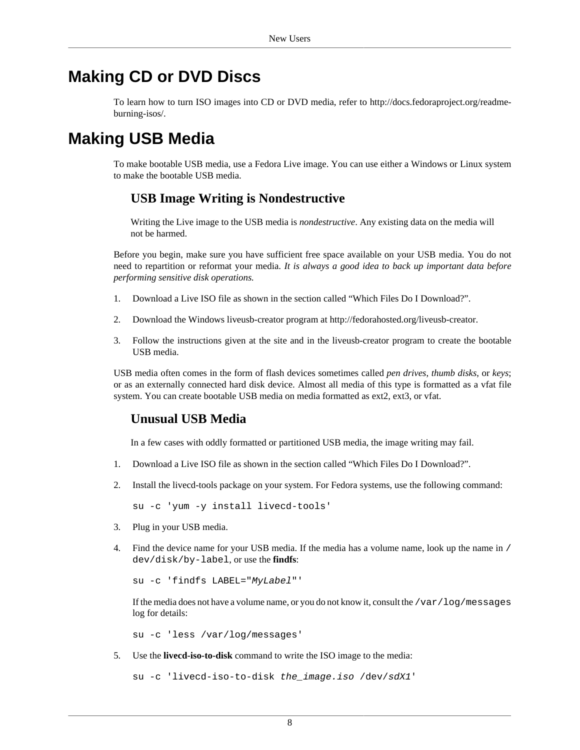# Making CD or DVD Discs

To learn how to turn ISO images into CD or DVD media, refer to http://docs.fedoraproject.org/readme-burning-isos/.

# Making USB Media

To make bootable USB media, use a Fedora Live image. You can use either a Windows or Linux system to make the bootable USB media.

### USB Image Writing is Nondestructive

Writing the Live image to the USB media is *nondestructive*. Any existing data on the media will not be harmed.

Before you begin, make sure you have sufficient free space available on your USB media. You do not need to repartition or reformat your media. *It is always a good idea to back up important data before performing sensitive disk operations.*

1. Download a Live ISO file as shown in the section called “Which Files Do I Download?”.
2. Download the Windows liveusb-creator program at http://fedorahosted.org/liveusb-creator.
3. Follow the instructions given at the site and in the liveusb-creator program to create the bootable USB media.

USB media often comes in the form of flash devices sometimes called *pen drives*, *thumb disks*, or *keys*; or as an externally connected hard disk device. Almost all media of this type is formatted as a vfat file system. You can create bootable USB media on media formatted as ext2, ext3, or vfat.

### Unusual USB Media

In a few cases with oddly formatted or partitioned USB media, the image writing may fail.

1. Download a Live ISO file as shown in the section called “Which Files Do I Download?”.
2. Install the livecd-tools package on your system. For Fedora systems, use the following command:

   ```
   su -c 'yum -y install livecd-tools'
   ```

3. Plug in your USB media.
4. Find the device name for your USB media. If the media has a volume name, look up the name in `/dev/disk/by-label`, or use the **findfs**:

   ```
   su -c 'findfs LABEL="MyLabel"'
   ```

   If the media does not have a volume name, or you do not know it, consult the `/var/log/messages` log for details:

   ```
   su -c 'less /var/log/messages'
   ```

5. Use the **livecd-iso-to-disk** command to write the ISO image to the media:

   ```
   su -c 'livecd-iso-to-disk the_image.iso /dev/sdX1'
   ```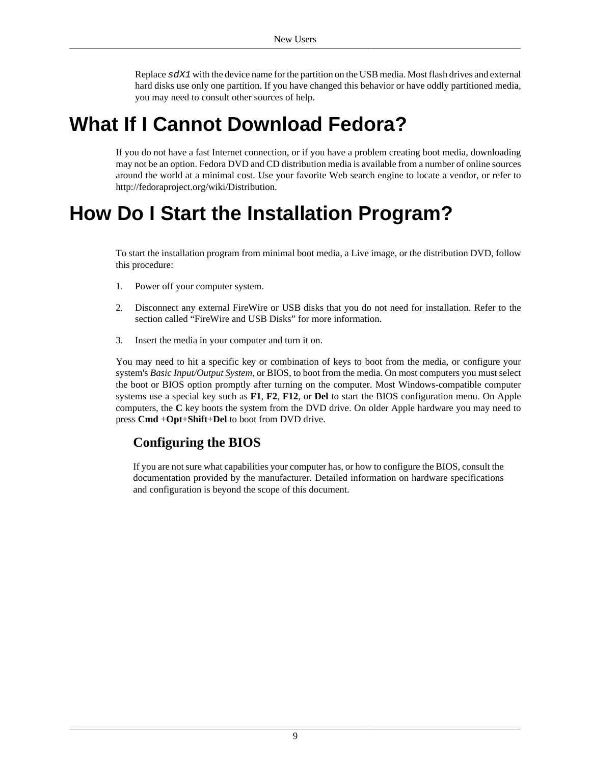Replace `sdX1` with the device name for the partition on the USB media. Most flash drives and external hard disks use only one partition. If you have changed this behavior or have oddly partitioned media, you may need to consult other sources of help.

# What If I Cannot Download Fedora?

If you do not have a fast Internet connection, or if you have a problem creating boot media, downloading may not be an option. Fedora DVD and CD distribution media is available from a number of online sources around the world at a minimal cost. Use your favorite Web search engine to locate a vendor, or refer to http://fedoraproject.org/wiki/Distribution.

# How Do I Start the Installation Program?

To start the installation program from minimal boot media, a Live image, or the distribution DVD, follow this procedure:

1. Power off your computer system.
2. Disconnect any external FireWire or USB disks that you do not need for installation. Refer to the section called “FireWire and USB Disks” for more information.
3. Insert the media in your computer and turn it on.

You may need to hit a specific key or combination of keys to boot from the media, or configure your system's *Basic Input/Output System*, or BIOS, to boot from the media. On most computers you must select the boot or BIOS option promptly after turning on the computer. Most Windows-compatible computer systems use a special key such as **F1**, **F2**, **F12**, or **Del** to start the BIOS configuration menu. On Apple computers, the **C** key boots the system from the DVD drive. On older Apple hardware you may need to press **Cmd** +**Opt**+**Shift**+**Del** to boot from DVD drive.

### Configuring the BIOS

If you are not sure what capabilities your computer has, or how to configure the BIOS, consult the documentation provided by the manufacturer. Detailed information on hardware specifications and configuration is beyond the scope of this document.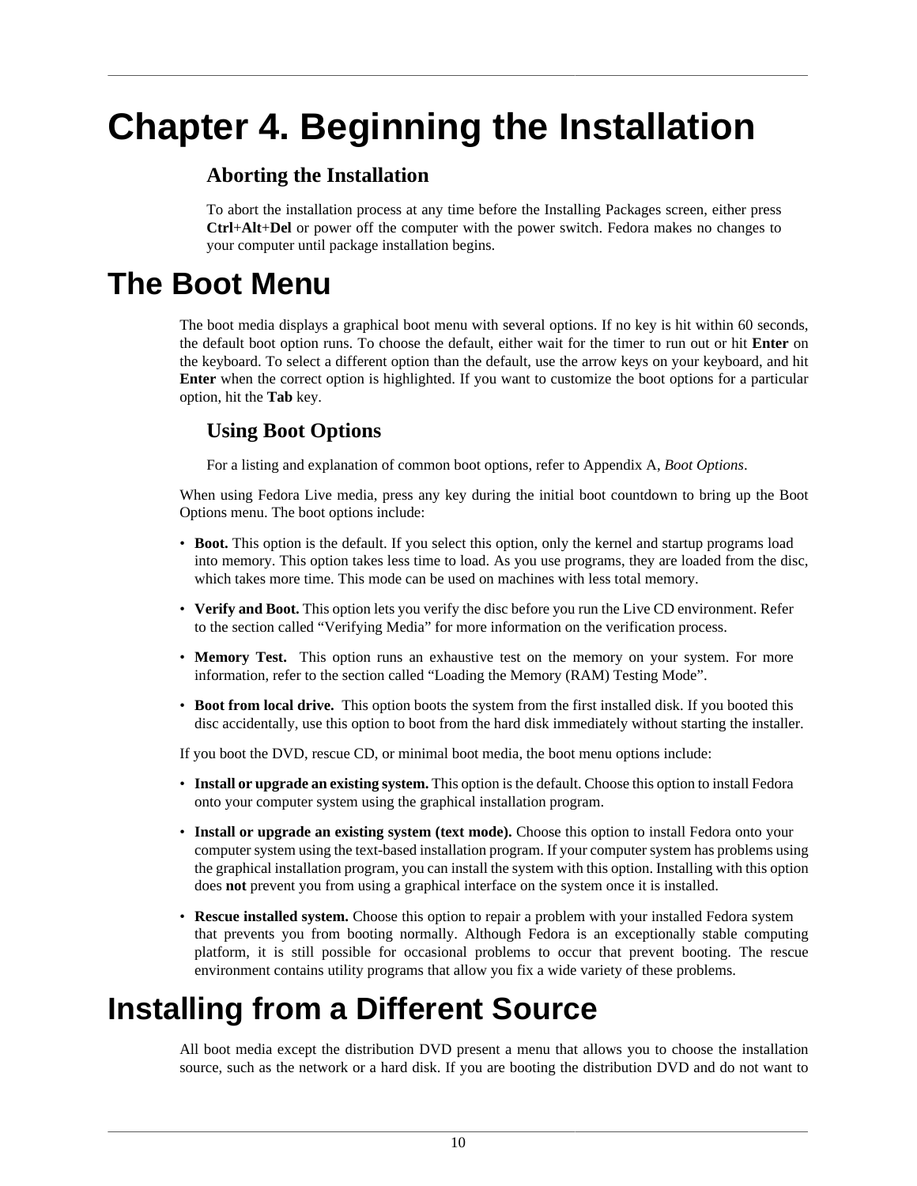# Chapter 4. Beginning the Installation

### Aborting the Installation

To abort the installation process at any time before the Installing Packages screen, either press **Ctrl**+**Alt**+**Del** or power off the computer with the power switch. Fedora makes no changes to your computer until package installation begins.

## The Boot Menu

The boot media displays a graphical boot menu with several options. If no key is hit within 60 seconds, the default boot option runs. To choose the default, either wait for the timer to run out or hit **Enter** on the keyboard. To select a different option than the default, use the arrow keys on your keyboard, and hit **Enter** when the correct option is highlighted. If you want to customize the boot options for a particular option, hit the **Tab** key.

### Using Boot Options

For a listing and explanation of common boot options, refer to Appendix A, *Boot Options*.

When using Fedora Live media, press any key during the initial boot countdown to bring up the Boot Options menu. The boot options include:

- **Boot.** This option is the default. If you select this option, only the kernel and startup programs load into memory. This option takes less time to load. As you use programs, they are loaded from the disc, which takes more time. This mode can be used on machines with less total memory.
- **Verify and Boot.** This option lets you verify the disc before you run the Live CD environment. Refer to the section called “Verifying Media” for more information on the verification process.
- **Memory Test.** This option runs an exhaustive test on the memory on your system. For more information, refer to the section called “Loading the Memory (RAM) Testing Mode”.
- **Boot from local drive.** This option boots the system from the first installed disk. If you booted this disc accidentally, use this option to boot from the hard disk immediately without starting the installer.

If you boot the DVD, rescue CD, or minimal boot media, the boot menu options include:

- **Install or upgrade an existing system.** This option is the default. Choose this option to install Fedora onto your computer system using the graphical installation program.
- **Install or upgrade an existing system (text mode).** Choose this option to install Fedora onto your computer system using the text-based installation program. If your computer system has problems using the graphical installation program, you can install the system with this option. Installing with this option does **not** prevent you from using a graphical interface on the system once it is installed.
- **Rescue installed system.** Choose this option to repair a problem with your installed Fedora system that prevents you from booting normally. Although Fedora is an exceptionally stable computing platform, it is still possible for occasional problems to occur that prevent booting. The rescue environment contains utility programs that allow you fix a wide variety of these problems.

## Installing from a Different Source

All boot media except the distribution DVD present a menu that allows you to choose the installation source, such as the network or a hard disk. If you are booting the distribution DVD and do not want to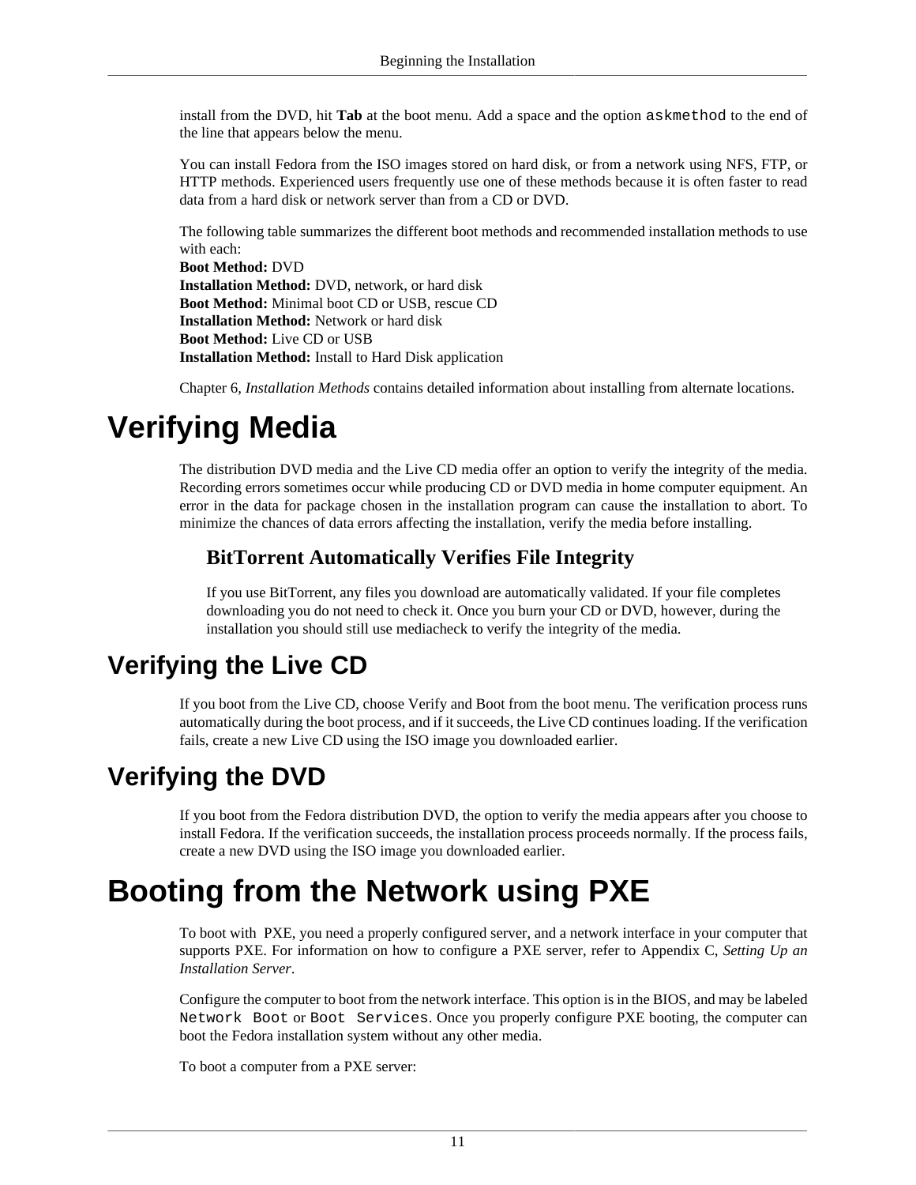install from the DVD, hit **Tab** at the boot menu. Add a space and the option `askmethod` to the end of the line that appears below the menu.

You can install Fedora from the ISO images stored on hard disk, or from a network using NFS, FTP, or HTTP methods. Experienced users frequently use one of these methods because it is often faster to read data from a hard disk or network server than from a CD or DVD.

The following table summarizes the different boot methods and recommended installation methods to use with each:
**Boot Method:** DVD
**Installation Method:** DVD, network, or hard disk
**Boot Method:** Minimal boot CD or USB, rescue CD
**Installation Method:** Network or hard disk
**Boot Method:** Live CD or USB
**Installation Method:** Install to Hard Disk application

Chapter 6, *Installation Methods* contains detailed information about installing from alternate locations.

# Verifying Media

The distribution DVD media and the Live CD media offer an option to verify the integrity of the media. Recording errors sometimes occur while producing CD or DVD media in home computer equipment. An error in the data for package chosen in the installation program can cause the installation to abort. To minimize the chances of data errors affecting the installation, verify the media before installing.

### BitTorrent Automatically Verifies File Integrity

If you use BitTorrent, any files you download are automatically validated. If your file completes downloading you do not need to check it. Once you burn your CD or DVD, however, during the installation you should still use mediacheck to verify the integrity of the media.

## Verifying the Live CD

If you boot from the Live CD, choose Verify and Boot from the boot menu. The verification process runs automatically during the boot process, and if it succeeds, the Live CD continues loading. If the verification fails, create a new Live CD using the ISO image you downloaded earlier.

## Verifying the DVD

If you boot from the Fedora distribution DVD, the option to verify the media appears after you choose to install Fedora. If the verification succeeds, the installation process proceeds normally. If the process fails, create a new DVD using the ISO image you downloaded earlier.

# Booting from the Network using PXE

To boot with PXE, you need a properly configured server, and a network interface in your computer that supports PXE. For information on how to configure a PXE server, refer to Appendix C, *Setting Up an Installation Server*.

Configure the computer to boot from the network interface. This option is in the BIOS, and may be labeled `Network Boot` or `Boot Services`. Once you properly configure PXE booting, the computer can boot the Fedora installation system without any other media.

To boot a computer from a PXE server: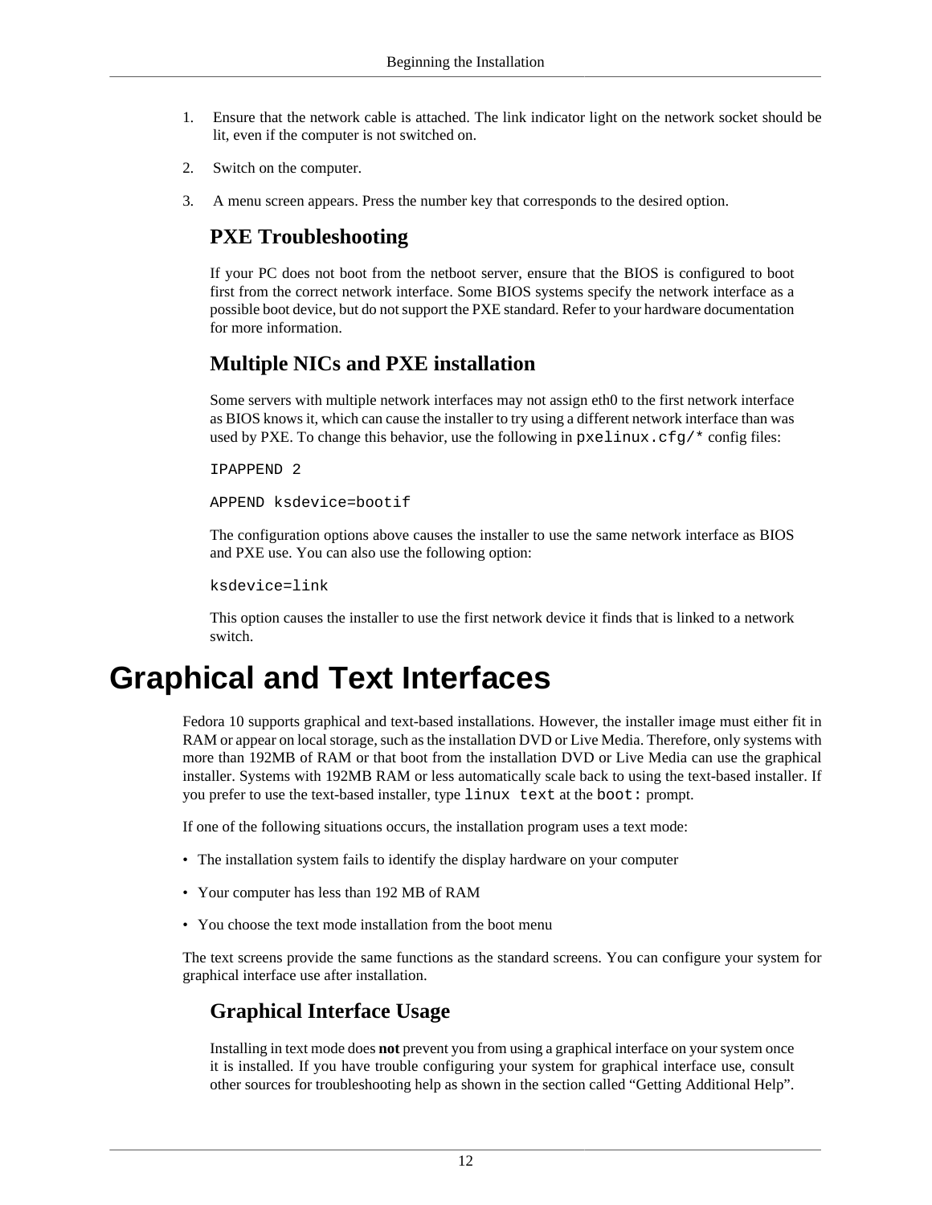1. Ensure that the network cable is attached. The link indicator light on the network socket should be lit, even if the computer is not switched on.
2. Switch on the computer.
3. A menu screen appears. Press the number key that corresponds to the desired option.

### PXE Troubleshooting

If your PC does not boot from the netboot server, ensure that the BIOS is configured to boot first from the correct network interface. Some BIOS systems specify the network interface as a possible boot device, but do not support the PXE standard. Refer to your hardware documentation for more information.

### Multiple NICs and PXE installation

Some servers with multiple network interfaces may not assign eth0 to the first network interface as BIOS knows it, which can cause the installer to try using a different network interface than was used by PXE. To change this behavior, use the following in `pxelinux.cfg/*` config files:

```
IPAPPEND 2
```

```
APPEND ksdevice=bootif
```

The configuration options above causes the installer to use the same network interface as BIOS and PXE use. You can also use the following option:

```
ksdevice=link
```

This option causes the installer to use the first network device it finds that is linked to a network switch.

# Graphical and Text Interfaces

Fedora 10 supports graphical and text-based installations. However, the installer image must either fit in RAM or appear on local storage, such as the installation DVD or Live Media. Therefore, only systems with more than 192MB of RAM or that boot from the installation DVD or Live Media can use the graphical installer. Systems with 192MB RAM or less automatically scale back to using the text-based installer. If you prefer to use the text-based installer, type `linux text` at the `boot:` prompt.

If one of the following situations occurs, the installation program uses a text mode:

- The installation system fails to identify the display hardware on your computer
- Your computer has less than 192 MB of RAM
- You choose the text mode installation from the boot menu

The text screens provide the same functions as the standard screens. You can configure your system for graphical interface use after installation.

### Graphical Interface Usage

Installing in text mode does **not** prevent you from using a graphical interface on your system once it is installed. If you have trouble configuring your system for graphical interface use, consult other sources for troubleshooting help as shown in the section called “Getting Additional Help”.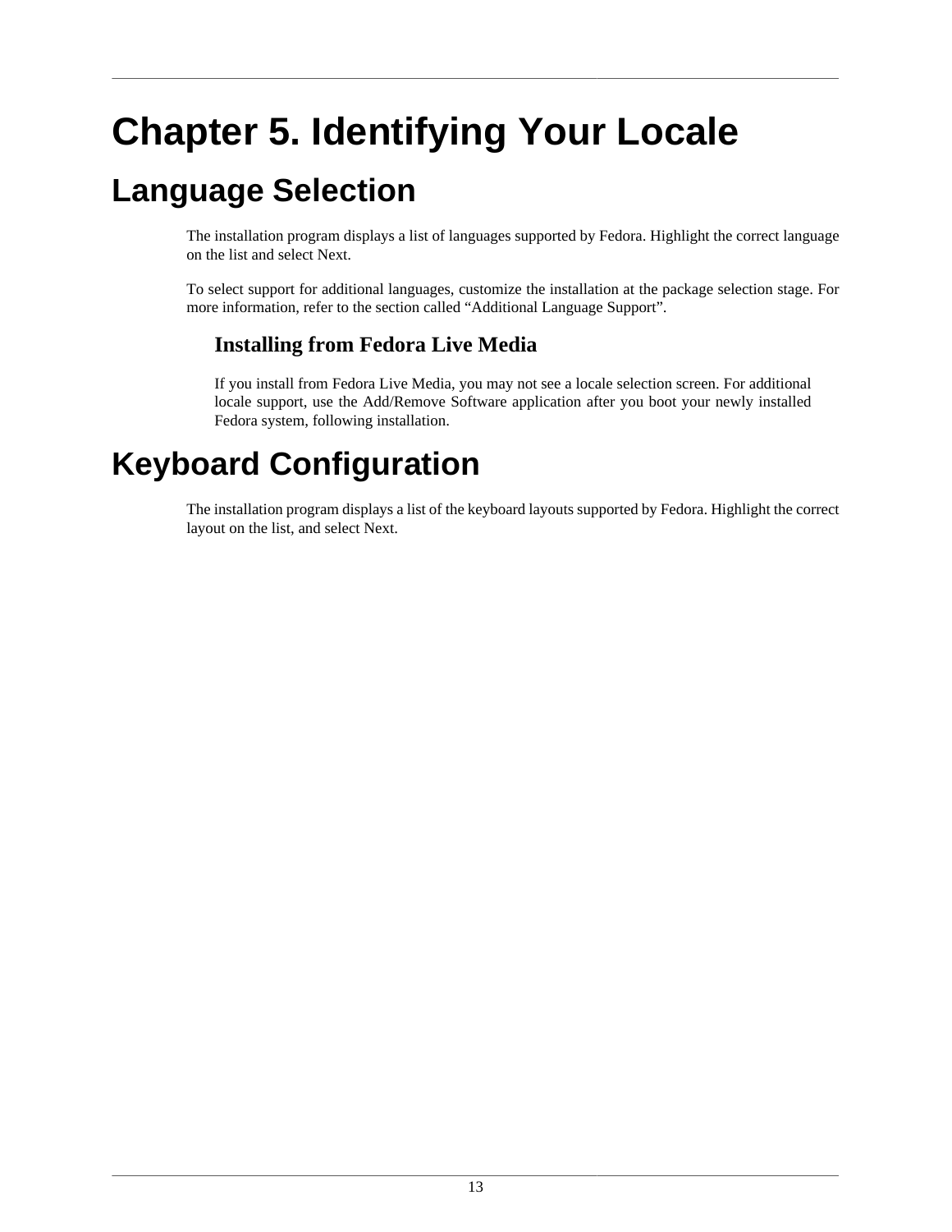# Chapter 5. Identifying Your Locale

## Language Selection

The installation program displays a list of languages supported by Fedora. Highlight the correct language on the list and select Next.

To select support for additional languages, customize the installation at the package selection stage. For more information, refer to the section called “Additional Language Support”.

### Installing from Fedora Live Media

If you install from Fedora Live Media, you may not see a locale selection screen. For additional locale support, use the Add/Remove Software application after you boot your newly installed Fedora system, following installation.

## Keyboard Configuration

The installation program displays a list of the keyboard layouts supported by Fedora. Highlight the correct layout on the list, and select Next.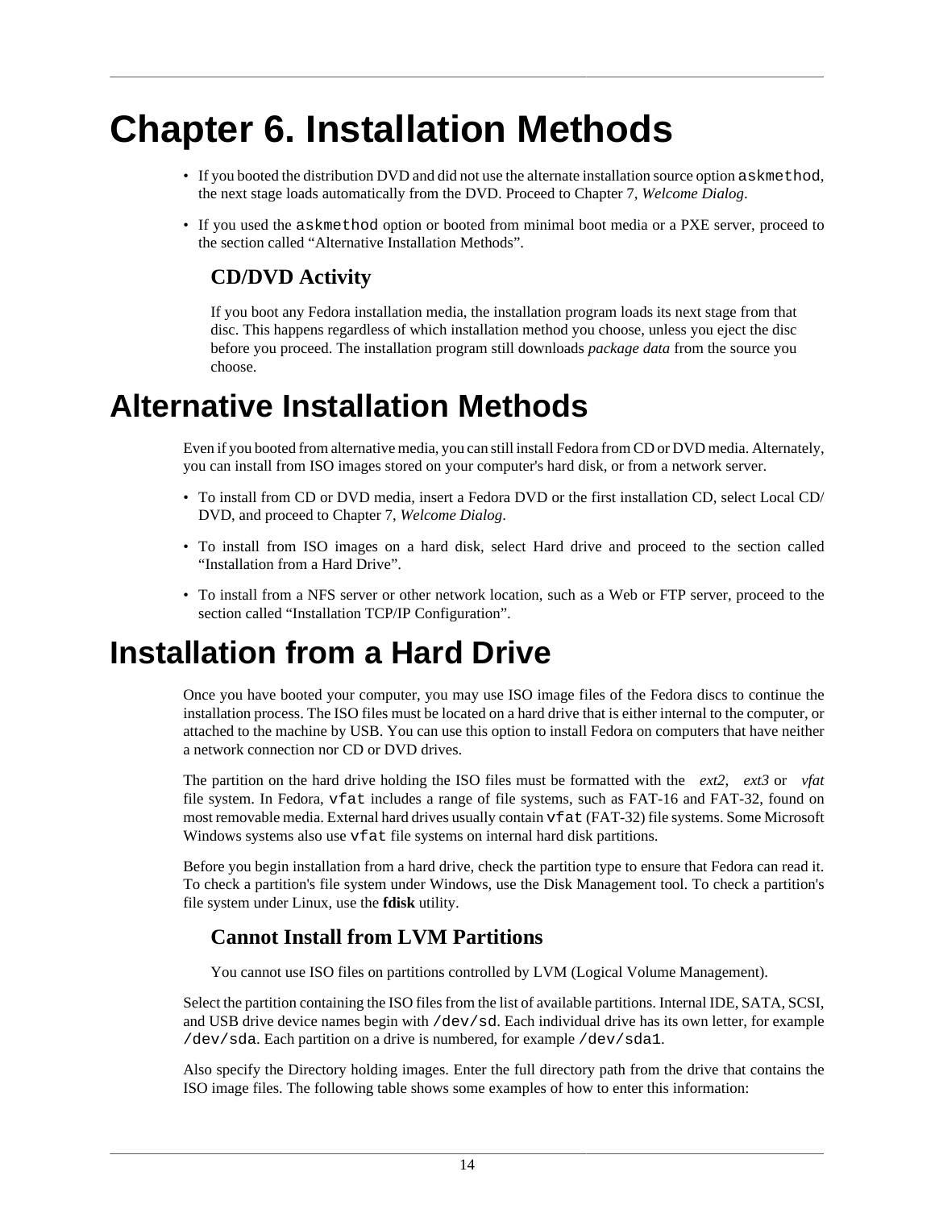# Chapter 6. Installation Methods

- If you booted the distribution DVD and did not use the alternate installation source option `askmethod`, the next stage loads automatically from the DVD. Proceed to Chapter 7, *Welcome Dialog*.
- If you used the `askmethod` option or booted from minimal boot media or a PXE server, proceed to the section called “Alternative Installation Methods”.

### CD/DVD Activity

If you boot any Fedora installation media, the installation program loads its next stage from that disc. This happens regardless of which installation method you choose, unless you eject the disc before you proceed. The installation program still downloads *package data* from the source you choose.

# Alternative Installation Methods

Even if you booted from alternative media, you can still install Fedora from CD or DVD media. Alternately, you can install from ISO images stored on your computer's hard disk, or from a network server.

- To install from CD or DVD media, insert a Fedora DVD or the first installation CD, select Local CD/DVD, and proceed to Chapter 7, *Welcome Dialog*.
- To install from ISO images on a hard disk, select Hard drive and proceed to the section called “Installation from a Hard Drive”.
- To install from a NFS server or other network location, such as a Web or FTP server, proceed to the section called “Installation TCP/IP Configuration”.

# Installation from a Hard Drive

Once you have booted your computer, you may use ISO image files of the Fedora discs to continue the installation process. The ISO files must be located on a hard drive that is either internal to the computer, or attached to the machine by USB. You can use this option to install Fedora on computers that have neither a network connection nor CD or DVD drives.

The partition on the hard drive holding the ISO files must be formatted with the *ext2*, *ext3* or *vfat* file system. In Fedora, `vfat` includes a range of file systems, such as FAT-16 and FAT-32, found on most removable media. External hard drives usually contain `vfat` (FAT-32) file systems. Some Microsoft Windows systems also use `vfat` file systems on internal hard disk partitions.

Before you begin installation from a hard drive, check the partition type to ensure that Fedora can read it. To check a partition's file system under Windows, use the Disk Management tool. To check a partition's file system under Linux, use the **fdisk** utility.

### Cannot Install from LVM Partitions

You cannot use ISO files on partitions controlled by LVM (Logical Volume Management).

Select the partition containing the ISO files from the list of available partitions. Internal IDE, SATA, SCSI, and USB drive device names begin with `/dev/sd`. Each individual drive has its own letter, for example `/dev/sda`. Each partition on a drive is numbered, for example `/dev/sda1`.

Also specify the Directory holding images. Enter the full directory path from the drive that contains the ISO image files. The following table shows some examples of how to enter this information: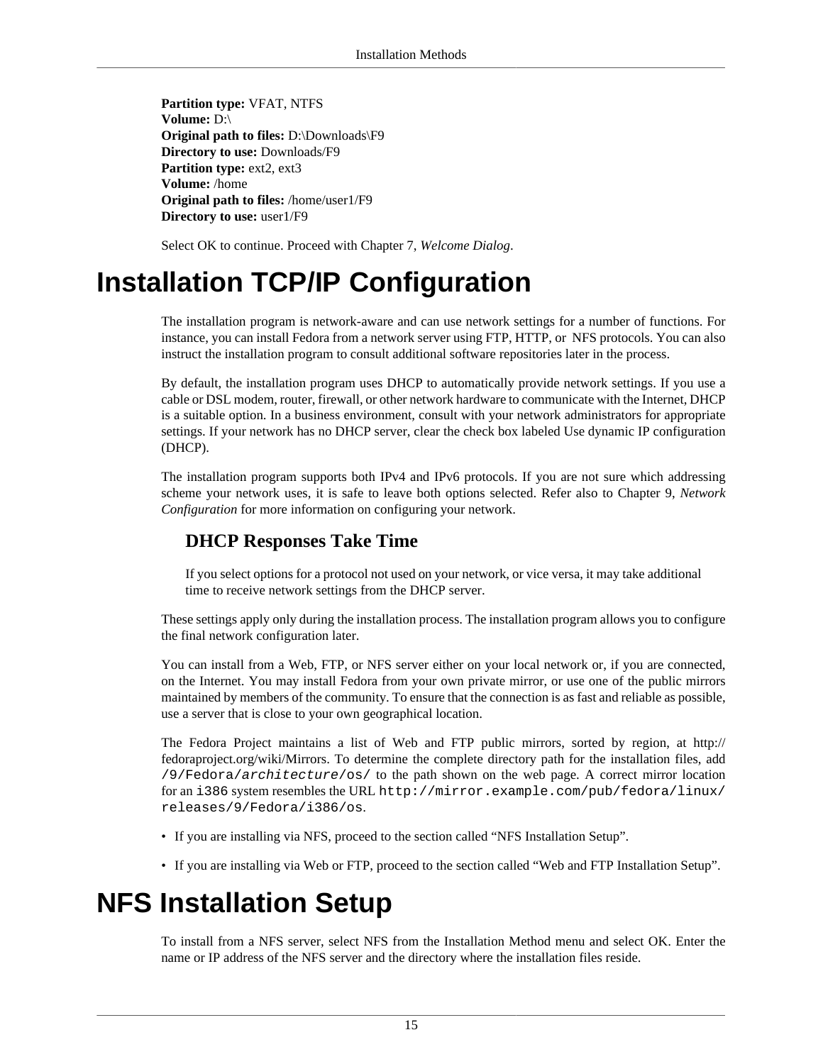**Partition type:** VFAT, NTFS
**Volume:** D:\
**Original path to files:** D:\Downloads\F9
**Directory to use:** Downloads/F9
**Partition type:** ext2, ext3
**Volume:** /home
**Original path to files:** /home/user1/F9
**Directory to use:** user1/F9

Select OK to continue. Proceed with Chapter 7, *Welcome Dialog*.

# Installation TCP/IP Configuration

The installation program is network-aware and can use network settings for a number of functions. For instance, you can install Fedora from a network server using FTP, HTTP, or NFS protocols. You can also instruct the installation program to consult additional software repositories later in the process.

By default, the installation program uses DHCP to automatically provide network settings. If you use a cable or DSL modem, router, firewall, or other network hardware to communicate with the Internet, DHCP is a suitable option. In a business environment, consult with your network administrators for appropriate settings. If your network has no DHCP server, clear the check box labeled Use dynamic IP configuration (DHCP).

The installation program supports both IPv4 and IPv6 protocols. If you are not sure which addressing scheme your network uses, it is safe to leave both options selected. Refer also to Chapter 9, *Network Configuration* for more information on configuring your network.

### DHCP Responses Take Time

If you select options for a protocol not used on your network, or vice versa, it may take additional time to receive network settings from the DHCP server.

These settings apply only during the installation process. The installation program allows you to configure the final network configuration later.

You can install from a Web, FTP, or NFS server either on your local network or, if you are connected, on the Internet. You may install Fedora from your own private mirror, or use one of the public mirrors maintained by members of the community. To ensure that the connection is as fast and reliable as possible, use a server that is close to your own geographical location.

The Fedora Project maintains a list of Web and FTP public mirrors, sorted by region, at http://fedoraproject.org/wiki/Mirrors. To determine the complete directory path for the installation files, add `/9/Fedora/`*`architecture`*`/os/` to the path shown on the web page. A correct mirror location for an `i386` system resembles the URL `http://mirror.example.com/pub/fedora/linux/releases/9/Fedora/i386/os`.

- If you are installing via NFS, proceed to the section called “NFS Installation Setup”.
- If you are installing via Web or FTP, proceed to the section called “Web and FTP Installation Setup”.

# NFS Installation Setup

To install from a NFS server, select NFS from the Installation Method menu and select OK. Enter the name or IP address of the NFS server and the directory where the installation files reside.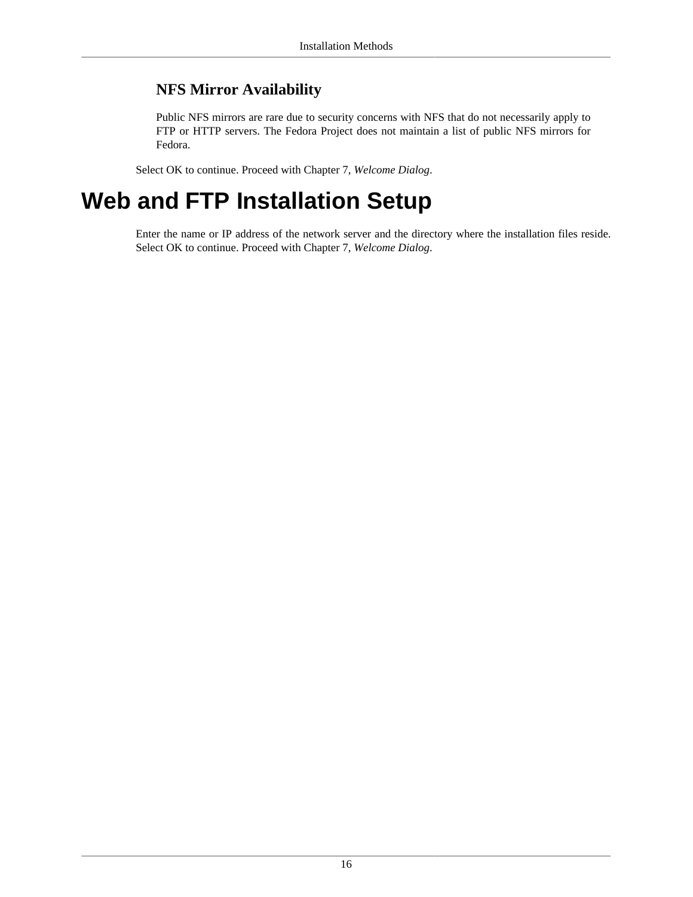### NFS Mirror Availability

Public NFS mirrors are rare due to security concerns with NFS that do not necessarily apply to FTP or HTTP servers. The Fedora Project does not maintain a list of public NFS mirrors for Fedora.

Select OK to continue. Proceed with Chapter 7, *Welcome Dialog*.

# Web and FTP Installation Setup

Enter the name or IP address of the network server and the directory where the installation files reside. Select OK to continue. Proceed with Chapter 7, *Welcome Dialog*.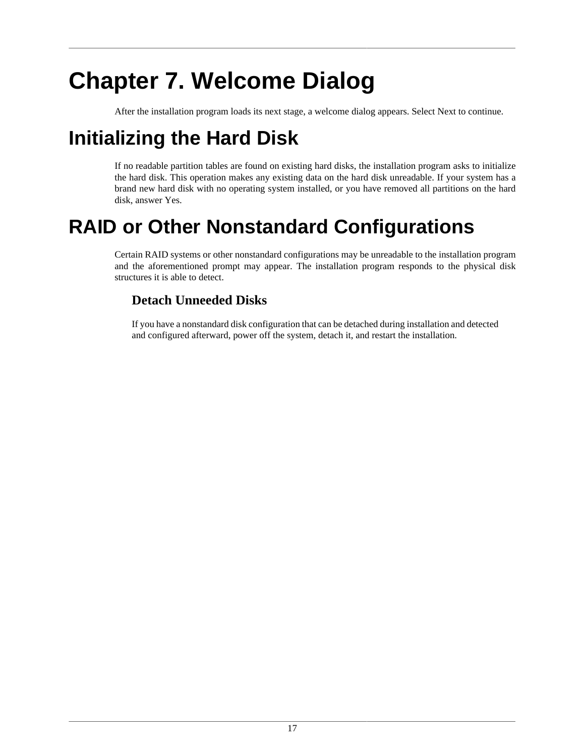# Chapter 7. Welcome Dialog

After the installation program loads its next stage, a welcome dialog appears. Select Next to continue.

# Initializing the Hard Disk

If no readable partition tables are found on existing hard disks, the installation program asks to initialize the hard disk. This operation makes any existing data on the hard disk unreadable. If your system has a brand new hard disk with no operating system installed, or you have removed all partitions on the hard disk, answer Yes.

# RAID or Other Nonstandard Configurations

Certain RAID systems or other nonstandard configurations may be unreadable to the installation program and the aforementioned prompt may appear. The installation program responds to the physical disk structures it is able to detect.

### Detach Unneeded Disks

If you have a nonstandard disk configuration that can be detached during installation and detected and configured afterward, power off the system, detach it, and restart the installation.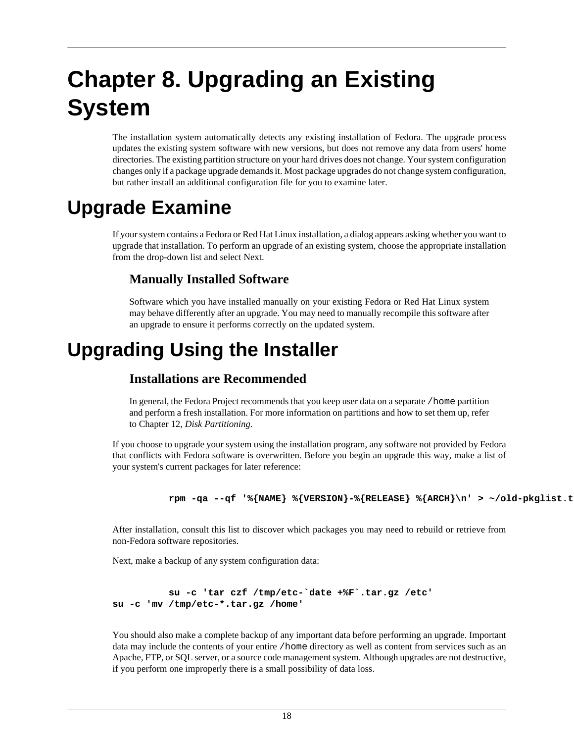# Chapter 8. Upgrading an Existing System

The installation system automatically detects any existing installation of Fedora. The upgrade process updates the existing system software with new versions, but does not remove any data from users' home directories. The existing partition structure on your hard drives does not change. Your system configuration changes only if a package upgrade demands it. Most package upgrades do not change system configuration, but rather install an additional configuration file for you to examine later.

## Upgrade Examine

If your system contains a Fedora or Red Hat Linux installation, a dialog appears asking whether you want to upgrade that installation. To perform an upgrade of an existing system, choose the appropriate installation from the drop-down list and select Next.

### Manually Installed Software

Software which you have installed manually on your existing Fedora or Red Hat Linux system may behave differently after an upgrade. You may need to manually recompile this software after an upgrade to ensure it performs correctly on the updated system.

## Upgrading Using the Installer

### Installations are Recommended

In general, the Fedora Project recommends that you keep user data on a separate `/home` partition and perform a fresh installation. For more information on partitions and how to set them up, refer to Chapter 12, *Disk Partitioning*.

If you choose to upgrade your system using the installation program, any software not provided by Fedora that conflicts with Fedora software is overwritten. Before you begin an upgrade this way, make a list of your system's current packages for later reference:

```
rpm -qa --qf '%{NAME} %{VERSION}-%{RELEASE} %{ARCH}\n' > ~/old-pkglist.t
```

After installation, consult this list to discover which packages you may need to rebuild or retrieve from non-Fedora software repositories.

Next, make a backup of any system configuration data:

```
su -c 'tar czf /tmp/etc-`date +%F`.tar.gz /etc'
su -c 'mv /tmp/etc-*.tar.gz /home'
```

You should also make a complete backup of any important data before performing an upgrade. Important data may include the contents of your entire `/home` directory as well as content from services such as an Apache, FTP, or SQL server, or a source code management system. Although upgrades are not destructive, if you perform one improperly there is a small possibility of data loss.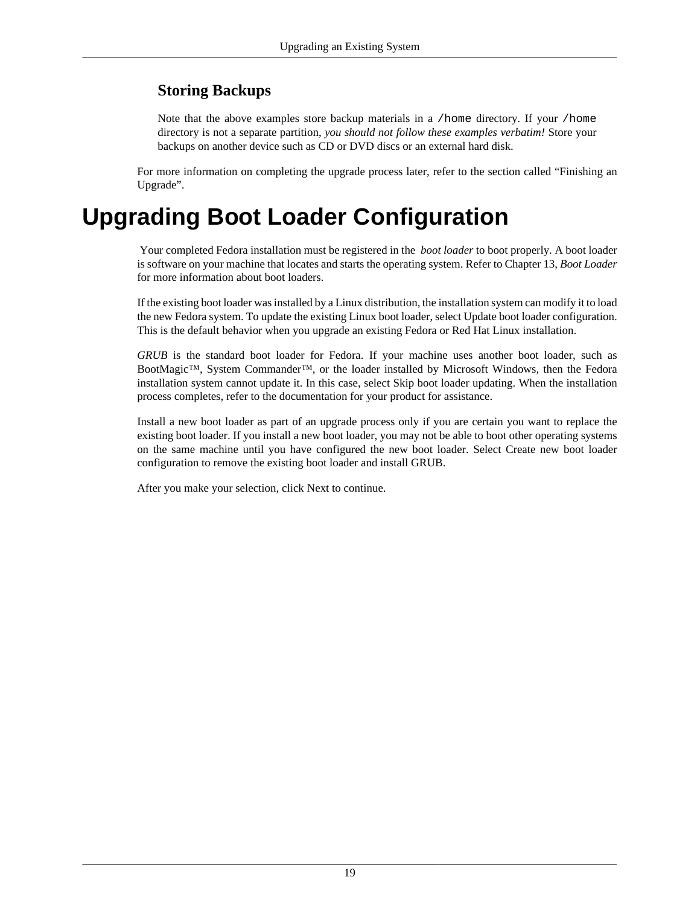### Storing Backups

Note that the above examples store backup materials in a `/home` directory. If your `/home` directory is not a separate partition, *you should not follow these examples verbatim!* Store your backups on another device such as CD or DVD discs or an external hard disk.

For more information on completing the upgrade process later, refer to the section called “Finishing an Upgrade”.

# Upgrading Boot Loader Configuration

Your completed Fedora installation must be registered in the *boot loader* to boot properly. A boot loader is software on your machine that locates and starts the operating system. Refer to Chapter 13, *Boot Loader* for more information about boot loaders.

If the existing boot loader was installed by a Linux distribution, the installation system can modify it to load the new Fedora system. To update the existing Linux boot loader, select Update boot loader configuration. This is the default behavior when you upgrade an existing Fedora or Red Hat Linux installation.

*GRUB* is the standard boot loader for Fedora. If your machine uses another boot loader, such as BootMagic™, System Commander™, or the loader installed by Microsoft Windows, then the Fedora installation system cannot update it. In this case, select Skip boot loader updating. When the installation process completes, refer to the documentation for your product for assistance.

Install a new boot loader as part of an upgrade process only if you are certain you want to replace the existing boot loader. If you install a new boot loader, you may not be able to boot other operating systems on the same machine until you have configured the new boot loader. Select Create new boot loader configuration to remove the existing boot loader and install GRUB.

After you make your selection, click Next to continue.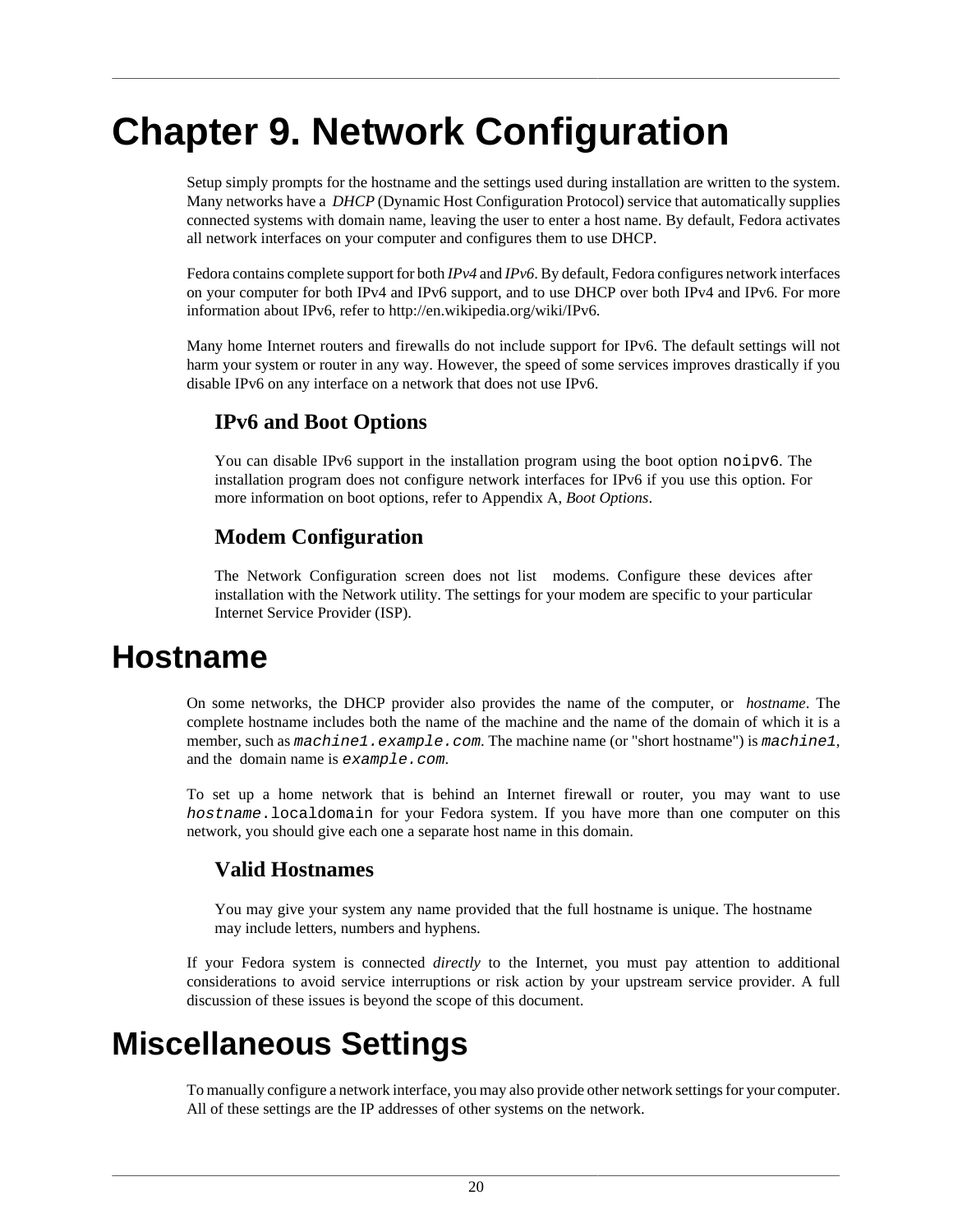# Chapter 9. Network Configuration

Setup simply prompts for the hostname and the settings used during installation are written to the system. Many networks have a *DHCP* (Dynamic Host Configuration Protocol) service that automatically supplies connected systems with domain name, leaving the user to enter a host name. By default, Fedora activates all network interfaces on your computer and configures them to use DHCP.

Fedora contains complete support for both *IPv4* and *IPv6*. By default, Fedora configures network interfaces on your computer for both IPv4 and IPv6 support, and to use DHCP over both IPv4 and IPv6. For more information about IPv6, refer to http://en.wikipedia.org/wiki/IPv6.

Many home Internet routers and firewalls do not include support for IPv6. The default settings will not harm your system or router in any way. However, the speed of some services improves drastically if you disable IPv6 on any interface on a network that does not use IPv6.

### IPv6 and Boot Options

You can disable IPv6 support in the installation program using the boot option `noipv6`. The installation program does not configure network interfaces for IPv6 if you use this option. For more information on boot options, refer to Appendix A, *Boot Options*.

### Modem Configuration

The Network Configuration screen does not list modems. Configure these devices after installation with the Network utility. The settings for your modem are specific to your particular Internet Service Provider (ISP).

## Hostname

On some networks, the DHCP provider also provides the name of the computer, or *hostname*. The complete hostname includes both the name of the machine and the name of the domain of which it is a member, such as *`machine1.example.com`*. The machine name (or "short hostname") is *`machine1`*, and the domain name is *`example.com`*.

To set up a home network that is behind an Internet firewall or router, you may want to use *`hostname`*`.localdomain` for your Fedora system. If you have more than one computer on this network, you should give each one a separate host name in this domain.

### Valid Hostnames

You may give your system any name provided that the full hostname is unique. The hostname may include letters, numbers and hyphens.

If your Fedora system is connected *directly* to the Internet, you must pay attention to additional considerations to avoid service interruptions or risk action by your upstream service provider. A full discussion of these issues is beyond the scope of this document.

## Miscellaneous Settings

To manually configure a network interface, you may also provide other network settings for your computer. All of these settings are the IP addresses of other systems on the network.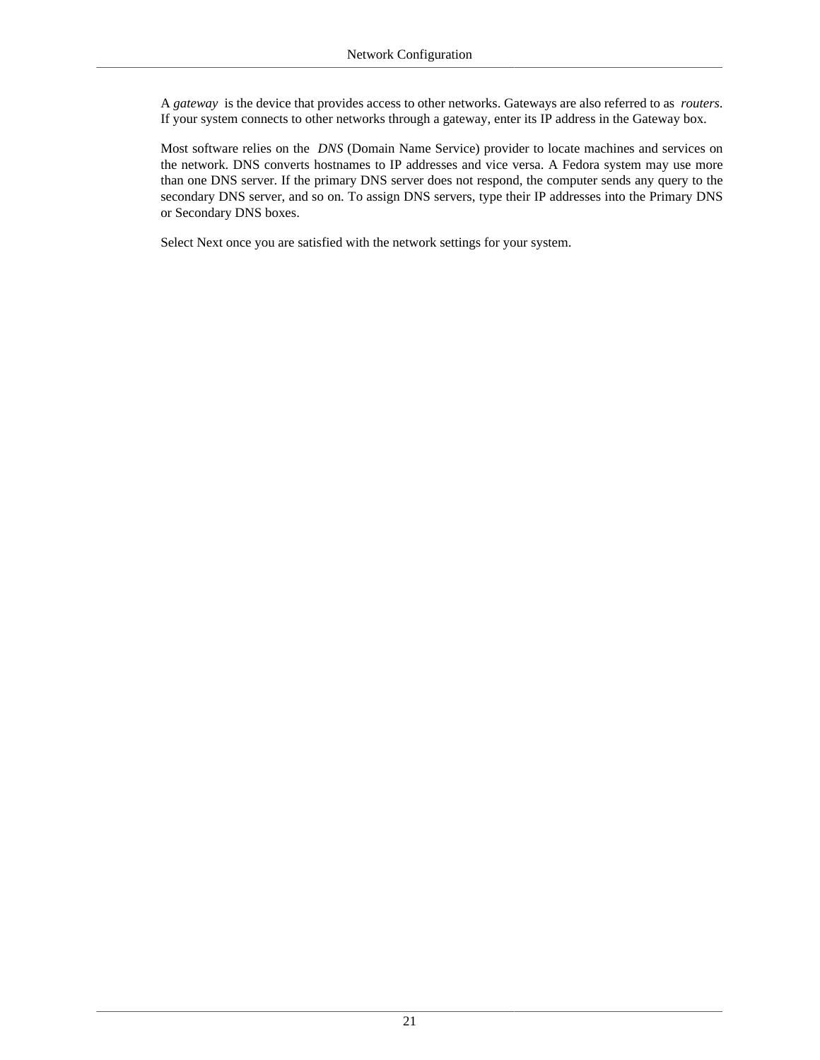A *gateway* is the device that provides access to other networks. Gateways are also referred to as *routers*. If your system connects to other networks through a gateway, enter its IP address in the Gateway box.

Most software relies on the *DNS* (Domain Name Service) provider to locate machines and services on the network. DNS converts hostnames to IP addresses and vice versa. A Fedora system may use more than one DNS server. If the primary DNS server does not respond, the computer sends any query to the secondary DNS server, and so on. To assign DNS servers, type their IP addresses into the Primary DNS or Secondary DNS boxes.

Select Next once you are satisfied with the network settings for your system.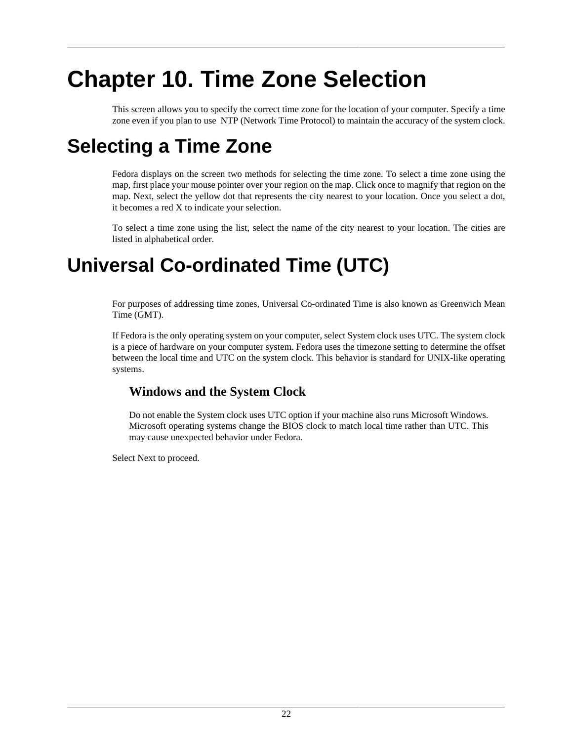# Chapter 10. Time Zone Selection

This screen allows you to specify the correct time zone for the location of your computer. Specify a time zone even if you plan to use NTP (Network Time Protocol) to maintain the accuracy of the system clock.

## Selecting a Time Zone

Fedora displays on the screen two methods for selecting the time zone. To select a time zone using the map, first place your mouse pointer over your region on the map. Click once to magnify that region on the map. Next, select the yellow dot that represents the city nearest to your location. Once you select a dot, it becomes a red X to indicate your selection.

To select a time zone using the list, select the name of the city nearest to your location. The cities are listed in alphabetical order.

## Universal Co-ordinated Time (UTC)

For purposes of addressing time zones, Universal Co-ordinated Time is also known as Greenwich Mean Time (GMT).

If Fedora is the only operating system on your computer, select System clock uses UTC. The system clock is a piece of hardware on your computer system. Fedora uses the timezone setting to determine the offset between the local time and UTC on the system clock. This behavior is standard for UNIX-like operating systems.

### Windows and the System Clock

Do not enable the System clock uses UTC option if your machine also runs Microsoft Windows. Microsoft operating systems change the BIOS clock to match local time rather than UTC. This may cause unexpected behavior under Fedora.

Select Next to proceed.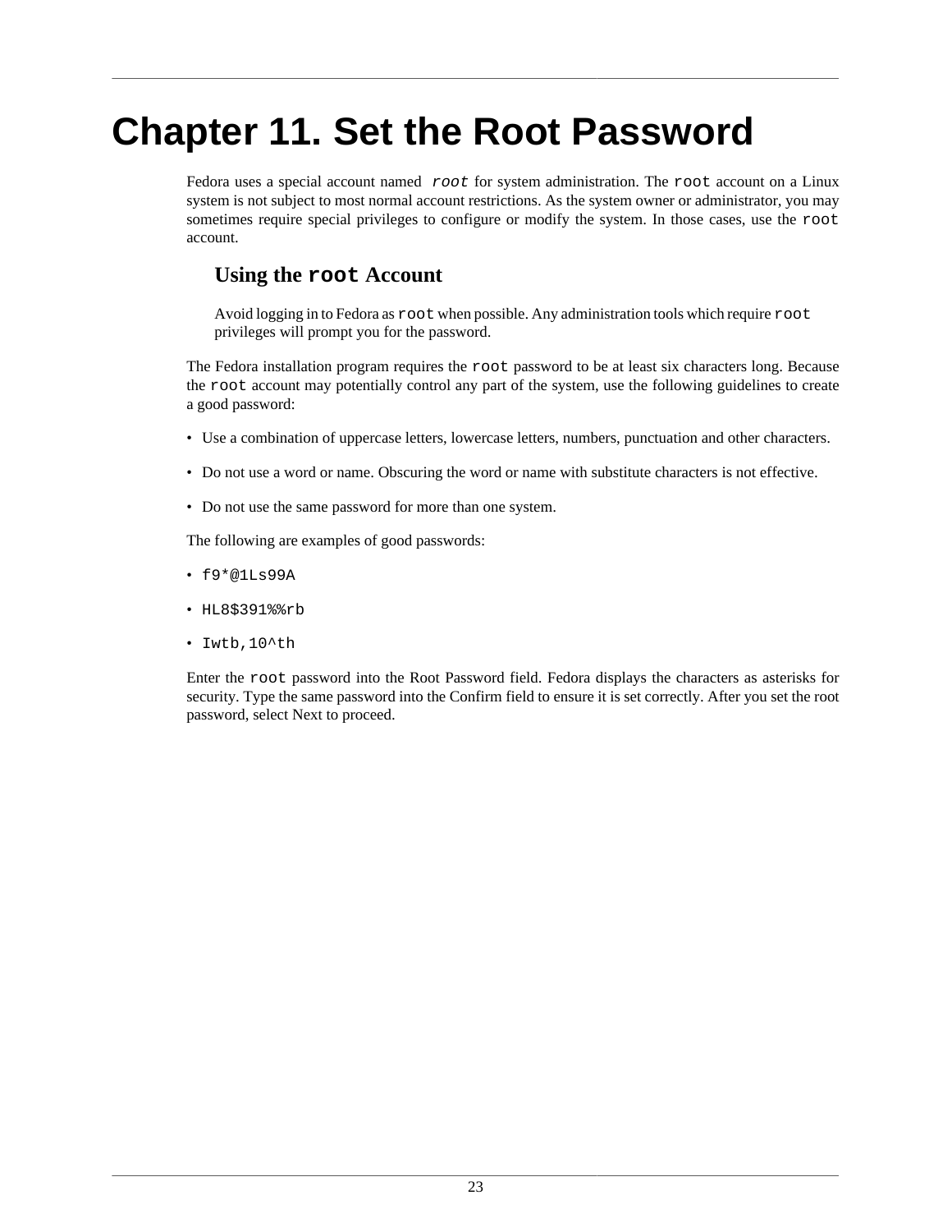# Chapter 11. Set the Root Password

Fedora uses a special account named *`root`* for system administration. The `root` account on a Linux system is not subject to most normal account restrictions. As the system owner or administrator, you may sometimes require special privileges to configure or modify the system. In those cases, use the `root` account.

### Using the `root` Account

Avoid logging in to Fedora as `root` when possible. Any administration tools which require `root` privileges will prompt you for the password.

The Fedora installation program requires the `root` password to be at least six characters long. Because the `root` account may potentially control any part of the system, use the following guidelines to create a good password:

- Use a combination of uppercase letters, lowercase letters, numbers, punctuation and other characters.
- Do not use a word or name. Obscuring the word or name with substitute characters is not effective.
- Do not use the same password for more than one system.

The following are examples of good passwords:

- `f9*@1Ls99A`
- `HL8$391%%rb`
- `Iwtb,10^th`

Enter the `root` password into the Root Password field. Fedora displays the characters as asterisks for security. Type the same password into the Confirm field to ensure it is set correctly. After you set the root password, select Next to proceed.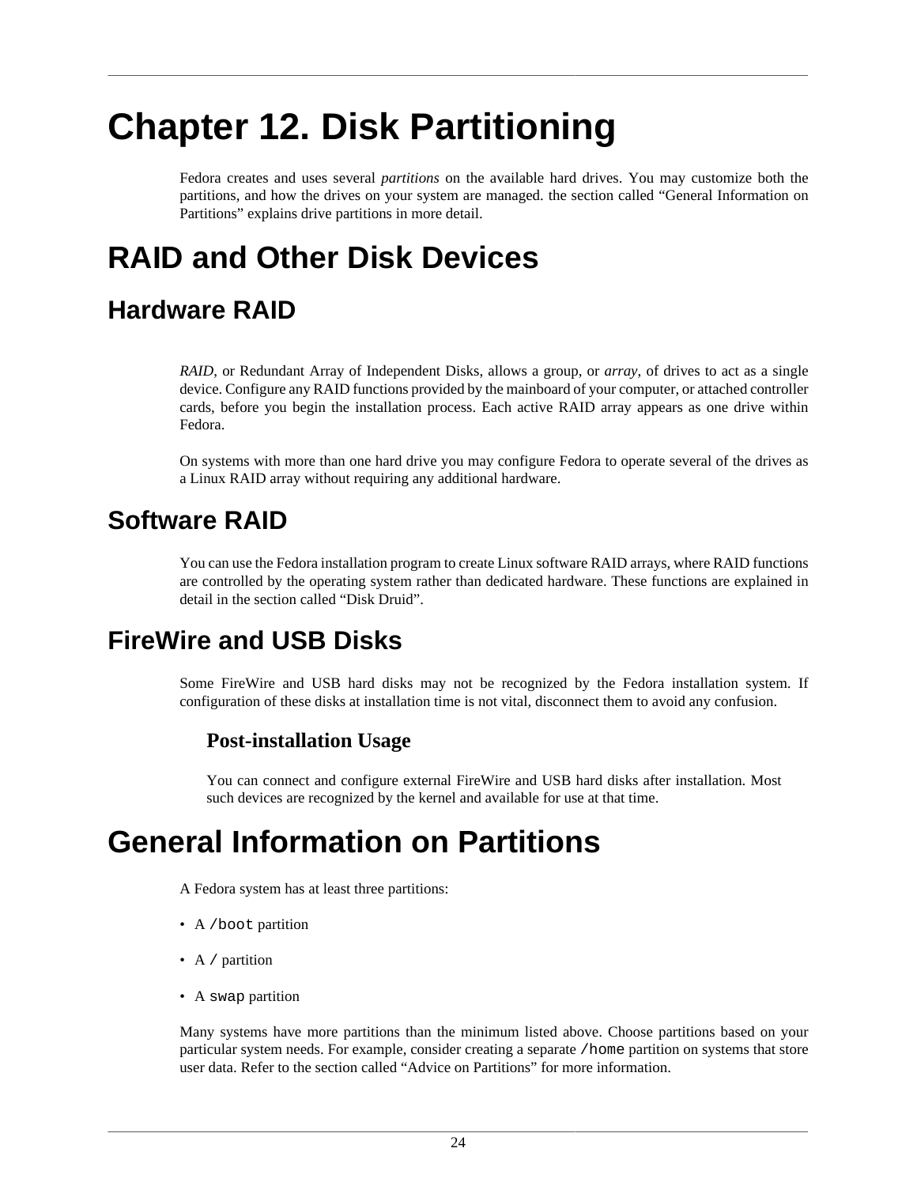# Chapter 12. Disk Partitioning

Fedora creates and uses several *partitions* on the available hard drives. You may customize both the partitions, and how the drives on your system are managed. the section called “General Information on Partitions” explains drive partitions in more detail.

# RAID and Other Disk Devices

## Hardware RAID

*RAID*, or Redundant Array of Independent Disks, allows a group, or *array*, of drives to act as a single device. Configure any RAID functions provided by the mainboard of your computer, or attached controller cards, before you begin the installation process. Each active RAID array appears as one drive within Fedora.

On systems with more than one hard drive you may configure Fedora to operate several of the drives as a Linux RAID array without requiring any additional hardware.

## Software RAID

You can use the Fedora installation program to create Linux software RAID arrays, where RAID functions are controlled by the operating system rather than dedicated hardware. These functions are explained in detail in the section called “Disk Druid”.

## FireWire and USB Disks

Some FireWire and USB hard disks may not be recognized by the Fedora installation system. If configuration of these disks at installation time is not vital, disconnect them to avoid any confusion.

### Post-installation Usage

You can connect and configure external FireWire and USB hard disks after installation. Most such devices are recognized by the kernel and available for use at that time.

# General Information on Partitions

A Fedora system has at least three partitions:

- A `/boot` partition
- A `/` partition
- A `swap` partition

Many systems have more partitions than the minimum listed above. Choose partitions based on your particular system needs. For example, consider creating a separate `/home` partition on systems that store user data. Refer to the section called “Advice on Partitions” for more information.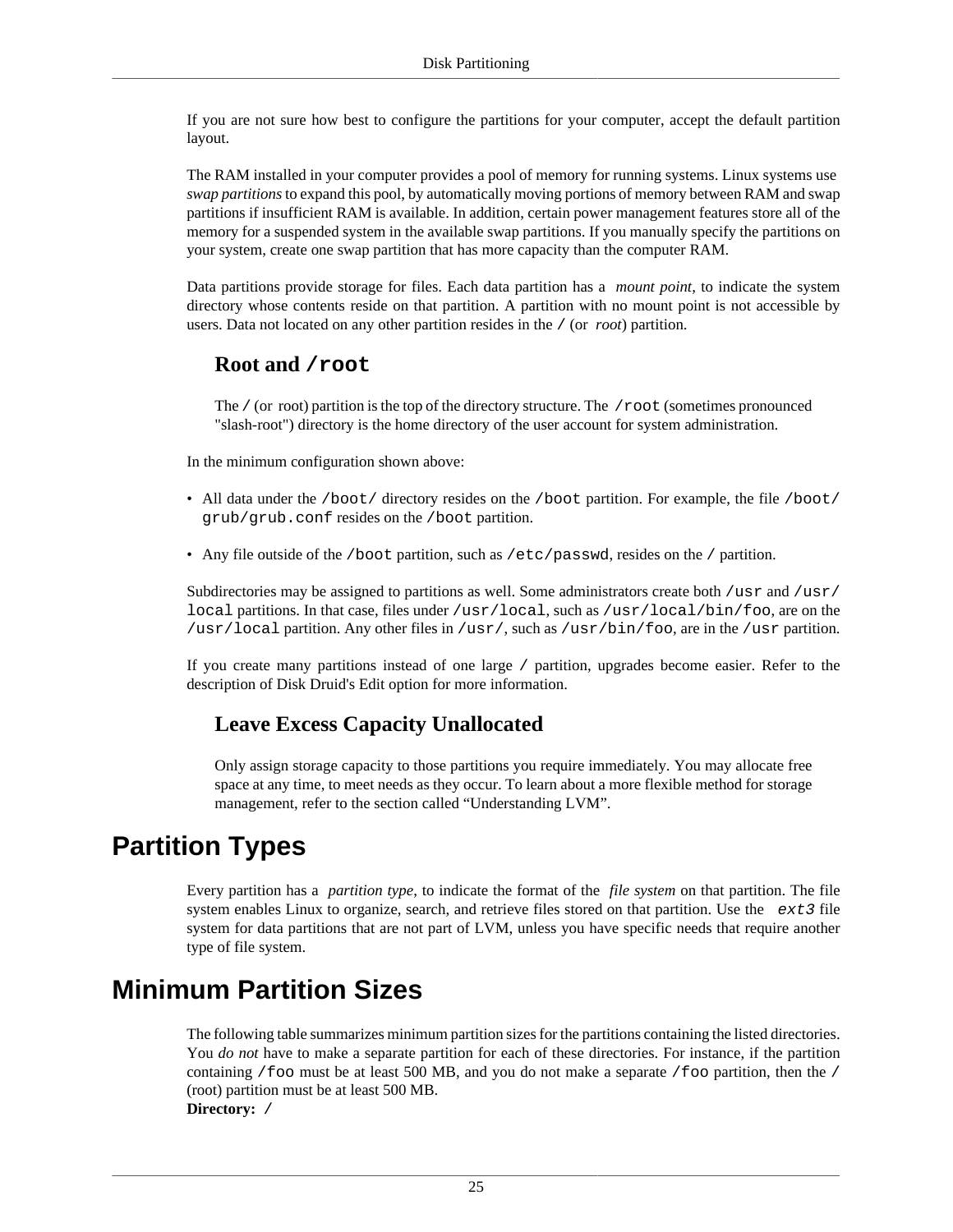If you are not sure how best to configure the partitions for your computer, accept the default partition layout.

The RAM installed in your computer provides a pool of memory for running systems. Linux systems use *swap partitions* to expand this pool, by automatically moving portions of memory between RAM and swap partitions if insufficient RAM is available. In addition, certain power management features store all of the memory for a suspended system in the available swap partitions. If you manually specify the partitions on your system, create one swap partition that has more capacity than the computer RAM.

Data partitions provide storage for files. Each data partition has a *mount point*, to indicate the system directory whose contents reside on that partition. A partition with no mount point is not accessible by users. Data not located on any other partition resides in the `/` (or *root*) partition.

### Root and `/root`

The `/` (or root) partition is the top of the directory structure. The `/root` (sometimes pronounced "slash-root") directory is the home directory of the user account for system administration.

In the minimum configuration shown above:

- All data under the `/boot/` directory resides on the `/boot` partition. For example, the file `/boot/grub/grub.conf` resides on the `/boot` partition.
- Any file outside of the `/boot` partition, such as `/etc/passwd`, resides on the `/` partition.

Subdirectories may be assigned to partitions as well. Some administrators create both `/usr` and `/usr/local` partitions. In that case, files under `/usr/local`, such as `/usr/local/bin/foo`, are on the `/usr/local` partition. Any other files in `/usr/`, such as `/usr/bin/foo`, are in the `/usr` partition.

If you create many partitions instead of one large `/` partition, upgrades become easier. Refer to the description of Disk Druid's Edit option for more information.

### Leave Excess Capacity Unallocated

Only assign storage capacity to those partitions you require immediately. You may allocate free space at any time, to meet needs as they occur. To learn about a more flexible method for storage management, refer to the section called “Understanding LVM”.

## Partition Types

Every partition has a *partition type*, to indicate the format of the *file system* on that partition. The file system enables Linux to organize, search, and retrieve files stored on that partition. Use the *`ext3`* file system for data partitions that are not part of LVM, unless you have specific needs that require another type of file system.

## Minimum Partition Sizes

The following table summarizes minimum partition sizes for the partitions containing the listed directories. You *do not* have to make a separate partition for each of these directories. For instance, if the partition containing `/foo` must be at least 500 MB, and you do not make a separate `/foo` partition, then the `/` (root) partition must be at least 500 MB.

**Directory:** `/`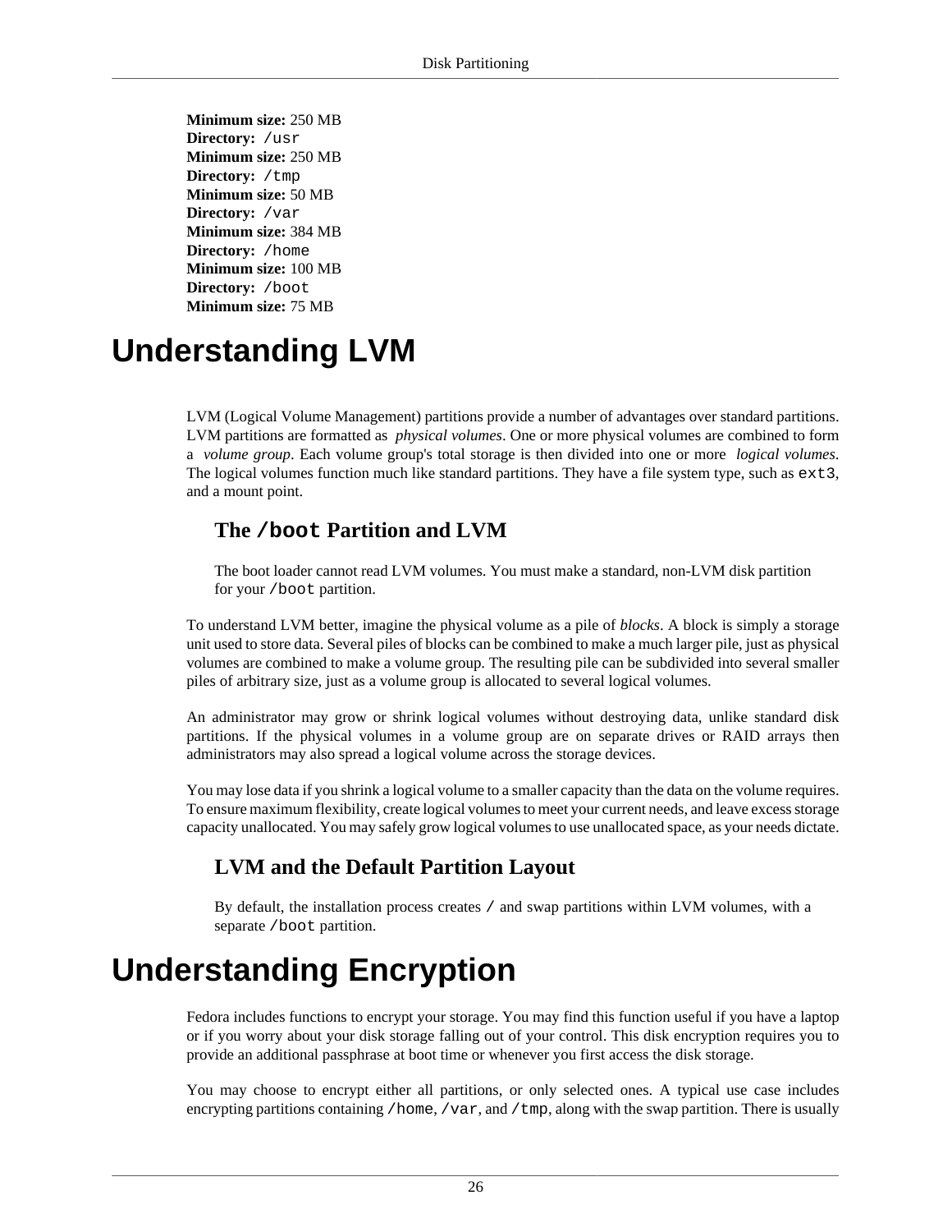**Minimum size:** 250 MB
**Directory:** `/usr`
**Minimum size:** 250 MB
**Directory:** `/tmp`
**Minimum size:** 50 MB
**Directory:** `/var`
**Minimum size:** 384 MB
**Directory:** `/home`
**Minimum size:** 100 MB
**Directory:** `/boot`
**Minimum size:** 75 MB

# Understanding LVM

LVM (Logical Volume Management) partitions provide a number of advantages over standard partitions. LVM partitions are formatted as *physical volumes*. One or more physical volumes are combined to form a *volume group*. Each volume group's total storage is then divided into one or more *logical volumes*. The logical volumes function much like standard partitions. They have a file system type, such as `ext3`, and a mount point.

### The `/boot` Partition and LVM

The boot loader cannot read LVM volumes. You must make a standard, non-LVM disk partition for your `/boot` partition.

To understand LVM better, imagine the physical volume as a pile of *blocks*. A block is simply a storage unit used to store data. Several piles of blocks can be combined to make a much larger pile, just as physical volumes are combined to make a volume group. The resulting pile can be subdivided into several smaller piles of arbitrary size, just as a volume group is allocated to several logical volumes.

An administrator may grow or shrink logical volumes without destroying data, unlike standard disk partitions. If the physical volumes in a volume group are on separate drives or RAID arrays then administrators may also spread a logical volume across the storage devices.

You may lose data if you shrink a logical volume to a smaller capacity than the data on the volume requires. To ensure maximum flexibility, create logical volumes to meet your current needs, and leave excess storage capacity unallocated. You may safely grow logical volumes to use unallocated space, as your needs dictate.

### LVM and the Default Partition Layout

By default, the installation process creates `/` and swap partitions within LVM volumes, with a separate `/boot` partition.

# Understanding Encryption

Fedora includes functions to encrypt your storage. You may find this function useful if you have a laptop or if you worry about your disk storage falling out of your control. This disk encryption requires you to provide an additional passphrase at boot time or whenever you first access the disk storage.

You may choose to encrypt either all partitions, or only selected ones. A typical use case includes encrypting partitions containing `/home`, `/var`, and `/tmp`, along with the swap partition. There is usually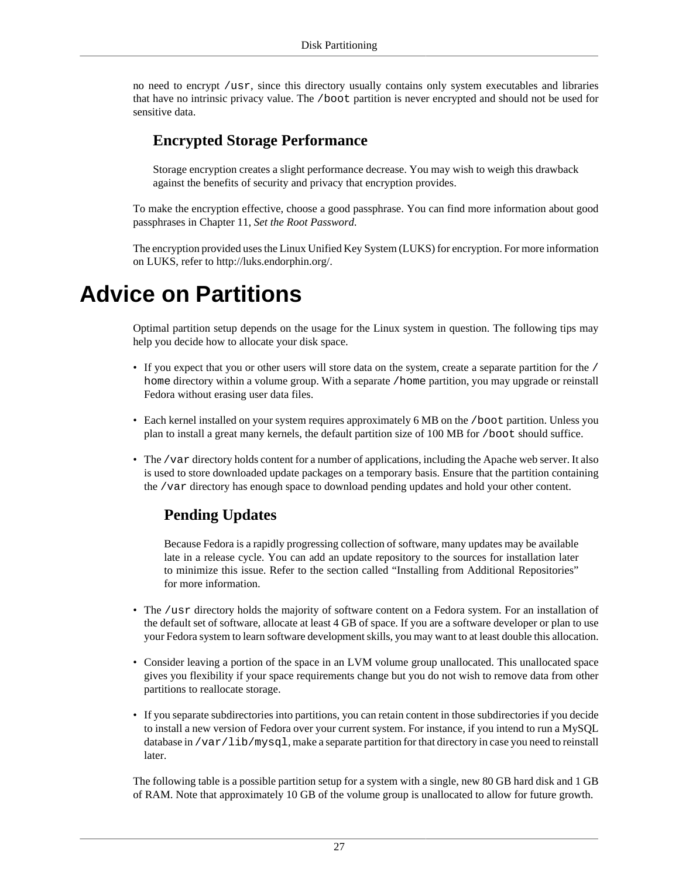no need to encrypt `/usr`, since this directory usually contains only system executables and libraries that have no intrinsic privacy value. The `/boot` partition is never encrypted and should not be used for sensitive data.

### Encrypted Storage Performance

Storage encryption creates a slight performance decrease. You may wish to weigh this drawback against the benefits of security and privacy that encryption provides.

To make the encryption effective, choose a good passphrase. You can find more information about good passphrases in Chapter 11, *Set the Root Password*.

The encryption provided uses the Linux Unified Key System (LUKS) for encryption. For more information on LUKS, refer to http://luks.endorphin.org/.

# Advice on Partitions

Optimal partition setup depends on the usage for the Linux system in question. The following tips may help you decide how to allocate your disk space.

- If you expect that you or other users will store data on the system, create a separate partition for the `/home` directory within a volume group. With a separate `/home` partition, you may upgrade or reinstall Fedora without erasing user data files.
- Each kernel installed on your system requires approximately 6 MB on the `/boot` partition. Unless you plan to install a great many kernels, the default partition size of 100 MB for `/boot` should suffice.
- The `/var` directory holds content for a number of applications, including the Apache web server. It also is used to store downloaded update packages on a temporary basis. Ensure that the partition containing the `/var` directory has enough space to download pending updates and hold your other content.

  ### Pending Updates

  Because Fedora is a rapidly progressing collection of software, many updates may be available late in a release cycle. You can add an update repository to the sources for installation later to minimize this issue. Refer to the section called "Installing from Additional Repositories" for more information.

- The `/usr` directory holds the majority of software content on a Fedora system. For an installation of the default set of software, allocate at least 4 GB of space. If you are a software developer or plan to use your Fedora system to learn software development skills, you may want to at least double this allocation.
- Consider leaving a portion of the space in an LVM volume group unallocated. This unallocated space gives you flexibility if your space requirements change but you do not wish to remove data from other partitions to reallocate storage.
- If you separate subdirectories into partitions, you can retain content in those subdirectories if you decide to install a new version of Fedora over your current system. For instance, if you intend to run a MySQL database in `/var/lib/mysql`, make a separate partition for that directory in case you need to reinstall later.

The following table is a possible partition setup for a system with a single, new 80 GB hard disk and 1 GB of RAM. Note that approximately 10 GB of the volume group is unallocated to allow for future growth.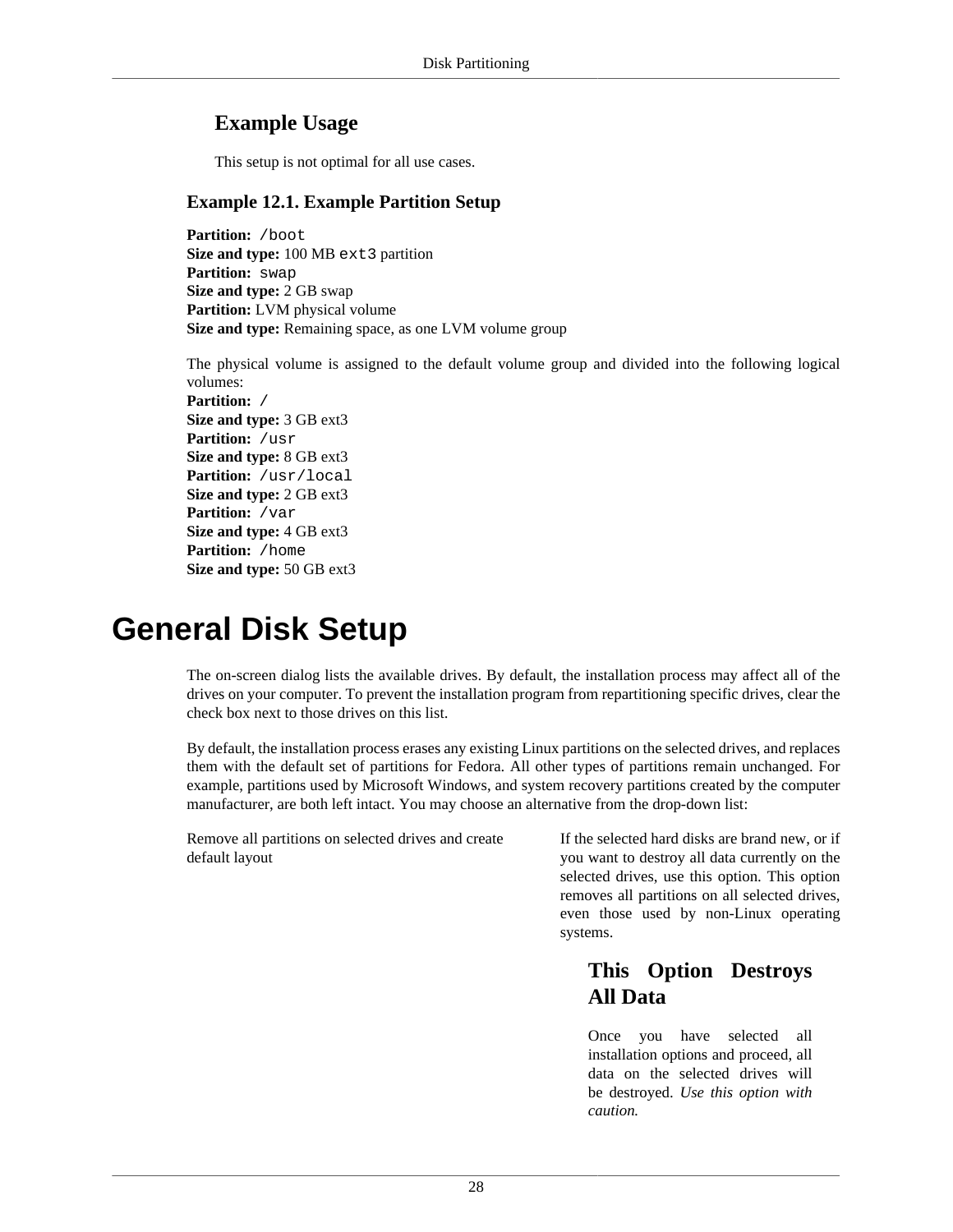### Example Usage

This setup is not optimal for all use cases.

**Example 12.1. Example Partition Setup**

**Partition:** `/boot`
**Size and type:** 100 MB `ext3` partition
**Partition:** `swap`
**Size and type:** 2 GB swap
**Partition:** LVM physical volume
**Size and type:** Remaining space, as one LVM volume group

The physical volume is assigned to the default volume group and divided into the following logical volumes:
**Partition:** `/`
**Size and type:** 3 GB ext3
**Partition:** `/usr`
**Size and type:** 8 GB ext3
**Partition:** `/usr/local`
**Size and type:** 2 GB ext3
**Partition:** `/var`
**Size and type:** 4 GB ext3
**Partition:** `/home`
**Size and type:** 50 GB ext3

# General Disk Setup

The on-screen dialog lists the available drives. By default, the installation process may affect all of the drives on your computer. To prevent the installation program from repartitioning specific drives, clear the check box next to those drives on this list.

By default, the installation process erases any existing Linux partitions on the selected drives, and replaces them with the default set of partitions for Fedora. All other types of partitions remain unchanged. For example, partitions used by Microsoft Windows, and system recovery partitions created by the computer manufacturer, are both left intact. You may choose an alternative from the drop-down list:

Remove all partitions on selected drives and create default layout
: If the selected hard disks are brand new, or if you want to destroy all data currently on the selected drives, use this option. This option removes all partitions on all selected drives, even those used by non-Linux operating systems.

  **This Option Destroys All Data**

  Once you have selected all installation options and proceed, all data on the selected drives will be destroyed. *Use this option with caution.*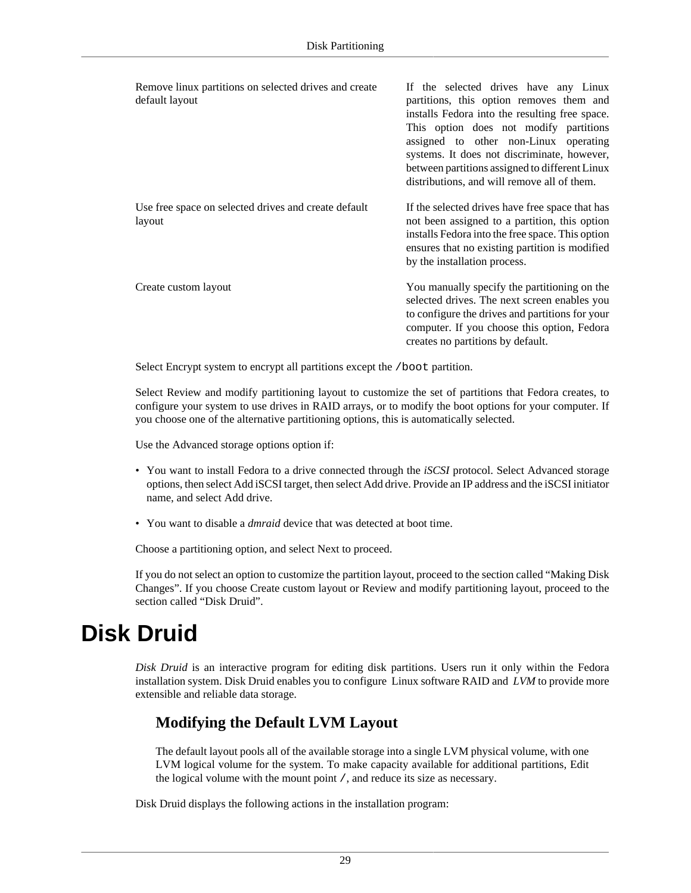| | |
|---|---|
| Remove linux partitions on selected drives and create default layout | If the selected drives have any Linux partitions, this option removes them and installs Fedora into the resulting free space. This option does not modify partitions assigned to other non-Linux operating systems. It does not discriminate, however, between partitions assigned to different Linux distributions, and will remove all of them. |
| Use free space on selected drives and create default layout | If the selected drives have free space that has not been assigned to a partition, this option installs Fedora into the free space. This option ensures that no existing partition is modified by the installation process. |
| Create custom layout | You manually specify the partitioning on the selected drives. The next screen enables you to configure the drives and partitions for your computer. If you choose this option, Fedora creates no partitions by default. |

Select Encrypt system to encrypt all partitions except the `/boot` partition.

Select Review and modify partitioning layout to customize the set of partitions that Fedora creates, to configure your system to use drives in RAID arrays, or to modify the boot options for your computer. If you choose one of the alternative partitioning options, this is automatically selected.

Use the Advanced storage options option if:

- You want to install Fedora to a drive connected through the *iSCSI* protocol. Select Advanced storage options, then select Add iSCSI target, then select Add drive. Provide an IP address and the iSCSI initiator name, and select Add drive.
- You want to disable a *dmraid* device that was detected at boot time.

Choose a partitioning option, and select Next to proceed.

If you do not select an option to customize the partition layout, proceed to the section called “Making Disk Changes”. If you choose Create custom layout or Review and modify partitioning layout, proceed to the section called “Disk Druid”.

# Disk Druid

*Disk Druid* is an interactive program for editing disk partitions. Users run it only within the Fedora installation system. Disk Druid enables you to configure Linux software RAID and *LVM* to provide more extensible and reliable data storage.

### Modifying the Default LVM Layout

The default layout pools all of the available storage into a single LVM physical volume, with one LVM logical volume for the system. To make capacity available for additional partitions, Edit the logical volume with the mount point `/`, and reduce its size as necessary.

Disk Druid displays the following actions in the installation program: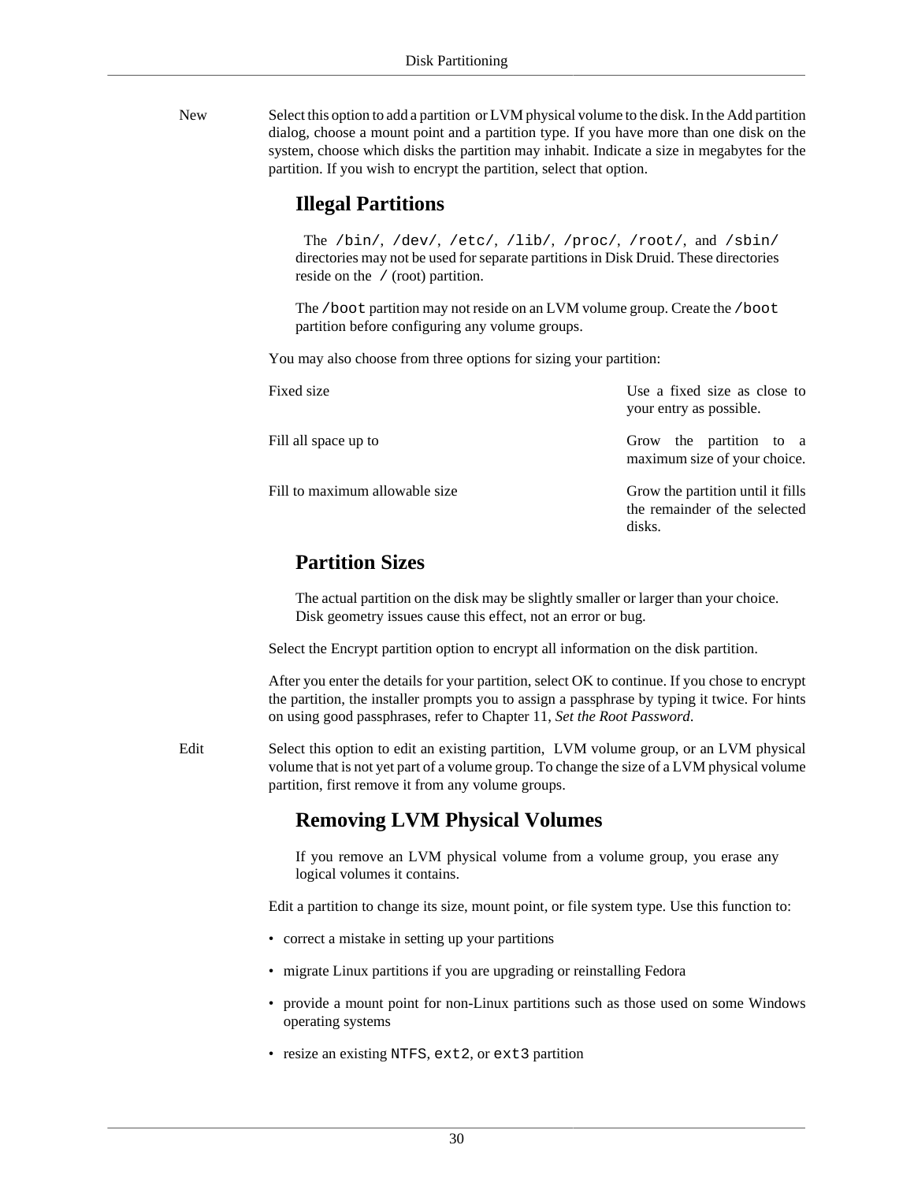New

Select this option to add a partition or LVM physical volume to the disk. In the Add partition dialog, choose a mount point and a partition type. If you have more than one disk on the system, choose which disks the partition may inhabit. Indicate a size in megabytes for the partition. If you wish to encrypt the partition, select that option.

### Illegal Partitions

The `/bin/`, `/dev/`, `/etc/`, `/lib/`, `/proc/`, `/root/`, and `/sbin/` directories may not be used for separate partitions in Disk Druid. These directories reside on the `/` (root) partition.

The `/boot` partition may not reside on an LVM volume group. Create the `/boot` partition before configuring any volume groups.

You may also choose from three options for sizing your partition:

| | |
|---|---|
| Fixed size | Use a fixed size as close to your entry as possible. |
| Fill all space up to | Grow the partition to a maximum size of your choice. |
| Fill to maximum allowable size | Grow the partition until it fills the remainder of the selected disks. |

### Partition Sizes

The actual partition on the disk may be slightly smaller or larger than your choice. Disk geometry issues cause this effect, not an error or bug.

Select the Encrypt partition option to encrypt all information on the disk partition.

After you enter the details for your partition, select OK to continue. If you chose to encrypt the partition, the installer prompts you to assign a passphrase by typing it twice. For hints on using good passphrases, refer to Chapter 11, *Set the Root Password*.

Edit

Select this option to edit an existing partition, LVM volume group, or an LVM physical volume that is not yet part of a volume group. To change the size of a LVM physical volume partition, first remove it from any volume groups.

### Removing LVM Physical Volumes

If you remove an LVM physical volume from a volume group, you erase any logical volumes it contains.

Edit a partition to change its size, mount point, or file system type. Use this function to:

- correct a mistake in setting up your partitions
- migrate Linux partitions if you are upgrading or reinstalling Fedora
- provide a mount point for non-Linux partitions such as those used on some Windows operating systems
- resize an existing `NTFS`, `ext2`, or `ext3` partition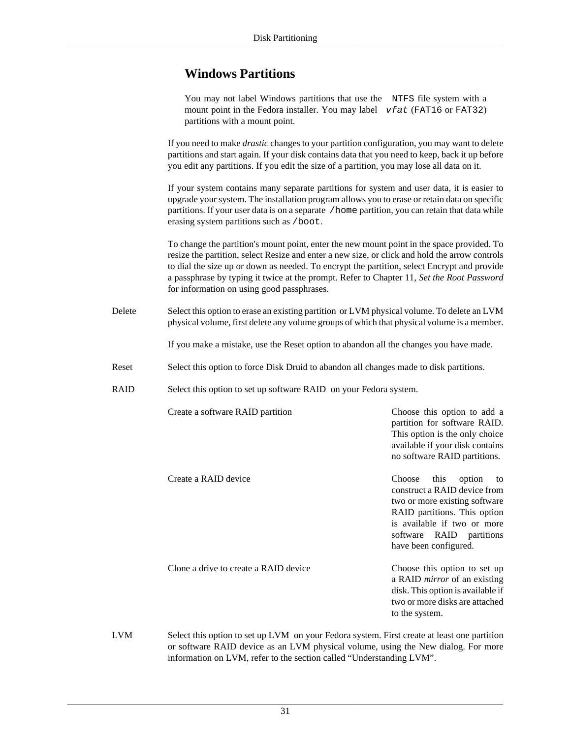### Windows Partitions

You may not label Windows partitions that use the `NTFS` file system with a mount point in the Fedora installer. You may label *`vfat`* (`FAT16` or `FAT32`) partitions with a mount point.

If you need to make *drastic* changes to your partition configuration, you may want to delete partitions and start again. If your disk contains data that you need to keep, back it up before you edit any partitions. If you edit the size of a partition, you may lose all data on it.

If your system contains many separate partitions for system and user data, it is easier to upgrade your system. The installation program allows you to erase or retain data on specific partitions. If your user data is on a separate `/home` partition, you can retain that data while erasing system partitions such as `/boot`.

To change the partition's mount point, enter the new mount point in the space provided. To resize the partition, select Resize and enter a new size, or click and hold the arrow controls to dial the size up or down as needed. To encrypt the partition, select Encrypt and provide a passphrase by typing it twice at the prompt. Refer to Chapter 11, *Set the Root Password* for information on using good passphrases.

Delete
: Select this option to erase an existing partition or LVM physical volume. To delete an LVM physical volume, first delete any volume groups of which that physical volume is a member.

  If you make a mistake, use the Reset option to abandon all the changes you have made.

Reset
: Select this option to force Disk Druid to abandon all changes made to disk partitions.

RAID
: Select this option to set up software RAID on your Fedora system.

  | | |
  |---|---|
  | Create a software RAID partition | Choose this option to add a partition for software RAID. This option is the only choice available if your disk contains no software RAID partitions. |
  | Create a RAID device | Choose this option to construct a RAID device from two or more existing software RAID partitions. This option is available if two or more software RAID partitions have been configured. |
  | Clone a drive to create a RAID device | Choose this option to set up a RAID *mirror* of an existing disk. This option is available if two or more disks are attached to the system. |

LVM
: Select this option to set up LVM on your Fedora system. First create at least one partition or software RAID device as an LVM physical volume, using the New dialog. For more information on LVM, refer to the section called “Understanding LVM”.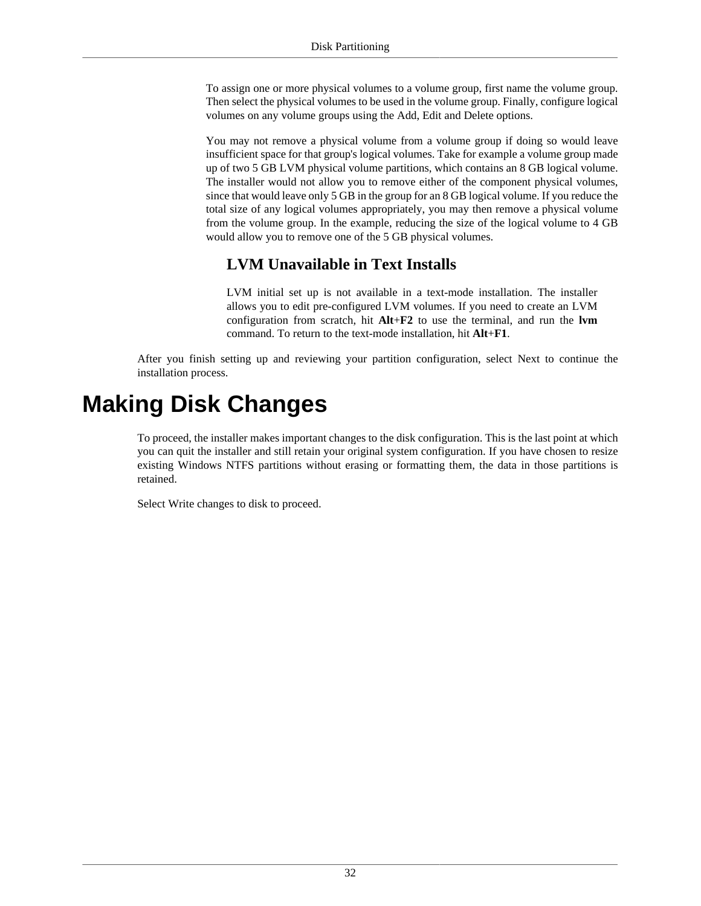To assign one or more physical volumes to a volume group, first name the volume group. Then select the physical volumes to be used in the volume group. Finally, configure logical volumes on any volume groups using the Add, Edit and Delete options.

You may not remove a physical volume from a volume group if doing so would leave insufficient space for that group's logical volumes. Take for example a volume group made up of two 5 GB LVM physical volume partitions, which contains an 8 GB logical volume. The installer would not allow you to remove either of the component physical volumes, since that would leave only 5 GB in the group for an 8 GB logical volume. If you reduce the total size of any logical volumes appropriately, you may then remove a physical volume from the volume group. In the example, reducing the size of the logical volume to 4 GB would allow you to remove one of the 5 GB physical volumes.

### LVM Unavailable in Text Installs

LVM initial set up is not available in a text-mode installation. The installer allows you to edit pre-configured LVM volumes. If you need to create an LVM configuration from scratch, hit **Alt**+**F2** to use the terminal, and run the **lvm** command. To return to the text-mode installation, hit **Alt**+**F1**.

After you finish setting up and reviewing your partition configuration, select Next to continue the installation process.

# Making Disk Changes

To proceed, the installer makes important changes to the disk configuration. This is the last point at which you can quit the installer and still retain your original system configuration. If you have chosen to resize existing Windows NTFS partitions without erasing or formatting them, the data in those partitions is retained.

Select Write changes to disk to proceed.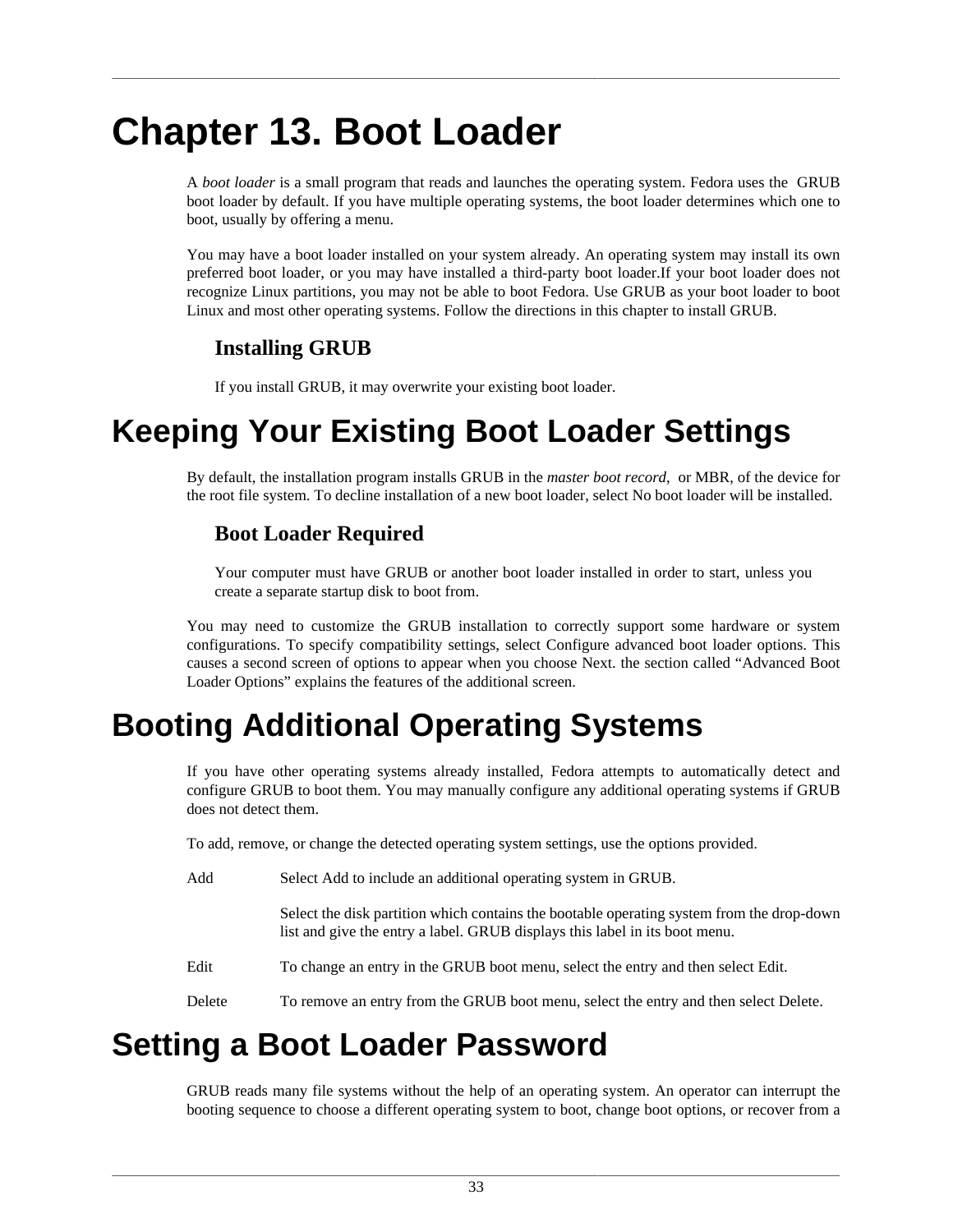# Chapter 13. Boot Loader

A *boot loader* is a small program that reads and launches the operating system. Fedora uses the GRUB boot loader by default. If you have multiple operating systems, the boot loader determines which one to boot, usually by offering a menu.

You may have a boot loader installed on your system already. An operating system may install its own preferred boot loader, or you may have installed a third-party boot loader.If your boot loader does not recognize Linux partitions, you may not be able to boot Fedora. Use GRUB as your boot loader to boot Linux and most other operating systems. Follow the directions in this chapter to install GRUB.

### Installing GRUB

If you install GRUB, it may overwrite your existing boot loader.

## Keeping Your Existing Boot Loader Settings

By default, the installation program installs GRUB in the *master boot record*, or MBR, of the device for the root file system. To decline installation of a new boot loader, select No boot loader will be installed.

### Boot Loader Required

Your computer must have GRUB or another boot loader installed in order to start, unless you create a separate startup disk to boot from.

You may need to customize the GRUB installation to correctly support some hardware or system configurations. To specify compatibility settings, select Configure advanced boot loader options. This causes a second screen of options to appear when you choose Next. the section called “Advanced Boot Loader Options” explains the features of the additional screen.

## Booting Additional Operating Systems

If you have other operating systems already installed, Fedora attempts to automatically detect and configure GRUB to boot them. You may manually configure any additional operating systems if GRUB does not detect them.

To add, remove, or change the detected operating system settings, use the options provided.

Add
: Select Add to include an additional operating system in GRUB.

  Select the disk partition which contains the bootable operating system from the drop-down list and give the entry a label. GRUB displays this label in its boot menu.

Edit
: To change an entry in the GRUB boot menu, select the entry and then select Edit.

Delete
: To remove an entry from the GRUB boot menu, select the entry and then select Delete.

## Setting a Boot Loader Password

GRUB reads many file systems without the help of an operating system. An operator can interrupt the booting sequence to choose a different operating system to boot, change boot options, or recover from a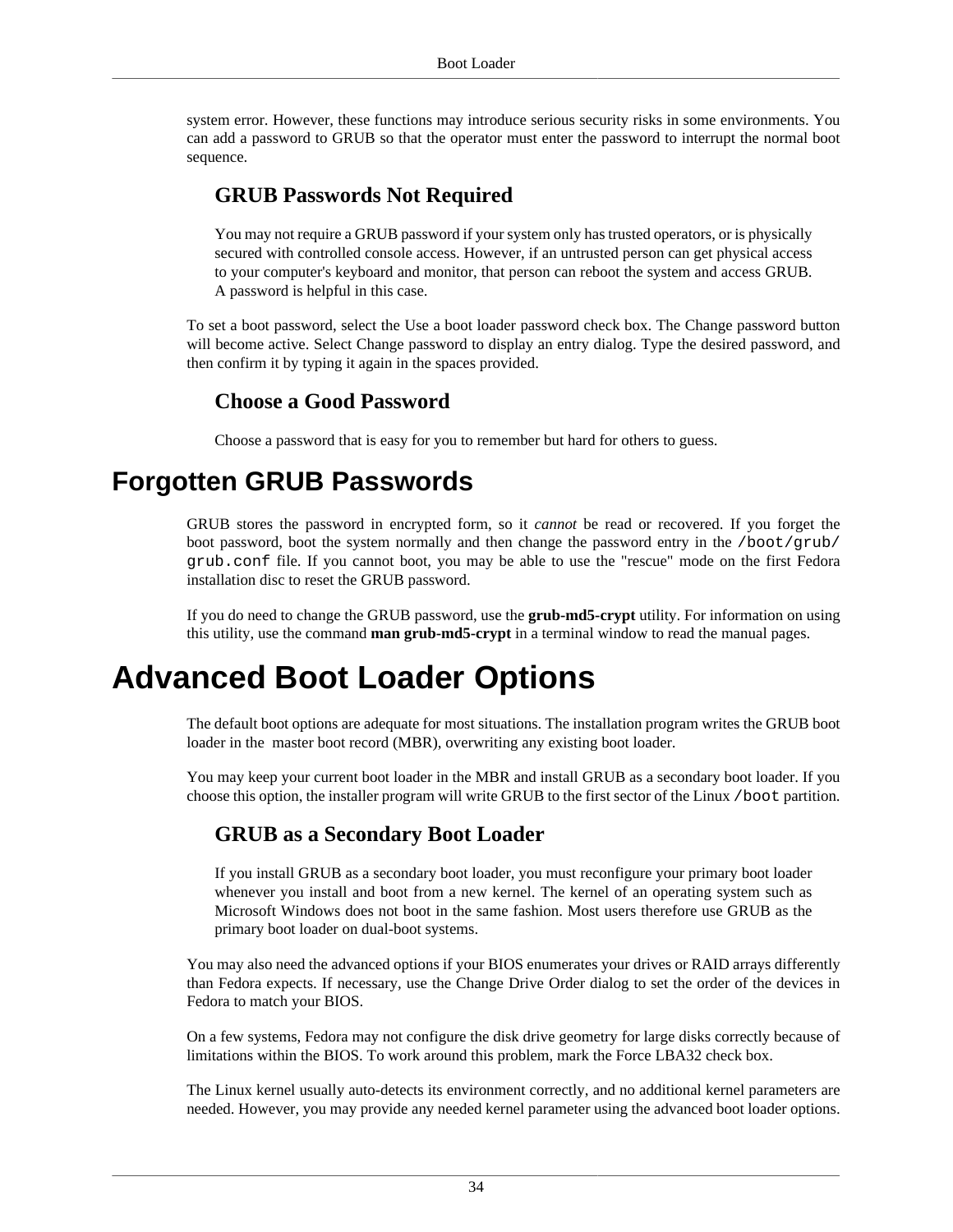system error. However, these functions may introduce serious security risks in some environments. You can add a password to GRUB so that the operator must enter the password to interrupt the normal boot sequence.

### GRUB Passwords Not Required

You may not require a GRUB password if your system only has trusted operators, or is physically secured with controlled console access. However, if an untrusted person can get physical access to your computer's keyboard and monitor, that person can reboot the system and access GRUB. A password is helpful in this case.

To set a boot password, select the Use a boot loader password check box. The Change password button will become active. Select Change password to display an entry dialog. Type the desired password, and then confirm it by typing it again in the spaces provided.

### Choose a Good Password

Choose a password that is easy for you to remember but hard for others to guess.

## Forgotten GRUB Passwords

GRUB stores the password in encrypted form, so it *cannot* be read or recovered. If you forget the boot password, boot the system normally and then change the password entry in the `/boot/grub/grub.conf` file. If you cannot boot, you may be able to use the "rescue" mode on the first Fedora installation disc to reset the GRUB password.

If you do need to change the GRUB password, use the **grub-md5-crypt** utility. For information on using this utility, use the command **man grub-md5-crypt** in a terminal window to read the manual pages.

# Advanced Boot Loader Options

The default boot options are adequate for most situations. The installation program writes the GRUB boot loader in the master boot record (MBR), overwriting any existing boot loader.

You may keep your current boot loader in the MBR and install GRUB as a secondary boot loader. If you choose this option, the installer program will write GRUB to the first sector of the Linux `/boot` partition.

### GRUB as a Secondary Boot Loader

If you install GRUB as a secondary boot loader, you must reconfigure your primary boot loader whenever you install and boot from a new kernel. The kernel of an operating system such as Microsoft Windows does not boot in the same fashion. Most users therefore use GRUB as the primary boot loader on dual-boot systems.

You may also need the advanced options if your BIOS enumerates your drives or RAID arrays differently than Fedora expects. If necessary, use the Change Drive Order dialog to set the order of the devices in Fedora to match your BIOS.

On a few systems, Fedora may not configure the disk drive geometry for large disks correctly because of limitations within the BIOS. To work around this problem, mark the Force LBA32 check box.

The Linux kernel usually auto-detects its environment correctly, and no additional kernel parameters are needed. However, you may provide any needed kernel parameter using the advanced boot loader options.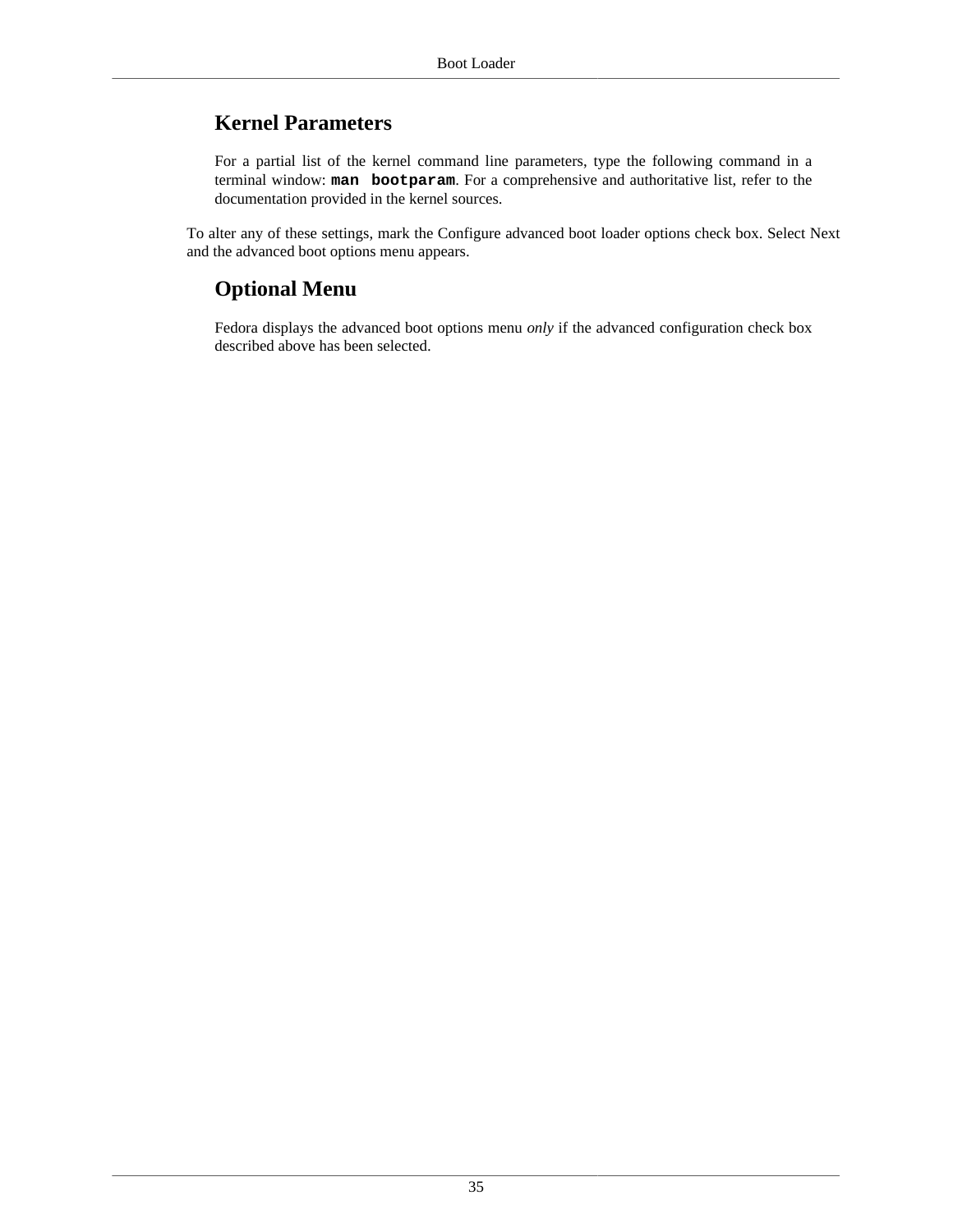## Kernel Parameters

For a partial list of the kernel command line parameters, type the following command in a terminal window: **`man bootparam`**. For a comprehensive and authoritative list, refer to the documentation provided in the kernel sources.

To alter any of these settings, mark the Configure advanced boot loader options check box. Select Next and the advanced boot options menu appears.

## Optional Menu

Fedora displays the advanced boot options menu *only* if the advanced configuration check box described above has been selected.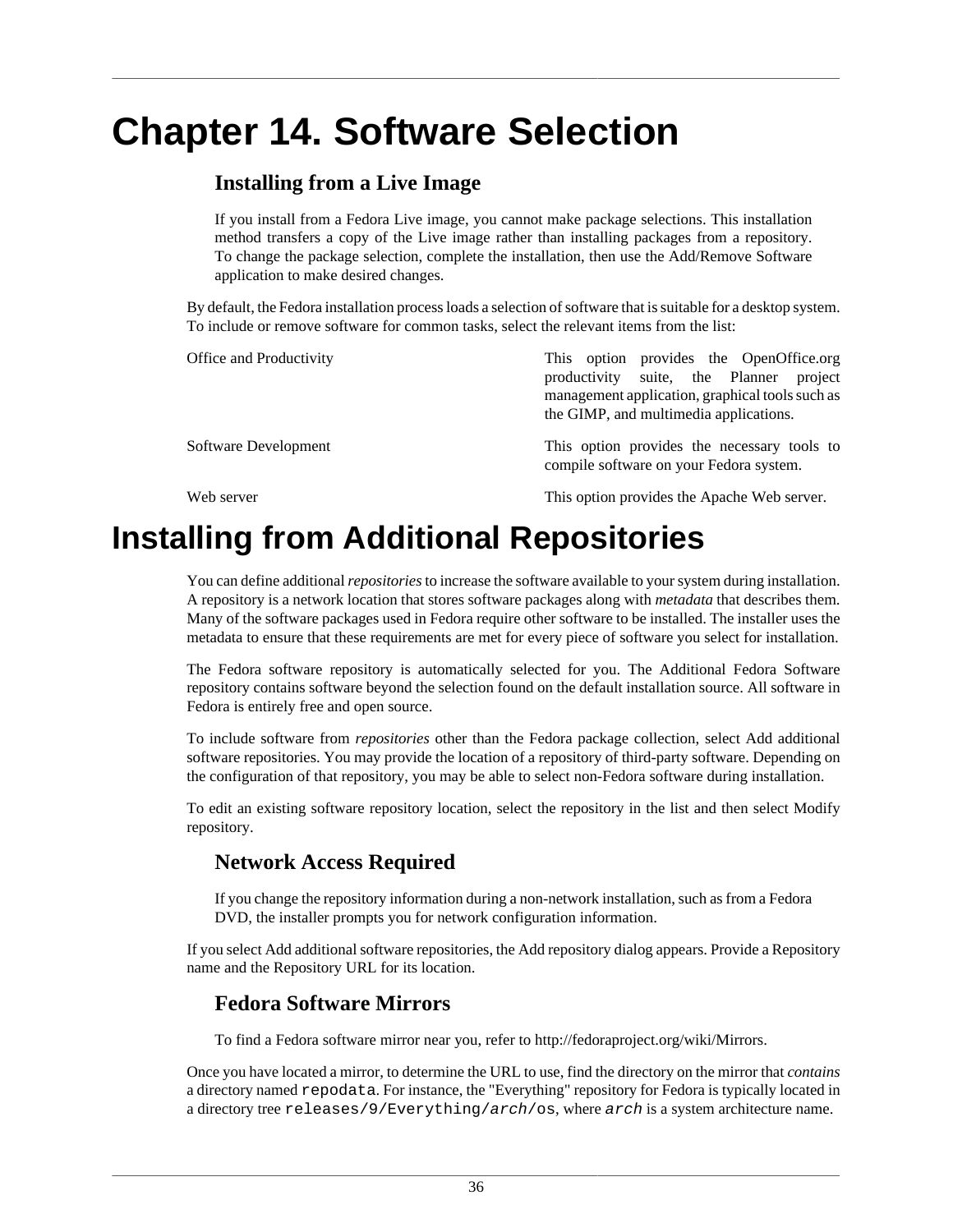# Chapter 14. Software Selection

### Installing from a Live Image

If you install from a Fedora Live image, you cannot make package selections. This installation method transfers a copy of the Live image rather than installing packages from a repository. To change the package selection, complete the installation, then use the Add/Remove Software application to make desired changes.

By default, the Fedora installation process loads a selection of software that is suitable for a desktop system. To include or remove software for common tasks, select the relevant items from the list:

Office and Productivity
: This option provides the OpenOffice.org productivity suite, the Planner project management application, graphical tools such as the GIMP, and multimedia applications.

Software Development
: This option provides the necessary tools to compile software on your Fedora system.

Web server
: This option provides the Apache Web server.

# Installing from Additional Repositories

You can define additional *repositories* to increase the software available to your system during installation. A repository is a network location that stores software packages along with *metadata* that describes them. Many of the software packages used in Fedora require other software to be installed. The installer uses the metadata to ensure that these requirements are met for every piece of software you select for installation.

The Fedora software repository is automatically selected for you. The Additional Fedora Software repository contains software beyond the selection found on the default installation source. All software in Fedora is entirely free and open source.

To include software from *repositories* other than the Fedora package collection, select Add additional software repositories. You may provide the location of a repository of third-party software. Depending on the configuration of that repository, you may be able to select non-Fedora software during installation.

To edit an existing software repository location, select the repository in the list and then select Modify repository.

### Network Access Required

If you change the repository information during a non-network installation, such as from a Fedora DVD, the installer prompts you for network configuration information.

If you select Add additional software repositories, the Add repository dialog appears. Provide a Repository name and the Repository URL for its location.

### Fedora Software Mirrors

To find a Fedora software mirror near you, refer to http://fedoraproject.org/wiki/Mirrors.

Once you have located a mirror, to determine the URL to use, find the directory on the mirror that *contains* a directory named `repodata`. For instance, the "Everything" repository for Fedora is typically located in a directory tree `releases/9/Everything/arch/os`, where `arch` is a system architecture name.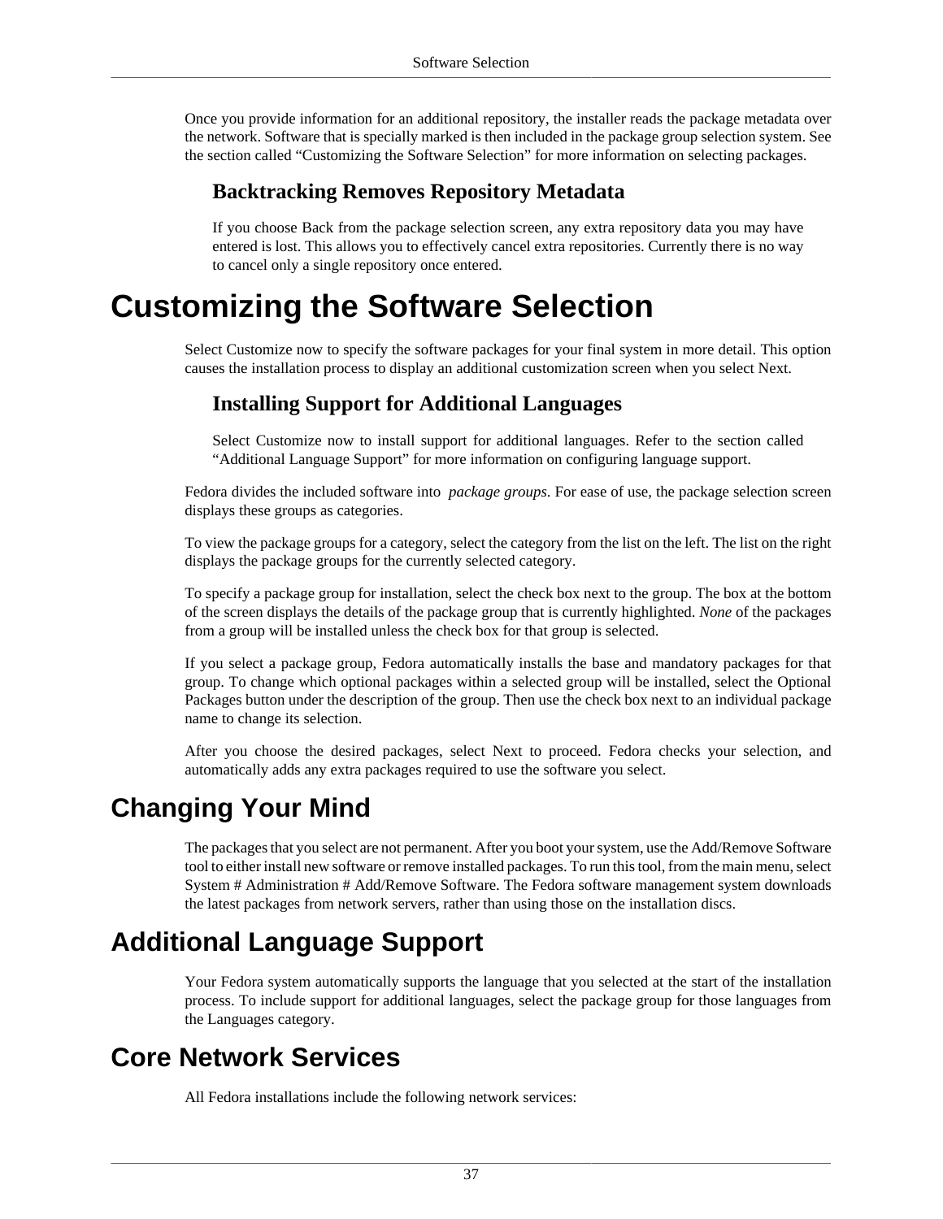Once you provide information for an additional repository, the installer reads the package metadata over the network. Software that is specially marked is then included in the package group selection system. See the section called “Customizing the Software Selection” for more information on selecting packages.

### Backtracking Removes Repository Metadata

If you choose Back from the package selection screen, any extra repository data you may have entered is lost. This allows you to effectively cancel extra repositories. Currently there is no way to cancel only a single repository once entered.

# Customizing the Software Selection

Select Customize now to specify the software packages for your final system in more detail. This option causes the installation process to display an additional customization screen when you select Next.

### Installing Support for Additional Languages

Select Customize now to install support for additional languages. Refer to the section called “Additional Language Support” for more information on configuring language support.

Fedora divides the included software into *package groups*. For ease of use, the package selection screen displays these groups as categories.

To view the package groups for a category, select the category from the list on the left. The list on the right displays the package groups for the currently selected category.

To specify a package group for installation, select the check box next to the group. The box at the bottom of the screen displays the details of the package group that is currently highlighted. *None* of the packages from a group will be installed unless the check box for that group is selected.

If you select a package group, Fedora automatically installs the base and mandatory packages for that group. To change which optional packages within a selected group will be installed, select the Optional Packages button under the description of the group. Then use the check box next to an individual package name to change its selection.

After you choose the desired packages, select Next to proceed. Fedora checks your selection, and automatically adds any extra packages required to use the software you select.

## Changing Your Mind

The packages that you select are not permanent. After you boot your system, use the Add/Remove Software tool to either install new software or remove installed packages. To run this tool, from the main menu, select System # Administration # Add/Remove Software. The Fedora software management system downloads the latest packages from network servers, rather than using those on the installation discs.

## Additional Language Support

Your Fedora system automatically supports the language that you selected at the start of the installation process. To include support for additional languages, select the package group for those languages from the Languages category.

## Core Network Services

All Fedora installations include the following network services: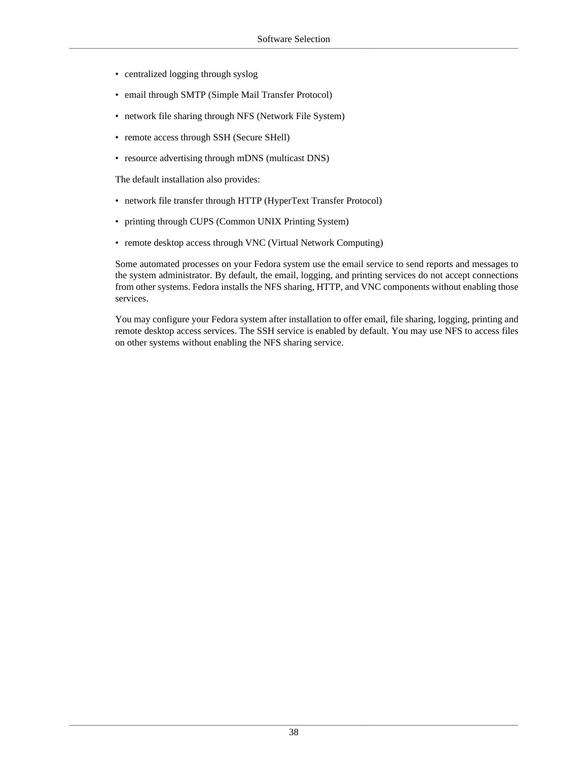- centralized logging through syslog
- email through SMTP (Simple Mail Transfer Protocol)
- network file sharing through NFS (Network File System)
- remote access through SSH (Secure SHell)
- resource advertising through mDNS (multicast DNS)

The default installation also provides:

- network file transfer through HTTP (HyperText Transfer Protocol)
- printing through CUPS (Common UNIX Printing System)
- remote desktop access through VNC (Virtual Network Computing)

Some automated processes on your Fedora system use the email service to send reports and messages to the system administrator. By default, the email, logging, and printing services do not accept connections from other systems. Fedora installs the NFS sharing, HTTP, and VNC components without enabling those services.

You may configure your Fedora system after installation to offer email, file sharing, logging, printing and remote desktop access services. The SSH service is enabled by default. You may use NFS to access files on other systems without enabling the NFS sharing service.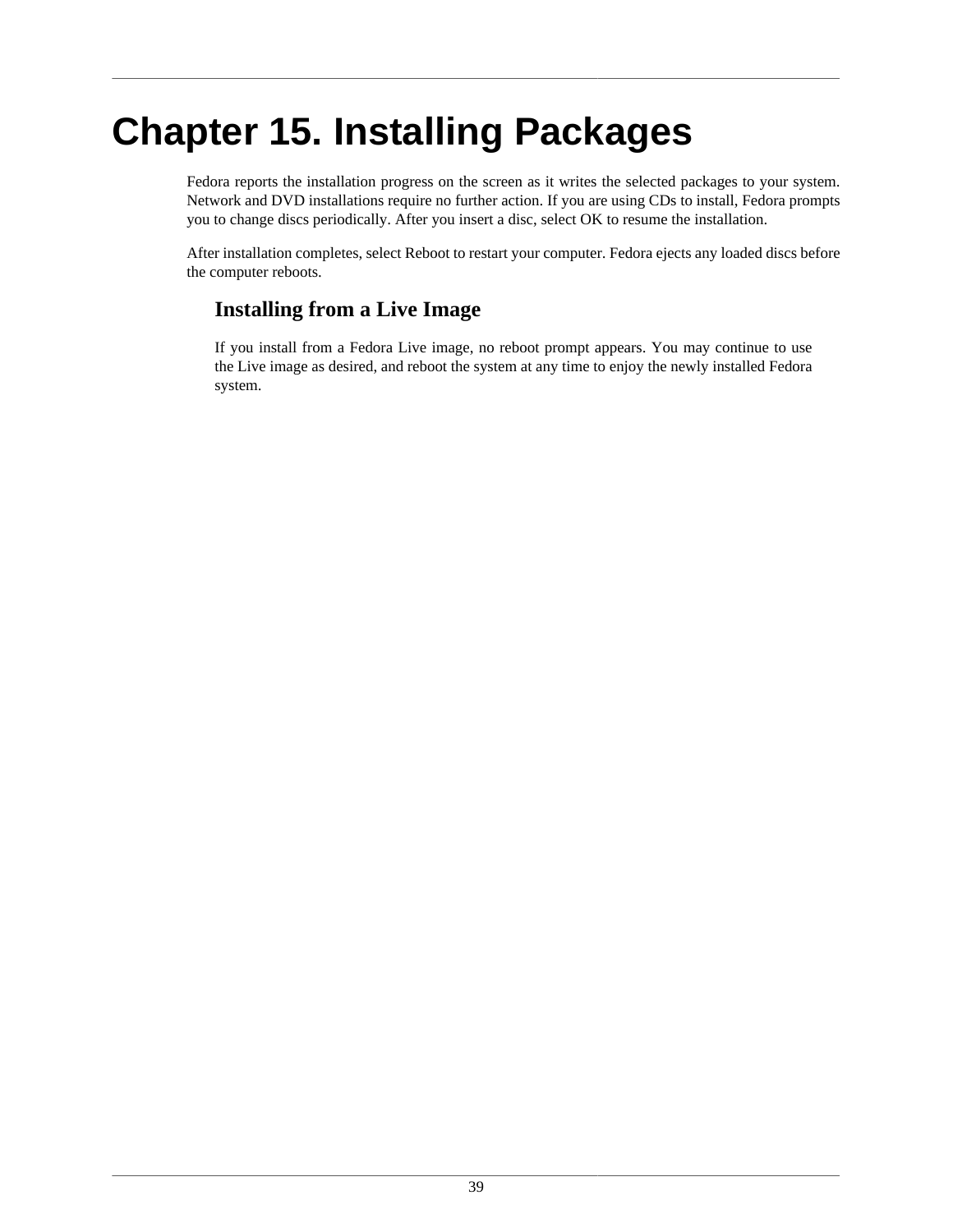# Chapter 15. Installing Packages

Fedora reports the installation progress on the screen as it writes the selected packages to your system. Network and DVD installations require no further action. If you are using CDs to install, Fedora prompts you to change discs periodically. After you insert a disc, select OK to resume the installation.

After installation completes, select Reboot to restart your computer. Fedora ejects any loaded discs before the computer reboots.

### Installing from a Live Image

If you install from a Fedora Live image, no reboot prompt appears. You may continue to use the Live image as desired, and reboot the system at any time to enjoy the newly installed Fedora system.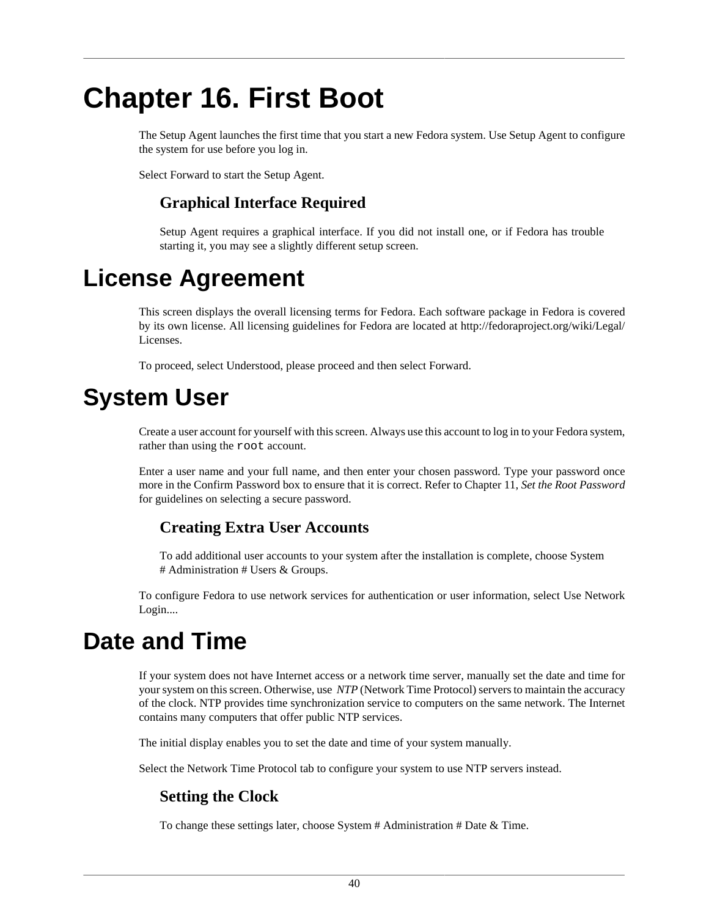# Chapter 16. First Boot

The Setup Agent launches the first time that you start a new Fedora system. Use Setup Agent to configure the system for use before you log in.

Select Forward to start the Setup Agent.

### Graphical Interface Required

Setup Agent requires a graphical interface. If you did not install one, or if Fedora has trouble starting it, you may see a slightly different setup screen.

## License Agreement

This screen displays the overall licensing terms for Fedora. Each software package in Fedora is covered by its own license. All licensing guidelines for Fedora are located at http://fedoraproject.org/wiki/Legal/Licenses.

To proceed, select Understood, please proceed and then select Forward.

## System User

Create a user account for yourself with this screen. Always use this account to log in to your Fedora system, rather than using the `root` account.

Enter a user name and your full name, and then enter your chosen password. Type your password once more in the Confirm Password box to ensure that it is correct. Refer to Chapter 11, *Set the Root Password* for guidelines on selecting a secure password.

### Creating Extra User Accounts

To add additional user accounts to your system after the installation is complete, choose System # Administration # Users & Groups.

To configure Fedora to use network services for authentication or user information, select Use Network Login....

## Date and Time

If your system does not have Internet access or a network time server, manually set the date and time for your system on this screen. Otherwise, use *NTP* (Network Time Protocol) servers to maintain the accuracy of the clock. NTP provides time synchronization service to computers on the same network. The Internet contains many computers that offer public NTP services.

The initial display enables you to set the date and time of your system manually.

Select the Network Time Protocol tab to configure your system to use NTP servers instead.

### Setting the Clock

To change these settings later, choose System # Administration # Date & Time.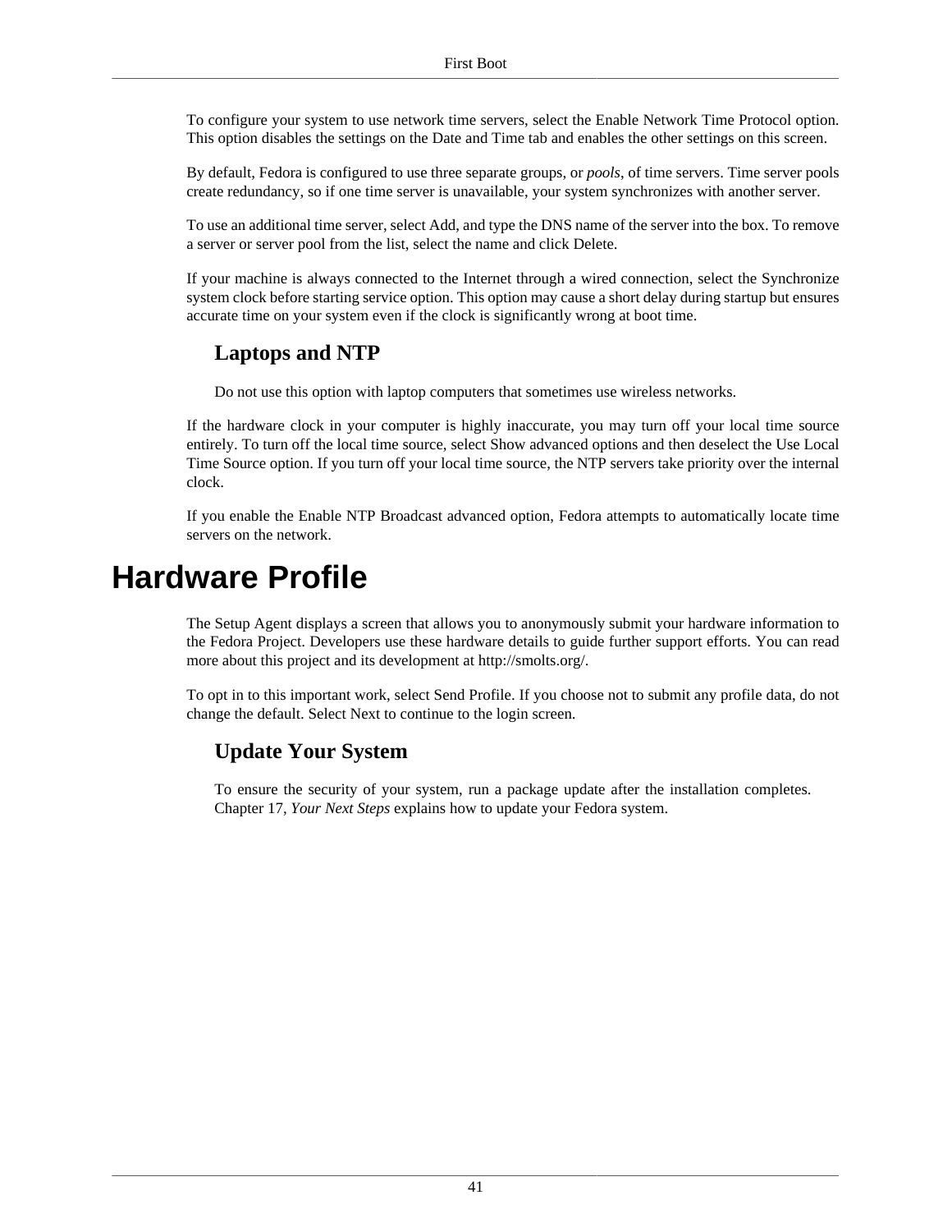To configure your system to use network time servers, select the Enable Network Time Protocol option. This option disables the settings on the Date and Time tab and enables the other settings on this screen.

By default, Fedora is configured to use three separate groups, or *pools*, of time servers. Time server pools create redundancy, so if one time server is unavailable, your system synchronizes with another server.

To use an additional time server, select Add, and type the DNS name of the server into the box. To remove a server or server pool from the list, select the name and click Delete.

If your machine is always connected to the Internet through a wired connection, select the Synchronize system clock before starting service option. This option may cause a short delay during startup but ensures accurate time on your system even if the clock is significantly wrong at boot time.

### Laptops and NTP

Do not use this option with laptop computers that sometimes use wireless networks.

If the hardware clock in your computer is highly inaccurate, you may turn off your local time source entirely. To turn off the local time source, select Show advanced options and then deselect the Use Local Time Source option. If you turn off your local time source, the NTP servers take priority over the internal clock.

If you enable the Enable NTP Broadcast advanced option, Fedora attempts to automatically locate time servers on the network.

# Hardware Profile

The Setup Agent displays a screen that allows you to anonymously submit your hardware information to the Fedora Project. Developers use these hardware details to guide further support efforts. You can read more about this project and its development at http://smolts.org/.

To opt in to this important work, select Send Profile. If you choose not to submit any profile data, do not change the default. Select Next to continue to the login screen.

### Update Your System

To ensure the security of your system, run a package update after the installation completes. Chapter 17, *Your Next Steps* explains how to update your Fedora system.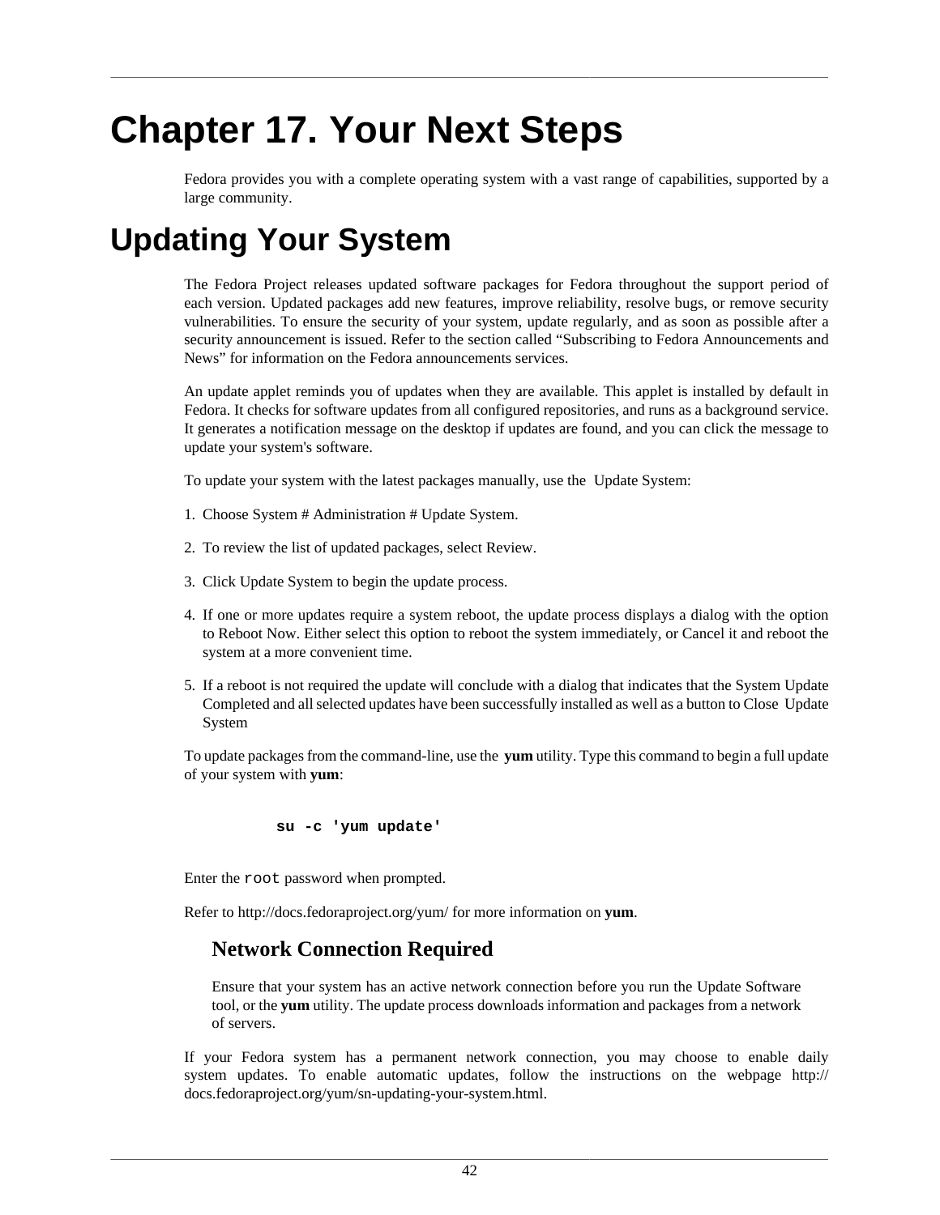# Chapter 17. Your Next Steps

Fedora provides you with a complete operating system with a vast range of capabilities, supported by a large community.

# Updating Your System

The Fedora Project releases updated software packages for Fedora throughout the support period of each version. Updated packages add new features, improve reliability, resolve bugs, or remove security vulnerabilities. To ensure the security of your system, update regularly, and as soon as possible after a security announcement is issued. Refer to the section called “Subscribing to Fedora Announcements and News” for information on the Fedora announcements services.

An update applet reminds you of updates when they are available. This applet is installed by default in Fedora. It checks for software updates from all configured repositories, and runs as a background service. It generates a notification message on the desktop if updates are found, and you can click the message to update your system's software.

To update your system with the latest packages manually, use the Update System:

1. Choose System # Administration # Update System.
2. To review the list of updated packages, select Review.
3. Click Update System to begin the update process.
4. If one or more updates require a system reboot, the update process displays a dialog with the option to Reboot Now. Either select this option to reboot the system immediately, or Cancel it and reboot the system at a more convenient time.
5. If a reboot is not required the update will conclude with a dialog that indicates that the System Update Completed and all selected updates have been successfully installed as well as a button to Close Update System

To update packages from the command-line, use the **yum** utility. Type this command to begin a full update of your system with **yum**:

```
su -c 'yum update'
```

Enter the `root` password when prompted.

Refer to http://docs.fedoraproject.org/yum/ for more information on **yum**.

### Network Connection Required

Ensure that your system has an active network connection before you run the Update Software tool, or the **yum** utility. The update process downloads information and packages from a network of servers.

If your Fedora system has a permanent network connection, you may choose to enable daily system updates. To enable automatic updates, follow the instructions on the webpage http://docs.fedoraproject.org/yum/sn-updating-your-system.html.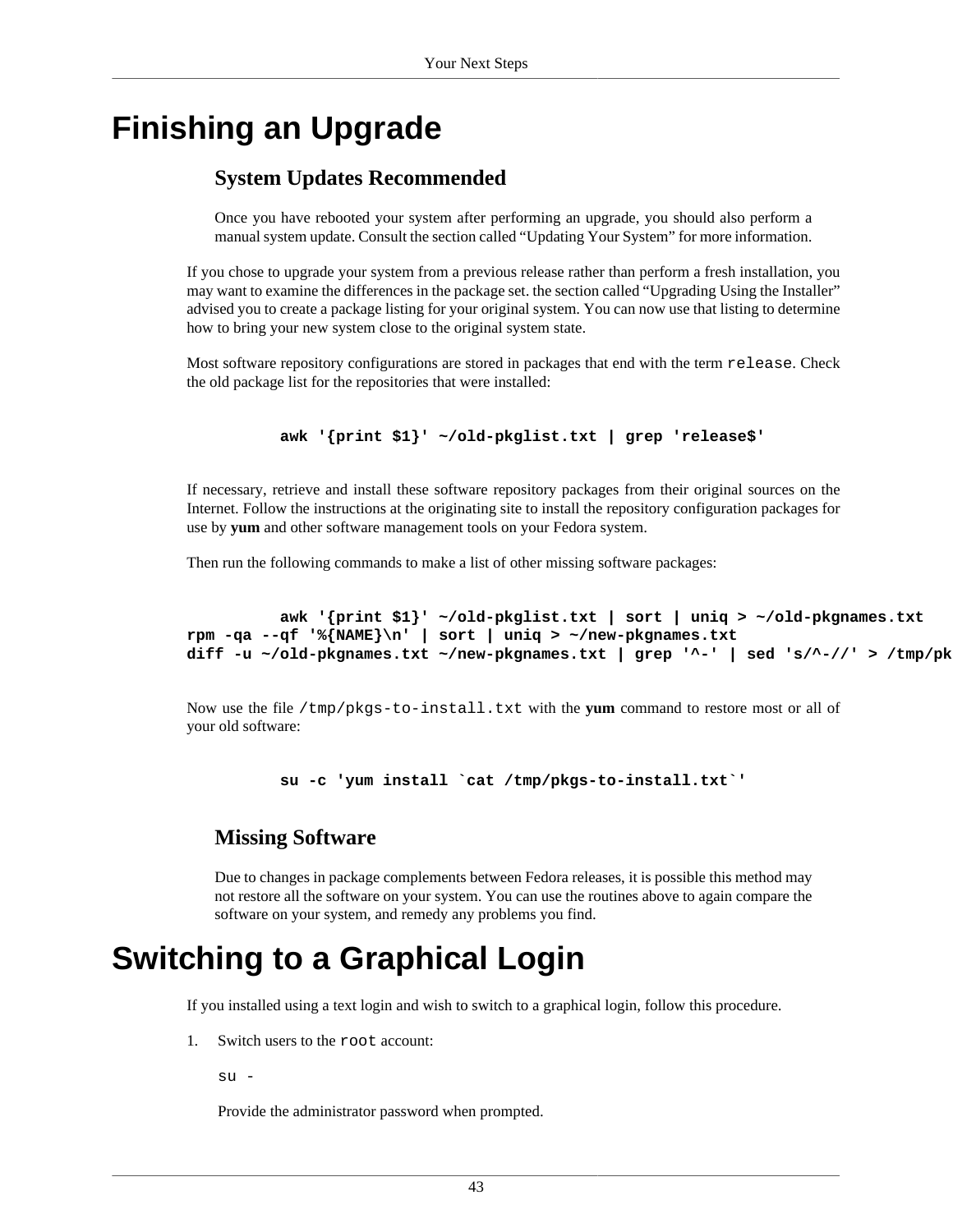# Finishing an Upgrade

### System Updates Recommended

Once you have rebooted your system after performing an upgrade, you should also perform a manual system update. Consult the section called "Updating Your System" for more information.

If you chose to upgrade your system from a previous release rather than perform a fresh installation, you may want to examine the differences in the package set. the section called "Upgrading Using the Installer" advised you to create a package listing for your original system. You can now use that listing to determine how to bring your new system close to the original system state.

Most software repository configurations are stored in packages that end with the term `release`. Check the old package list for the repositories that were installed:

```
awk '{print $1}' ~/old-pkglist.txt | grep 'release$'
```

If necessary, retrieve and install these software repository packages from their original sources on the Internet. Follow the instructions at the originating site to install the repository configuration packages for use by **yum** and other software management tools on your Fedora system.

Then run the following commands to make a list of other missing software packages:

```
awk '{print $1}' ~/old-pkglist.txt | sort | uniq > ~/old-pkgnames.txt
rpm -qa --qf '%{NAME}\n' | sort | uniq > ~/new-pkgnames.txt
diff -u ~/old-pkgnames.txt ~/new-pkgnames.txt | grep '^-' | sed 's/^-//' > /tmp/pk
```

Now use the file `/tmp/pkgs-to-install.txt` with the **yum** command to restore most or all of your old software:

```
su -c 'yum install `cat /tmp/pkgs-to-install.txt`'
```

### Missing Software

Due to changes in package complements between Fedora releases, it is possible this method may not restore all the software on your system. You can use the routines above to again compare the software on your system, and remedy any problems you find.

# Switching to a Graphical Login

If you installed using a text login and wish to switch to a graphical login, follow this procedure.

1. Switch users to the `root` account:

   ```
   su -
   ```

   Provide the administrator password when prompted.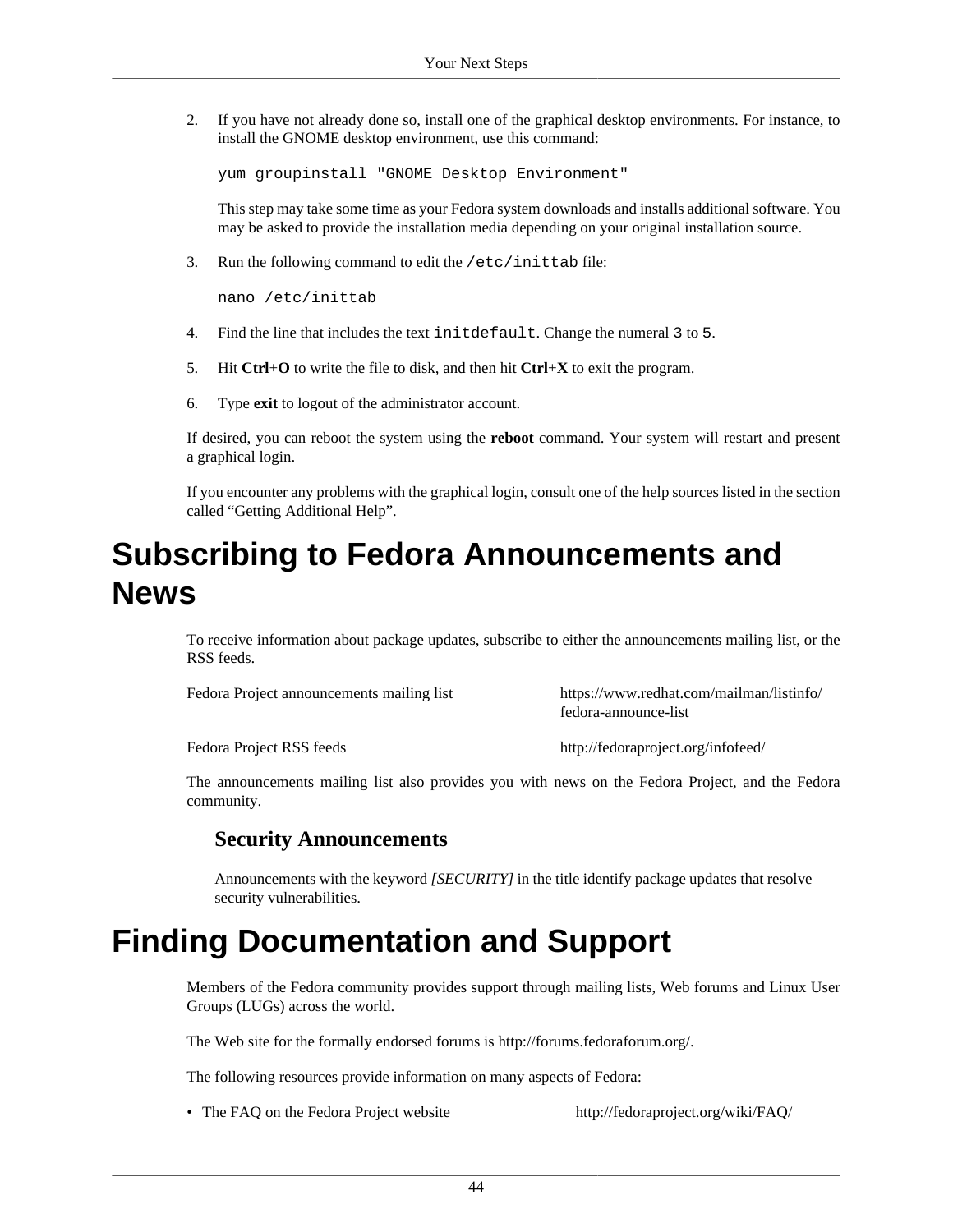2. If you have not already done so, install one of the graphical desktop environments. For instance, to install the GNOME desktop environment, use this command:

   ```
   yum groupinstall "GNOME Desktop Environment"
   ```

   This step may take some time as your Fedora system downloads and installs additional software. You may be asked to provide the installation media depending on your original installation source.

3. Run the following command to edit the `/etc/inittab` file:

   ```
   nano /etc/inittab
   ```

4. Find the line that includes the text `initdefault`. Change the numeral `3` to `5`.

5. Hit **Ctrl**+**O** to write the file to disk, and then hit **Ctrl**+**X** to exit the program.

6. Type **exit** to logout of the administrator account.

If desired, you can reboot the system using the **reboot** command. Your system will restart and present a graphical login.

If you encounter any problems with the graphical login, consult one of the help sources listed in the section called “Getting Additional Help”.

# Subscribing to Fedora Announcements and News

To receive information about package updates, subscribe to either the announcements mailing list, or the RSS feeds.

| | |
|---|---|
| Fedora Project announcements mailing list | https://www.redhat.com/mailman/listinfo/fedora-announce-list |
| Fedora Project RSS feeds | http://fedoraproject.org/infofeed/ |

The announcements mailing list also provides you with news on the Fedora Project, and the Fedora community.

### Security Announcements

Announcements with the keyword *[SECURITY]* in the title identify package updates that resolve security vulnerabilities.

# Finding Documentation and Support

Members of the Fedora community provides support through mailing lists, Web forums and Linux User Groups (LUGs) across the world.

The Web site for the formally endorsed forums is http://forums.fedoraforum.org/.

The following resources provide information on many aspects of Fedora:

- The FAQ on the Fedora Project website http://fedoraproject.org/wiki/FAQ/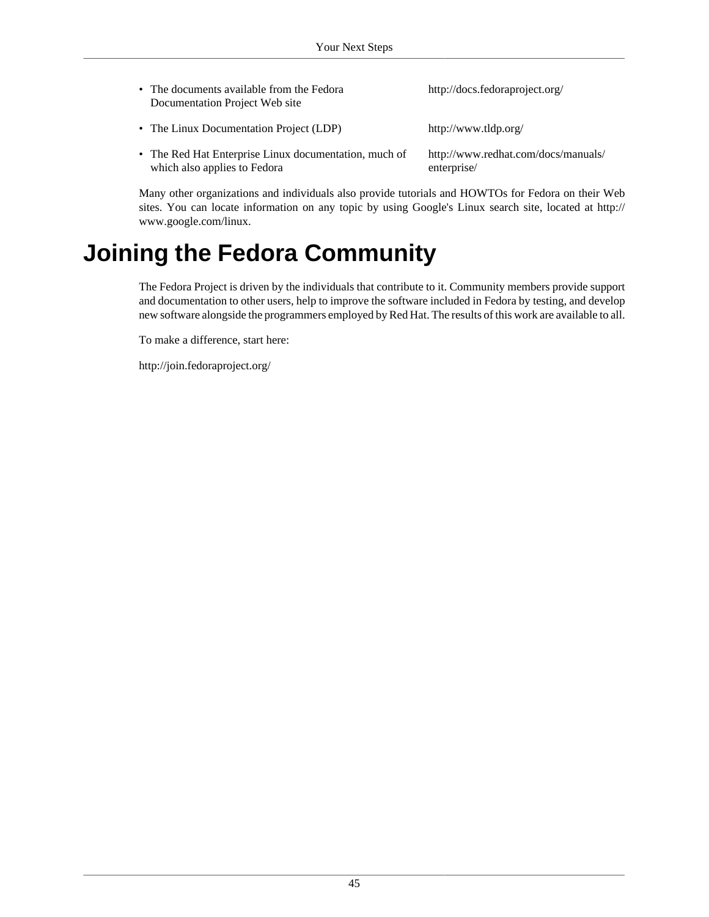- The documents available from the Fedora Documentation Project Web site — http://docs.fedoraproject.org/
- The Linux Documentation Project (LDP) — http://www.tldp.org/
- The Red Hat Enterprise Linux documentation, much of which also applies to Fedora — http://www.redhat.com/docs/manuals/enterprise/

Many other organizations and individuals also provide tutorials and HOWTOs for Fedora on their Web sites. You can locate information on any topic by using Google's Linux search site, located at http://www.google.com/linux.

# Joining the Fedora Community

The Fedora Project is driven by the individuals that contribute to it. Community members provide support and documentation to other users, help to improve the software included in Fedora by testing, and develop new software alongside the programmers employed by Red Hat. The results of this work are available to all.

To make a difference, start here:

http://join.fedoraproject.org/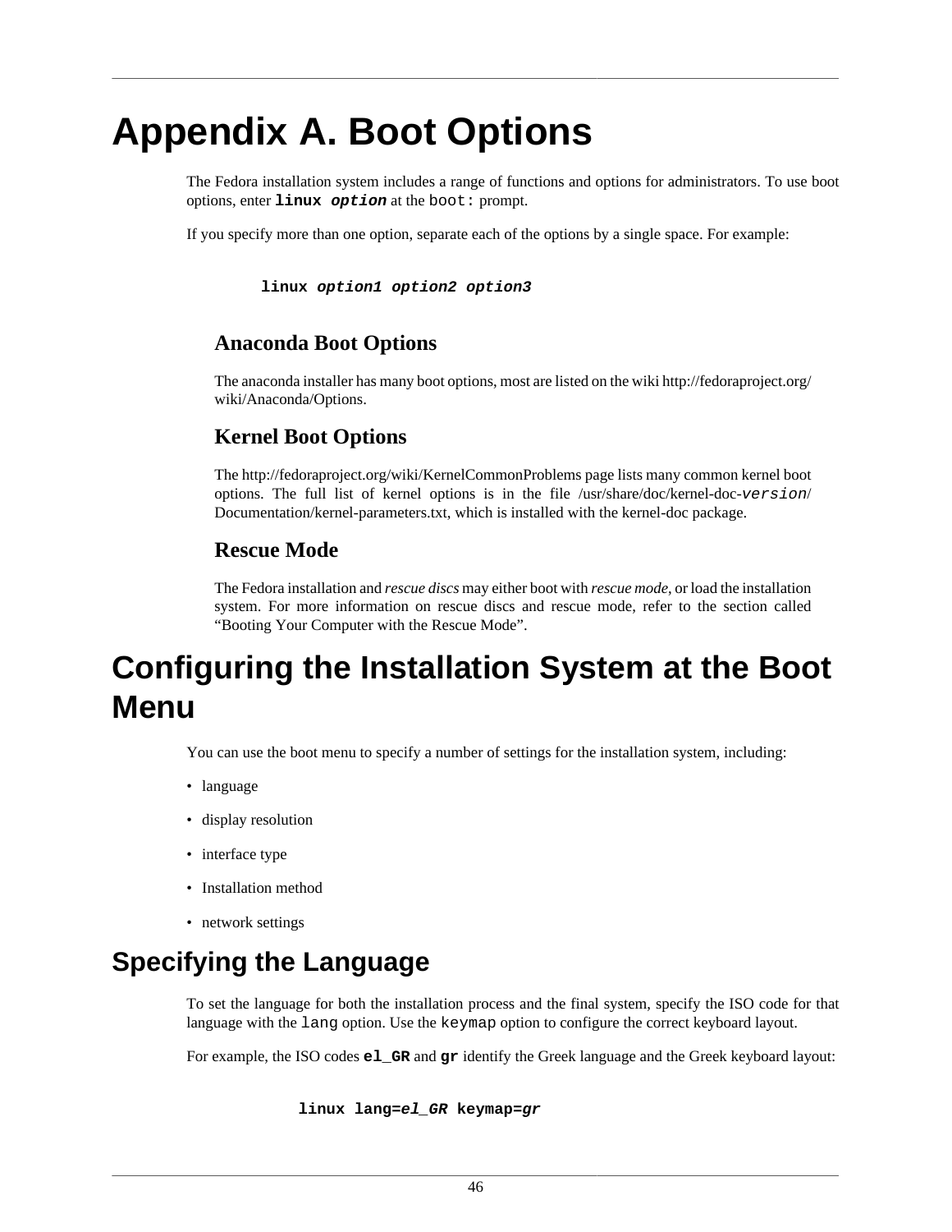# Appendix A. Boot Options

The Fedora installation system includes a range of functions and options for administrators. To use boot options, enter **`linux`** ***`option`*** at the `boot:` prompt.

If you specify more than one option, separate each of the options by a single space. For example:

```
linux option1 option2 option3
```

### Anaconda Boot Options

The anaconda installer has many boot options, most are listed on the wiki http://fedoraproject.org/wiki/Anaconda/Options.

### Kernel Boot Options

The http://fedoraproject.org/wiki/KernelCommonProblems page lists many common kernel boot options. The full list of kernel options is in the file /usr/share/doc/kernel-doc-*version*/Documentation/kernel-parameters.txt, which is installed with the kernel-doc package.

### Rescue Mode

The Fedora installation and *rescue discs* may either boot with *rescue mode*, or load the installation system. For more information on rescue discs and rescue mode, refer to the section called “Booting Your Computer with the Rescue Mode”.

# Configuring the Installation System at the Boot Menu

You can use the boot menu to specify a number of settings for the installation system, including:

- language
- display resolution
- interface type
- Installation method
- network settings

## Specifying the Language

To set the language for both the installation process and the final system, specify the ISO code for that language with the `lang` option. Use the `keymap` option to configure the correct keyboard layout.

For example, the ISO codes **`el_GR`** and **`gr`** identify the Greek language and the Greek keyboard layout:

```
linux lang=el_GR keymap=gr
```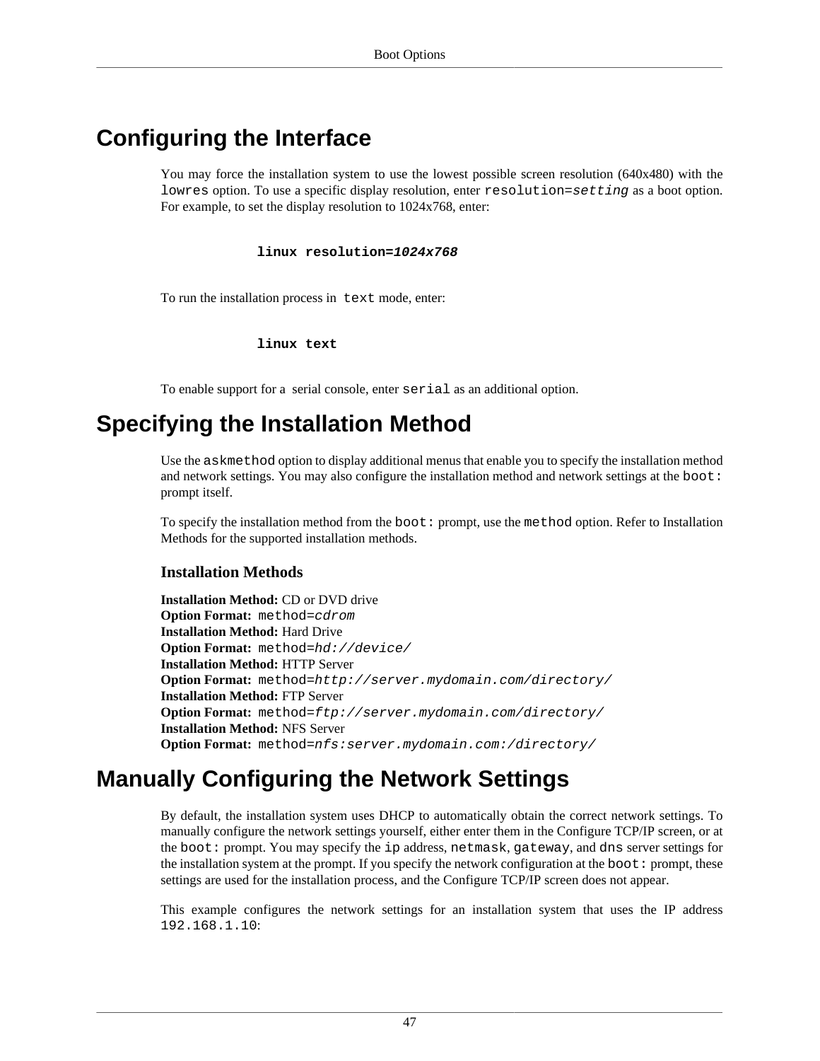## Configuring the Interface

You may force the installation system to use the lowest possible screen resolution (640x480) with the `lowres` option. To use a specific display resolution, enter `resolution=setting` as a boot option. For example, to set the display resolution to 1024x768, enter:

```
linux resolution=1024x768
```

To run the installation process in `text` mode, enter:

```
linux text
```

To enable support for a serial console, enter `serial` as an additional option.

## Specifying the Installation Method

Use the `askmethod` option to display additional menus that enable you to specify the installation method and network settings. You may also configure the installation method and network settings at the `boot:` prompt itself.

To specify the installation method from the `boot:` prompt, use the `method` option. Refer to Installation Methods for the supported installation methods.

### Installation Methods

**Installation Method:** CD or DVD drive
**Option Format:** `method=cdrom`
**Installation Method:** Hard Drive
**Option Format:** `method=hd://device/`
**Installation Method:** HTTP Server
**Option Format:** `method=http://server.mydomain.com/directory/`
**Installation Method:** FTP Server
**Option Format:** `method=ftp://server.mydomain.com/directory/`
**Installation Method:** NFS Server
**Option Format:** `method=nfs:server.mydomain.com:/directory/`

## Manually Configuring the Network Settings

By default, the installation system uses DHCP to automatically obtain the correct network settings. To manually configure the network settings yourself, either enter them in the Configure TCP/IP screen, or at the `boot:` prompt. You may specify the `ip` address, `netmask`, `gateway`, and `dns` server settings for the installation system at the prompt. If you specify the network configuration at the `boot:` prompt, these settings are used for the installation process, and the Configure TCP/IP screen does not appear.

This example configures the network settings for an installation system that uses the IP address `192.168.1.10`: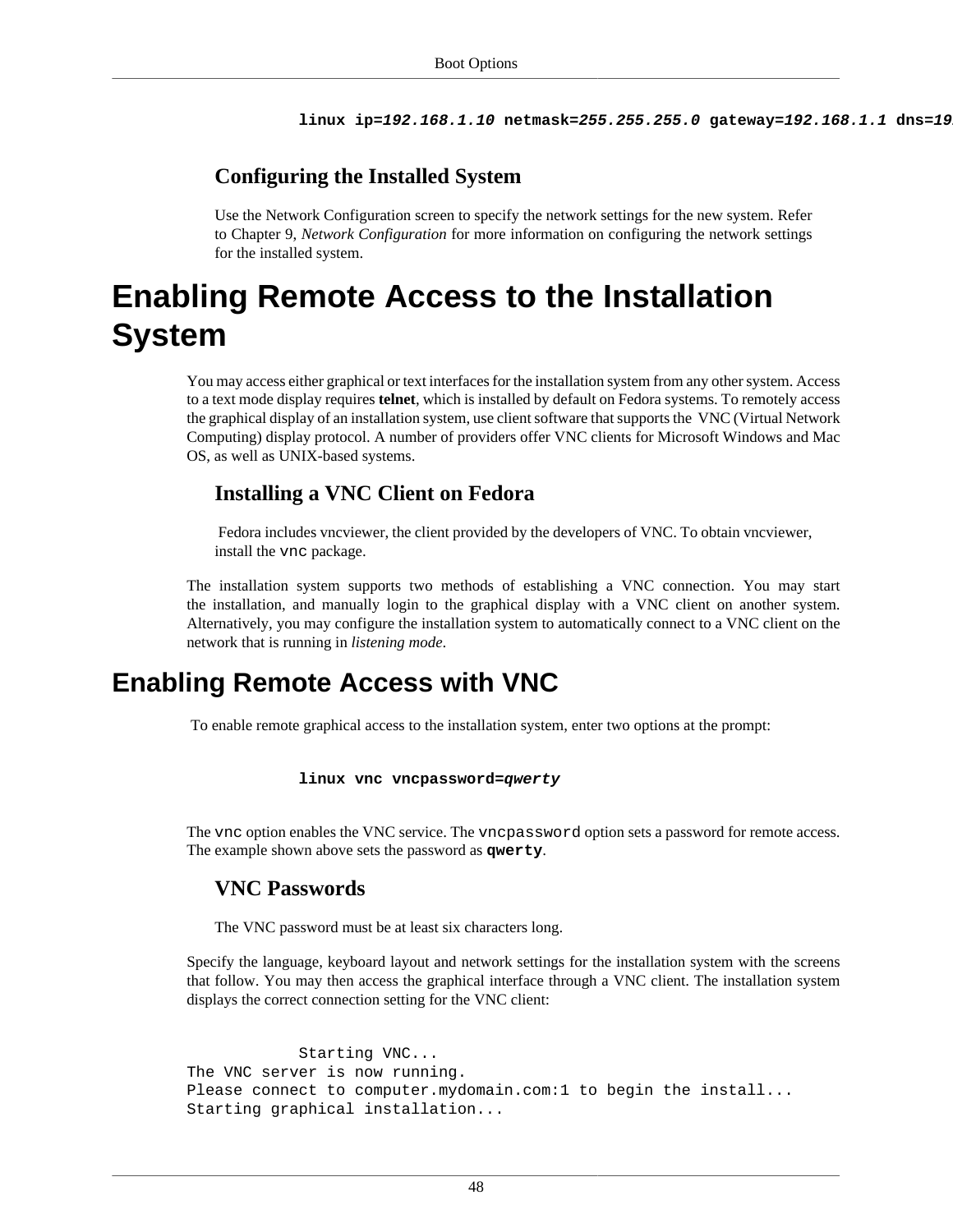```
linux ip=192.168.1.10 netmask=255.255.255.0 gateway=192.168.1.1 dns=19
```

### Configuring the Installed System

Use the Network Configuration screen to specify the network settings for the new system. Refer to Chapter 9, *Network Configuration* for more information on configuring the network settings for the installed system.

# Enabling Remote Access to the Installation System

You may access either graphical or text interfaces for the installation system from any other system. Access to a text mode display requires **telnet**, which is installed by default on Fedora systems. To remotely access the graphical display of an installation system, use client software that supports the VNC (Virtual Network Computing) display protocol. A number of providers offer VNC clients for Microsoft Windows and Mac OS, as well as UNIX-based systems.

### Installing a VNC Client on Fedora

Fedora includes vncviewer, the client provided by the developers of VNC. To obtain vncviewer, install the `vnc` package.

The installation system supports two methods of establishing a VNC connection. You may start the installation, and manually login to the graphical display with a VNC client on another system. Alternatively, you may configure the installation system to automatically connect to a VNC client on the network that is running in *listening mode*.

## Enabling Remote Access with VNC

To enable remote graphical access to the installation system, enter two options at the prompt:

```
linux vnc vncpassword=qwerty
```

The `vnc` option enables the VNC service. The `vncpassword` option sets a password for remote access. The example shown above sets the password as **`qwerty`**.

### VNC Passwords

The VNC password must be at least six characters long.

Specify the language, keyboard layout and network settings for the installation system with the screens that follow. You may then access the graphical interface through a VNC client. The installation system displays the correct connection setting for the VNC client:

```
Starting VNC...
The VNC server is now running.
Please connect to computer.mydomain.com:1 to begin the install...
Starting graphical installation...
```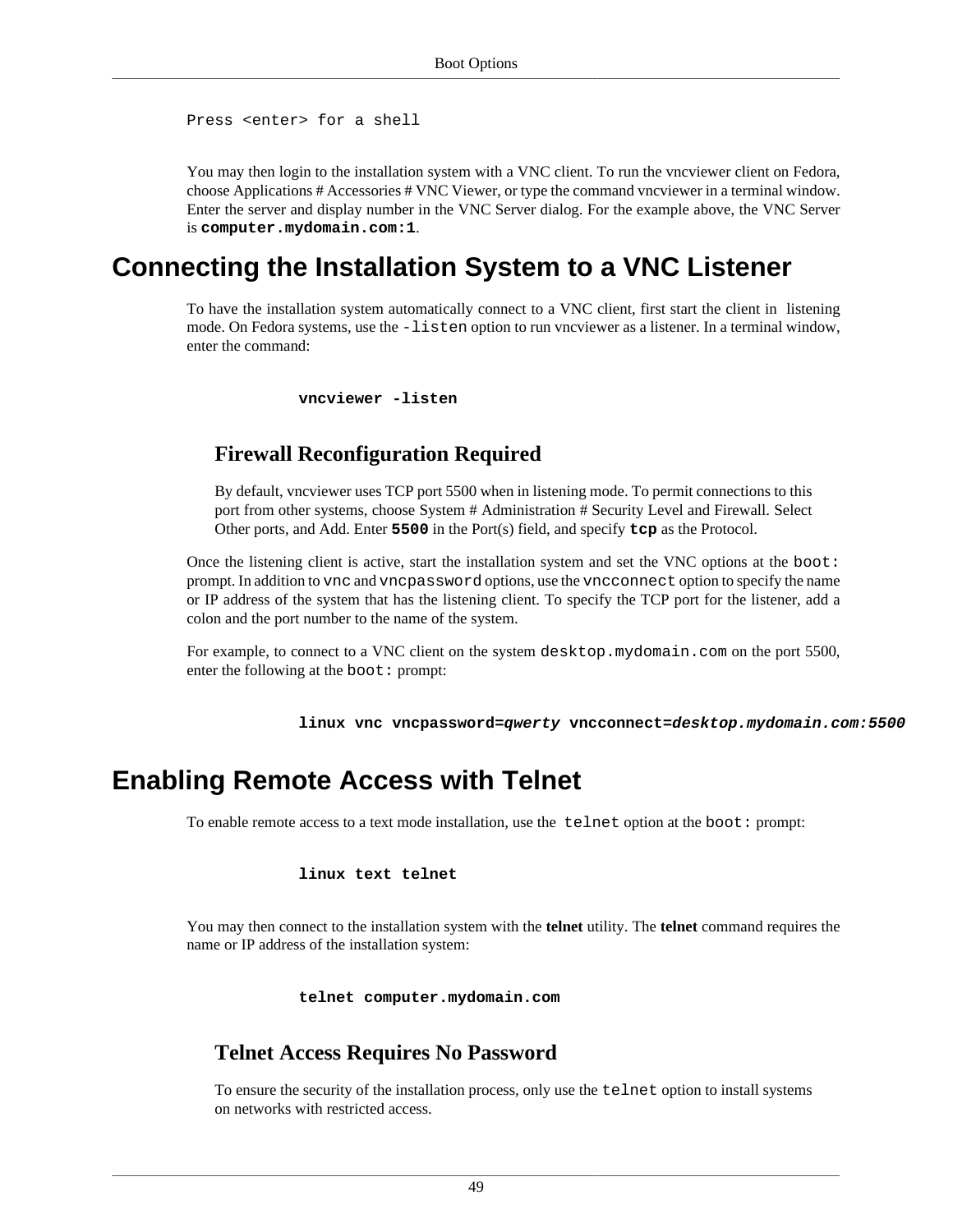```
Press <enter> for a shell
```

You may then login to the installation system with a VNC client. To run the vncviewer client on Fedora, choose Applications # Accessories # VNC Viewer, or type the command vncviewer in a terminal window. Enter the server and display number in the VNC Server dialog. For the example above, the VNC Server is **`computer.mydomain.com:1`**.

# Connecting the Installation System to a VNC Listener

To have the installation system automatically connect to a VNC client, first start the client in listening mode. On Fedora systems, use the `-listen` option to run vncviewer as a listener. In a terminal window, enter the command:

```
vncviewer -listen
```

### Firewall Reconfiguration Required

By default, vncviewer uses TCP port 5500 when in listening mode. To permit connections to this port from other systems, choose System # Administration # Security Level and Firewall. Select Other ports, and Add. Enter **`5500`** in the Port(s) field, and specify **`tcp`** as the Protocol.

Once the listening client is active, start the installation system and set the VNC options at the `boot:` prompt. In addition to `vnc` and `vncpassword` options, use the `vncconnect` option to specify the name or IP address of the system that has the listening client. To specify the TCP port for the listener, add a colon and the port number to the name of the system.

For example, to connect to a VNC client on the system `desktop.mydomain.com` on the port 5500, enter the following at the `boot:` prompt:

```
linux vnc vncpassword=qwerty vncconnect=desktop.mydomain.com:5500
```

# Enabling Remote Access with Telnet

To enable remote access to a text mode installation, use the `telnet` option at the `boot:` prompt:

```
linux text telnet
```

You may then connect to the installation system with the **telnet** utility. The **telnet** command requires the name or IP address of the installation system:

```
telnet computer.mydomain.com
```

### Telnet Access Requires No Password

To ensure the security of the installation process, only use the `telnet` option to install systems on networks with restricted access.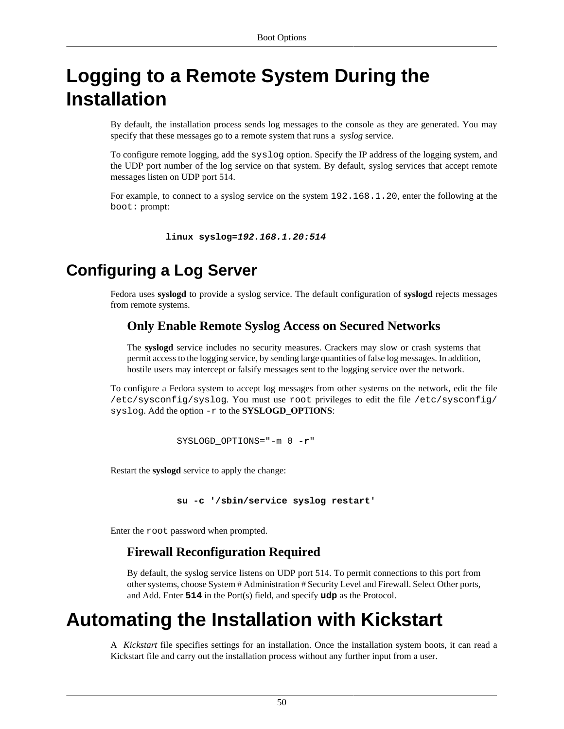# Logging to a Remote System During the Installation

By default, the installation process sends log messages to the console as they are generated. You may specify that these messages go to a remote system that runs a *syslog* service.

To configure remote logging, add the `syslog` option. Specify the IP address of the logging system, and the UDP port number of the log service on that system. By default, syslog services that accept remote messages listen on UDP port 514.

For example, to connect to a syslog service on the system `192.168.1.20`, enter the following at the `boot:` prompt:

```
linux syslog=192.168.1.20:514
```

## Configuring a Log Server

Fedora uses **syslogd** to provide a syslog service. The default configuration of **syslogd** rejects messages from remote systems.

### Only Enable Remote Syslog Access on Secured Networks

The **syslogd** service includes no security measures. Crackers may slow or crash systems that permit access to the logging service, by sending large quantities of false log messages. In addition, hostile users may intercept or falsify messages sent to the logging service over the network.

To configure a Fedora system to accept log messages from other systems on the network, edit the file `/etc/sysconfig/syslog`. You must use `root` privileges to edit the file `/etc/sysconfig/syslog`. Add the option `-r` to the **SYSLOGD_OPTIONS**:

```
SYSLOGD_OPTIONS="-m 0 -r"
```

Restart the **syslogd** service to apply the change:

```
su -c '/sbin/service syslog restart'
```

Enter the `root` password when prompted.

### Firewall Reconfiguration Required

By default, the syslog service listens on UDP port 514. To permit connections to this port from other systems, choose System # Administration # Security Level and Firewall. Select Other ports, and Add. Enter **`514`** in the Port(s) field, and specify **`udp`** as the Protocol.

# Automating the Installation with Kickstart

A *Kickstart* file specifies settings for an installation. Once the installation system boots, it can read a Kickstart file and carry out the installation process without any further input from a user.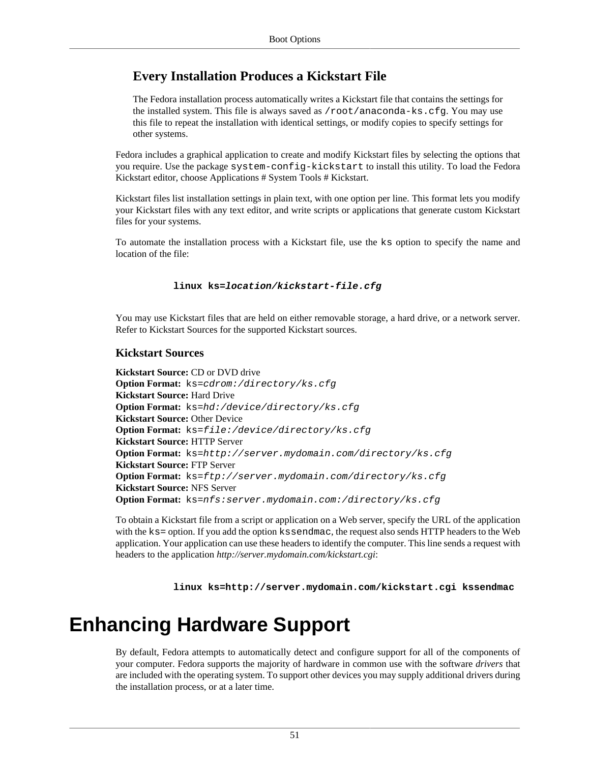### Every Installation Produces a Kickstart File

The Fedora installation process automatically writes a Kickstart file that contains the settings for the installed system. This file is always saved as `/root/anaconda-ks.cfg`. You may use this file to repeat the installation with identical settings, or modify copies to specify settings for other systems.

Fedora includes a graphical application to create and modify Kickstart files by selecting the options that you require. Use the package `system-config-kickstart` to install this utility. To load the Fedora Kickstart editor, choose Applications # System Tools # Kickstart.

Kickstart files list installation settings in plain text, with one option per line. This format lets you modify your Kickstart files with any text editor, and write scripts or applications that generate custom Kickstart files for your systems.

To automate the installation process with a Kickstart file, use the `ks` option to specify the name and location of the file:

```
linux ks=location/kickstart-file.cfg
```

You may use Kickstart files that are held on either removable storage, a hard drive, or a network server. Refer to Kickstart Sources for the supported Kickstart sources.

### Kickstart Sources

**Kickstart Source:** CD or DVD drive
**Option Format:** `ks=cdrom:/directory/ks.cfg`
**Kickstart Source:** Hard Drive
**Option Format:** `ks=hd:/device/directory/ks.cfg`
**Kickstart Source:** Other Device
**Option Format:** `ks=file:/device/directory/ks.cfg`
**Kickstart Source:** HTTP Server
**Option Format:** `ks=http://server.mydomain.com/directory/ks.cfg`
**Kickstart Source:** FTP Server
**Option Format:** `ks=ftp://server.mydomain.com/directory/ks.cfg`
**Kickstart Source:** NFS Server
**Option Format:** `ks=nfs:server.mydomain.com:/directory/ks.cfg`

To obtain a Kickstart file from a script or application on a Web server, specify the URL of the application with the `ks=` option. If you add the option `kssendmac`, the request also sends HTTP headers to the Web application. Your application can use these headers to identify the computer. This line sends a request with headers to the application *http://server.mydomain.com/kickstart.cgi*:

```
linux ks=http://server.mydomain.com/kickstart.cgi kssendmac
```

# Enhancing Hardware Support

By default, Fedora attempts to automatically detect and configure support for all of the components of your computer. Fedora supports the majority of hardware in common use with the software *drivers* that are included with the operating system. To support other devices you may supply additional drivers during the installation process, or at a later time.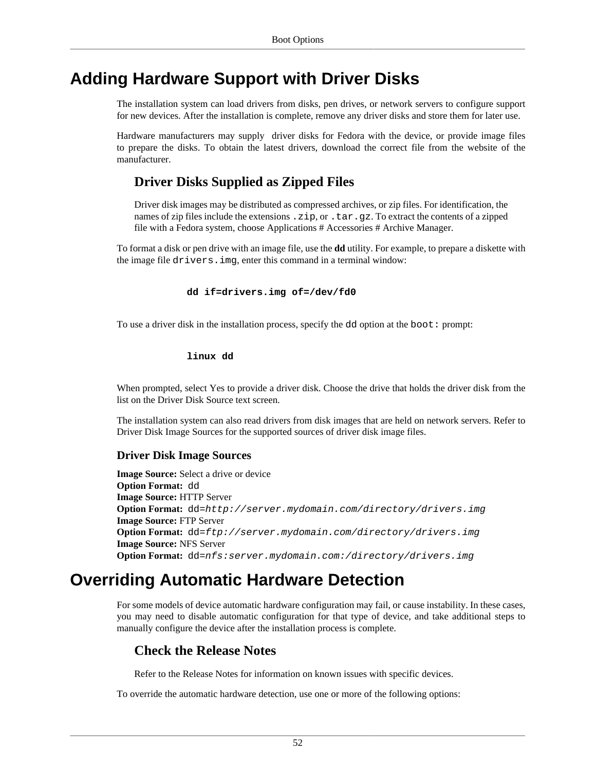# Adding Hardware Support with Driver Disks

The installation system can load drivers from disks, pen drives, or network servers to configure support for new devices. After the installation is complete, remove any driver disks and store them for later use.

Hardware manufacturers may supply driver disks for Fedora with the device, or provide image files to prepare the disks. To obtain the latest drivers, download the correct file from the website of the manufacturer.

## Driver Disks Supplied as Zipped Files

Driver disk images may be distributed as compressed archives, or zip files. For identification, the names of zip files include the extensions `.zip`, or `.tar.gz`. To extract the contents of a zipped file with a Fedora system, choose Applications # Accessories # Archive Manager.

To format a disk or pen drive with an image file, use the **dd** utility. For example, to prepare a diskette with the image file `drivers.img`, enter this command in a terminal window:

```
dd if=drivers.img of=/dev/fd0
```

To use a driver disk in the installation process, specify the `dd` option at the `boot:` prompt:

```
linux dd
```

When prompted, select Yes to provide a driver disk. Choose the drive that holds the driver disk from the list on the Driver Disk Source text screen.

The installation system can also read drivers from disk images that are held on network servers. Refer to Driver Disk Image Sources for the supported sources of driver disk image files.

### Driver Disk Image Sources

**Image Source:** Select a drive or device
**Option Format:** `dd`
**Image Source:** HTTP Server
**Option Format:** `dd=`*`http://server.mydomain.com/directory/drivers.img`*
**Image Source:** FTP Server
**Option Format:** `dd=`*`ftp://server.mydomain.com/directory/drivers.img`*
**Image Source:** NFS Server
**Option Format:** `dd=`*`nfs:server.mydomain.com:/directory/drivers.img`*

# Overriding Automatic Hardware Detection

For some models of device automatic hardware configuration may fail, or cause instability. In these cases, you may need to disable automatic configuration for that type of device, and take additional steps to manually configure the device after the installation process is complete.

## Check the Release Notes

Refer to the Release Notes for information on known issues with specific devices.

To override the automatic hardware detection, use one or more of the following options: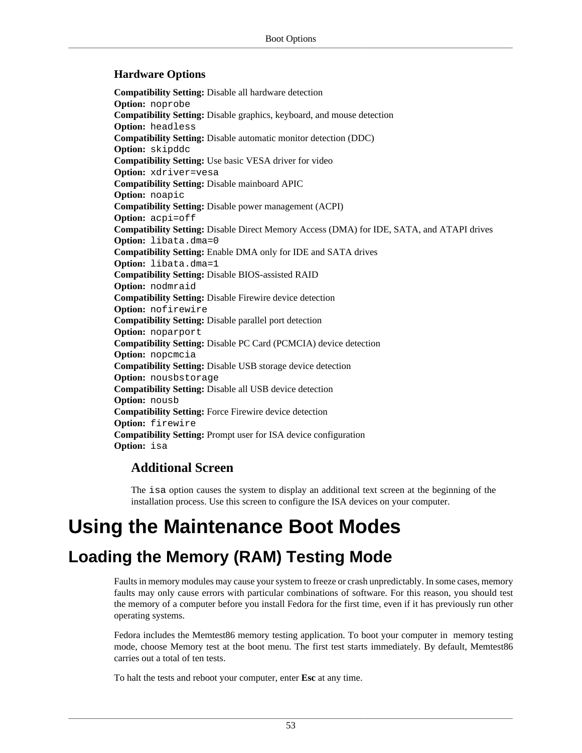### Hardware Options

**Compatibility Setting:** Disable all hardware detection
**Option:** `noprobe`
**Compatibility Setting:** Disable graphics, keyboard, and mouse detection
**Option:** `headless`
**Compatibility Setting:** Disable automatic monitor detection (DDC)
**Option:** `skipddc`
**Compatibility Setting:** Use basic VESA driver for video
**Option:** `xdriver=vesa`
**Compatibility Setting:** Disable mainboard APIC
**Option:** `noapic`
**Compatibility Setting:** Disable power management (ACPI)
**Option:** `acpi=off`
**Compatibility Setting:** Disable Direct Memory Access (DMA) for IDE, SATA, and ATAPI drives
**Option:** `libata.dma=0`
**Compatibility Setting:** Enable DMA only for IDE and SATA drives
**Option:** `libata.dma=1`
**Compatibility Setting:** Disable BIOS-assisted RAID
**Option:** `nodmraid`
**Compatibility Setting:** Disable Firewire device detection
**Option:** `nofirewire`
**Compatibility Setting:** Disable parallel port detection
**Option:** `noparport`
**Compatibility Setting:** Disable PC Card (PCMCIA) device detection
**Option:** `nopcmcia`
**Compatibility Setting:** Disable USB storage device detection
**Option:** `nousbstorage`
**Compatibility Setting:** Disable all USB device detection
**Option:** `nousb`
**Compatibility Setting:** Force Firewire device detection
**Option:** `firewire`
**Compatibility Setting:** Prompt user for ISA device configuration
**Option:** `isa`

#### Additional Screen

The `isa` option causes the system to display an additional text screen at the beginning of the installation process. Use this screen to configure the ISA devices on your computer.

# Using the Maintenance Boot Modes

## Loading the Memory (RAM) Testing Mode

Faults in memory modules may cause your system to freeze or crash unpredictably. In some cases, memory faults may only cause errors with particular combinations of software. For this reason, you should test the memory of a computer before you install Fedora for the first time, even if it has previously run other operating systems.

Fedora includes the Memtest86 memory testing application. To boot your computer in memory testing mode, choose Memory test at the boot menu. The first test starts immediately. By default, Memtest86 carries out a total of ten tests.

To halt the tests and reboot your computer, enter **Esc** at any time.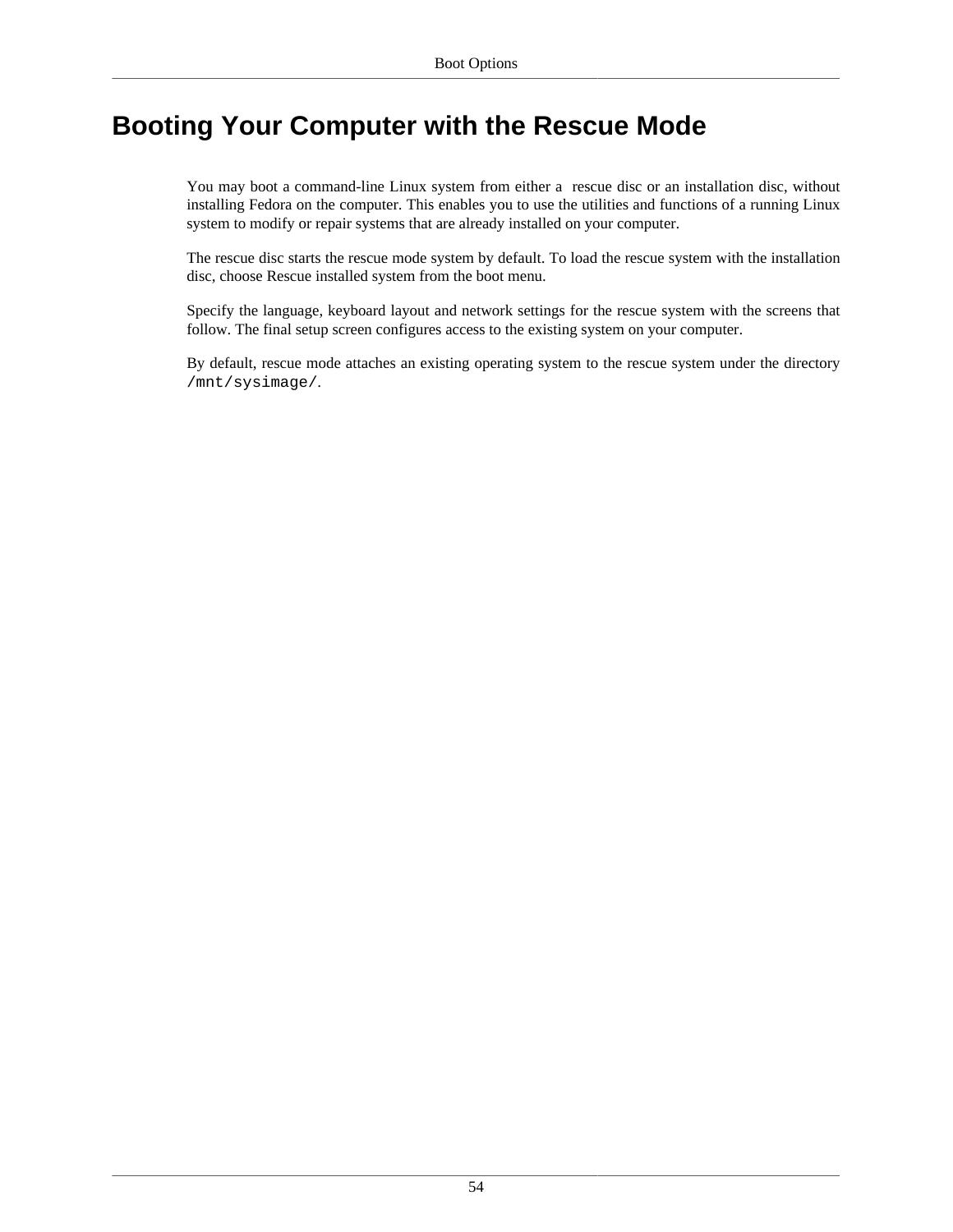# Booting Your Computer with the Rescue Mode

You may boot a command-line Linux system from either a rescue disc or an installation disc, without installing Fedora on the computer. This enables you to use the utilities and functions of a running Linux system to modify or repair systems that are already installed on your computer.

The rescue disc starts the rescue mode system by default. To load the rescue system with the installation disc, choose Rescue installed system from the boot menu.

Specify the language, keyboard layout and network settings for the rescue system with the screens that follow. The final setup screen configures access to the existing system on your computer.

By default, rescue mode attaches an existing operating system to the rescue system under the directory `/mnt/sysimage/`.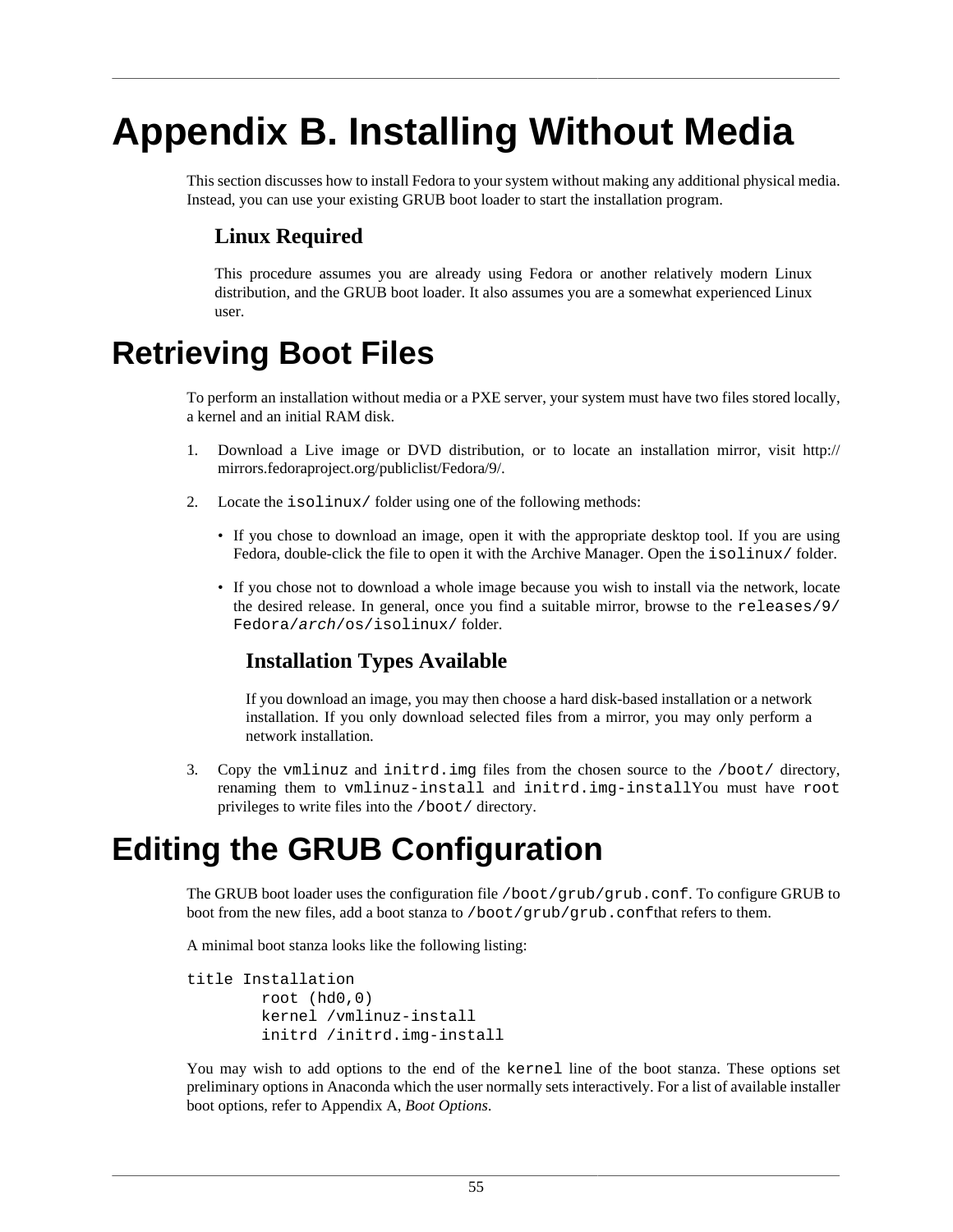# Appendix B. Installing Without Media

This section discusses how to install Fedora to your system without making any additional physical media. Instead, you can use your existing GRUB boot loader to start the installation program.

### Linux Required

This procedure assumes you are already using Fedora or another relatively modern Linux distribution, and the GRUB boot loader. It also assumes you are a somewhat experienced Linux user.

## Retrieving Boot Files

To perform an installation without media or a PXE server, your system must have two files stored locally, a kernel and an initial RAM disk.

1. Download a Live image or DVD distribution, or to locate an installation mirror, visit http://mirrors.fedoraproject.org/publiclist/Fedora/9/.

2. Locate the `isolinux/` folder using one of the following methods:

   - If you chose to download an image, open it with the appropriate desktop tool. If you are using Fedora, double-click the file to open it with the Archive Manager. Open the `isolinux/` folder.

   - If you chose not to download a whole image because you wish to install via the network, locate the desired release. In general, once you find a suitable mirror, browse to the `releases/9/Fedora/`*`arch`*`/os/isolinux/` folder.

   ### Installation Types Available

   If you download an image, you may then choose a hard disk-based installation or a network installation. If you only download selected files from a mirror, you may only perform a network installation.

3. Copy the `vmlinuz` and `initrd.img` files from the chosen source to the `/boot/` directory, renaming them to `vmlinuz-install` and `initrd.img-install`You must have `root` privileges to write files into the `/boot/` directory.

## Editing the GRUB Configuration

The GRUB boot loader uses the configuration file `/boot/grub/grub.conf`. To configure GRUB to boot from the new files, add a boot stanza to `/boot/grub/grub.conf`that refers to them.

A minimal boot stanza looks like the following listing:

```
title Installation
        root (hd0,0)
        kernel /vmlinuz-install
        initrd /initrd.img-install
```

You may wish to add options to the end of the `kernel` line of the boot stanza. These options set preliminary options in Anaconda which the user normally sets interactively. For a list of available installer boot options, refer to Appendix A, *Boot Options*.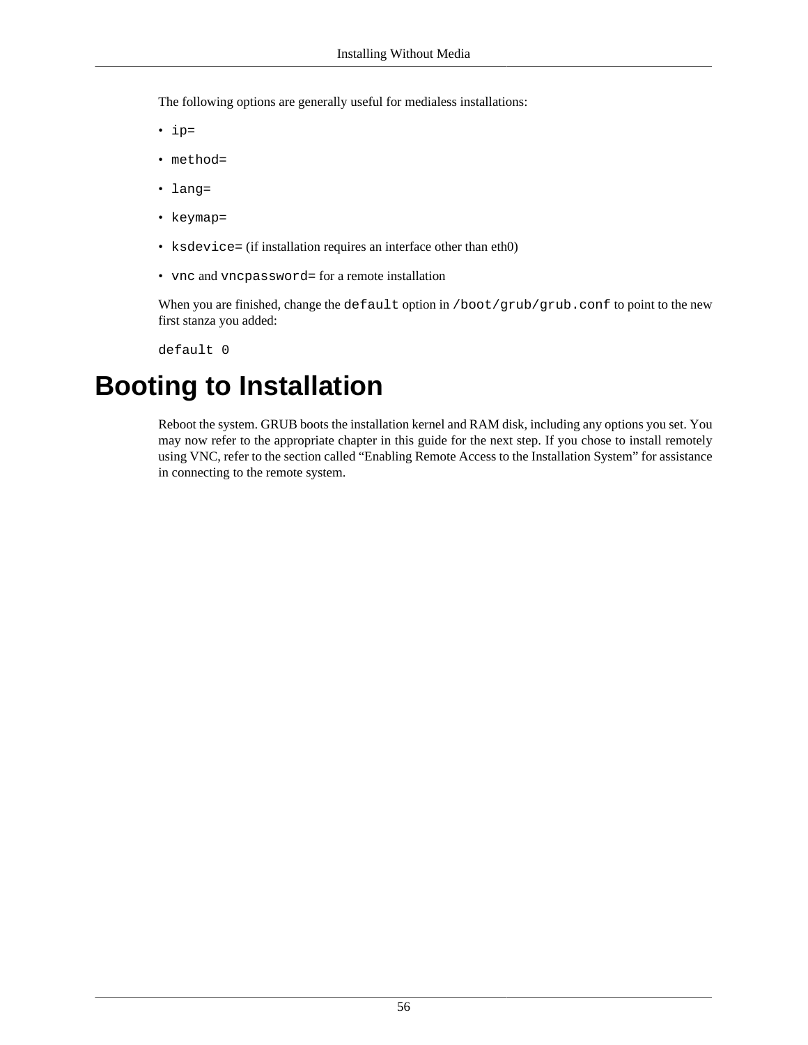The following options are generally useful for medialess installations:

- `ip=`
- `method=`
- `lang=`
- `keymap=`
- `ksdevice=` (if installation requires an interface other than eth0)
- `vnc` and `vncpassword=` for a remote installation

When you are finished, change the `default` option in `/boot/grub/grub.conf` to point to the new first stanza you added:

```
default 0
```

# Booting to Installation

Reboot the system. GRUB boots the installation kernel and RAM disk, including any options you set. You may now refer to the appropriate chapter in this guide for the next step. If you chose to install remotely using VNC, refer to the section called "Enabling Remote Access to the Installation System" for assistance in connecting to the remote system.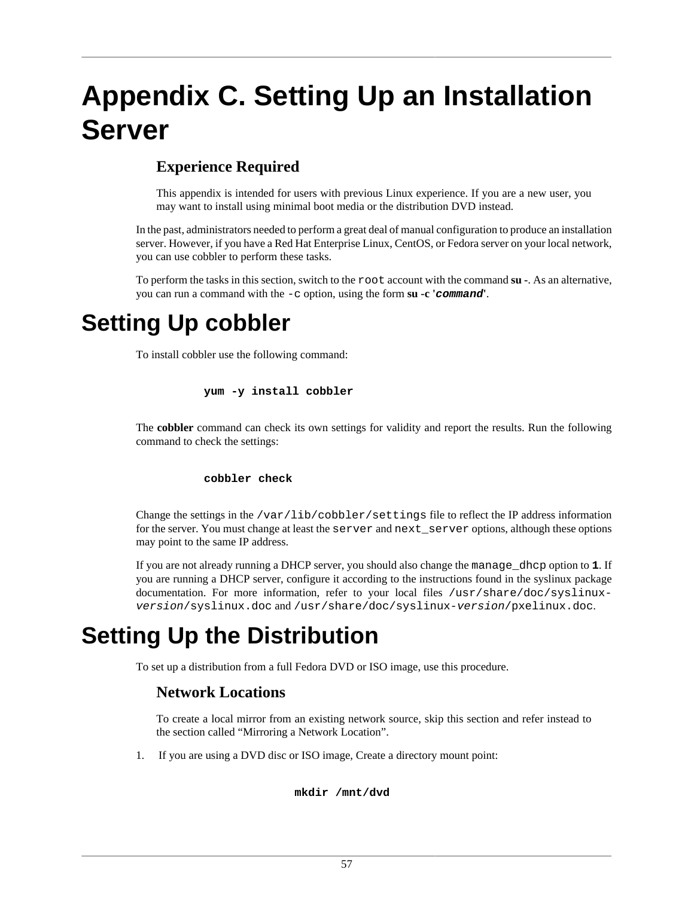# Appendix C. Setting Up an Installation Server

### Experience Required

This appendix is intended for users with previous Linux experience. If you are a new user, you may want to install using minimal boot media or the distribution DVD instead.

In the past, administrators needed to perform a great deal of manual configuration to produce an installation server. However, if you have a Red Hat Enterprise Linux, CentOS, or Fedora server on your local network, you can use cobbler to perform these tasks.

To perform the tasks in this section, switch to the `root` account with the command **su -**. As an alternative, you can run a command with the `-c` option, using the form **su -c '*command*'**.

## Setting Up cobbler

To install cobbler use the following command:

```
yum -y install cobbler
```

The **cobbler** command can check its own settings for validity and report the results. Run the following command to check the settings:

```
cobbler check
```

Change the settings in the `/var/lib/cobbler/settings` file to reflect the IP address information for the server. You must change at least the `server` and `next_server` options, although these options may point to the same IP address.

If you are not already running a DHCP server, you should also change the `manage_dhcp` option to **1**. If you are running a DHCP server, configure it according to the instructions found in the syslinux package documentation. For more information, refer to your local files `/usr/share/doc/syslinux-version/syslinux.doc` and `/usr/share/doc/syslinux-version/pxelinux.doc`.

## Setting Up the Distribution

To set up a distribution from a full Fedora DVD or ISO image, use this procedure.

### Network Locations

To create a local mirror from an existing network source, skip this section and refer instead to the section called “Mirroring a Network Location”.

1. If you are using a DVD disc or ISO image, Create a directory mount point:

   ```
   mkdir /mnt/dvd
   ```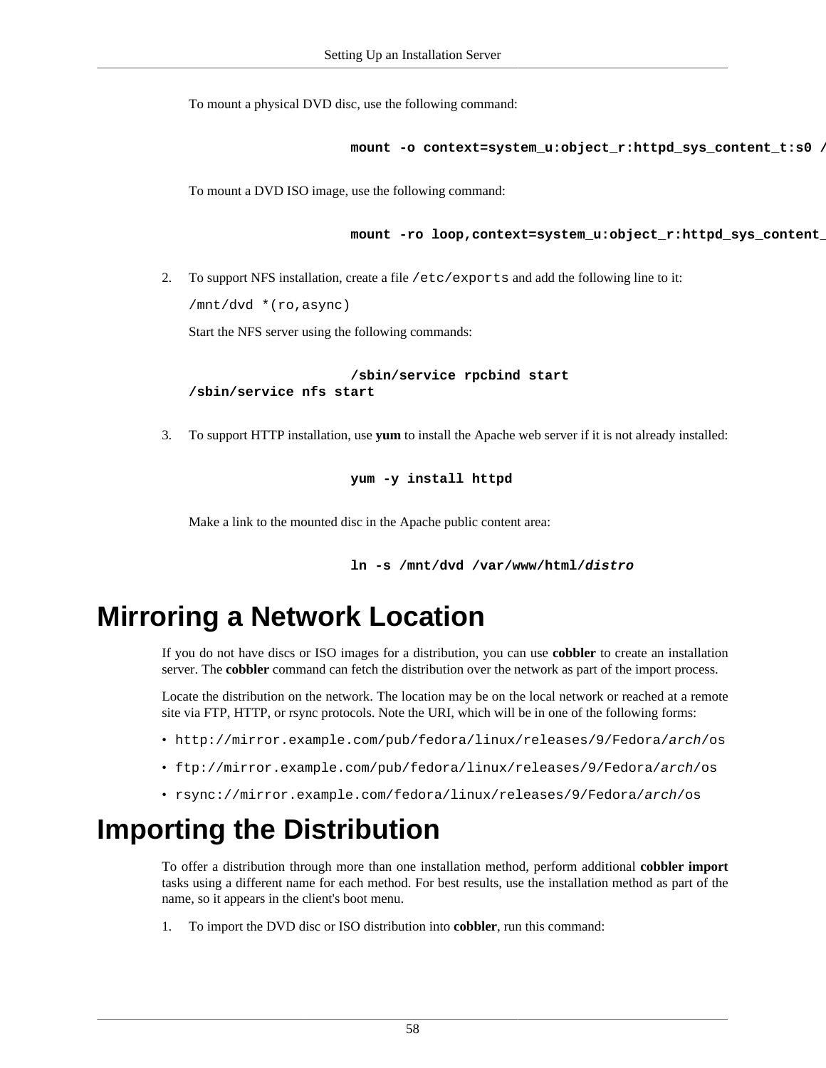To mount a physical DVD disc, use the following command:

```
mount -o context=system_u:object_r:httpd_sys_content_t:s0 /
```

To mount a DVD ISO image, use the following command:

```
mount -ro loop,context=system_u:object_r:httpd_sys_content_
```

2. To support NFS installation, create a file `/etc/exports` and add the following line to it:

   `/mnt/dvd *(ro,async)`

   Start the NFS server using the following commands:

   ```
   /sbin/service rpcbind start
   /sbin/service nfs start
   ```

3. To support HTTP installation, use **yum** to install the Apache web server if it is not already installed:

   ```
   yum -y install httpd
   ```

   Make a link to the mounted disc in the Apache public content area:

   ```
   ln -s /mnt/dvd /var/www/html/distro
   ```

# Mirroring a Network Location

If you do not have discs or ISO images for a distribution, you can use **cobbler** to create an installation server. The **cobbler** command can fetch the distribution over the network as part of the import process.

Locate the distribution on the network. The location may be on the local network or reached at a remote site via FTP, HTTP, or rsync protocols. Note the URI, which will be in one of the following forms:

- `http://mirror.example.com/pub/fedora/linux/releases/9/Fedora/arch/os`
- `ftp://mirror.example.com/pub/fedora/linux/releases/9/Fedora/arch/os`
- `rsync://mirror.example.com/fedora/linux/releases/9/Fedora/arch/os`

# Importing the Distribution

To offer a distribution through more than one installation method, perform additional **cobbler import** tasks using a different name for each method. For best results, use the installation method as part of the name, so it appears in the client's boot menu.

1. To import the DVD disc or ISO distribution into **cobbler**, run this command: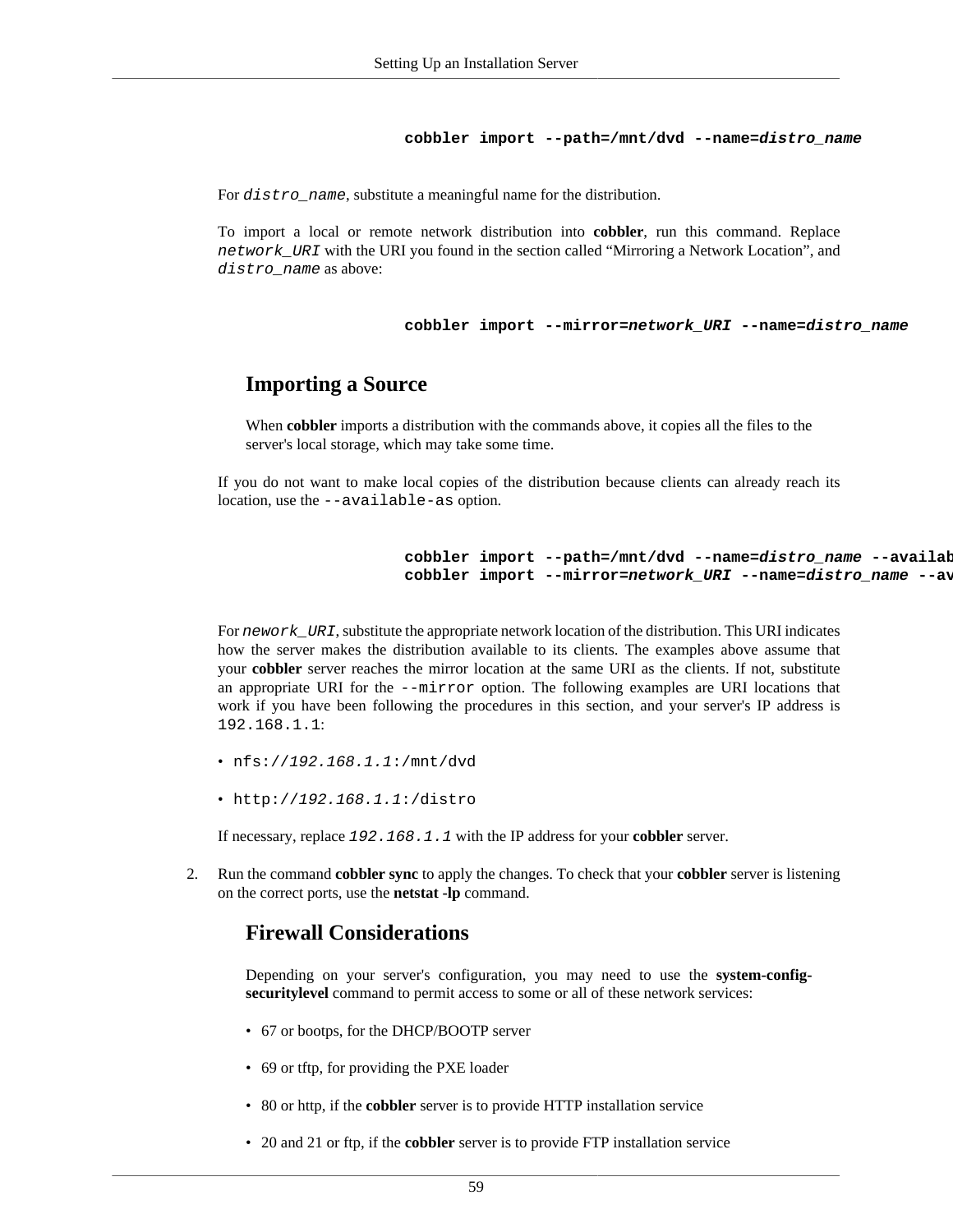```
cobbler import --path=/mnt/dvd --name=distro_name
```

For *distro_name*, substitute a meaningful name for the distribution.

To import a local or remote network distribution into **cobbler**, run this command. Replace *network_URI* with the URI you found in the section called "Mirroring a Network Location", and *distro_name* as above:

```
cobbler import --mirror=network_URI --name=distro_name
```

### Importing a Source

When **cobbler** imports a distribution with the commands above, it copies all the files to the server's local storage, which may take some time.

If you do not want to make local copies of the distribution because clients can already reach its location, use the `--available-as` option.

```
cobbler import --path=/mnt/dvd --name=distro_name --availab
cobbler import --mirror=network_URI --name=distro_name --av
```

For *nework_URI*, substitute the appropriate network location of the distribution. This URI indicates how the server makes the distribution available to its clients. The examples above assume that your **cobbler** server reaches the mirror location at the same URI as the clients. If not, substitute an appropriate URI for the `--mirror` option. The following examples are URI locations that work if you have been following the procedures in this section, and your server's IP address is `192.168.1.1`:

- `nfs://192.168.1.1:/mnt/dvd`
- `http://192.168.1.1:/distro`

If necessary, replace *192.168.1.1* with the IP address for your **cobbler** server.

2. Run the command **cobbler sync** to apply the changes. To check that your **cobbler** server is listening on the correct ports, use the **netstat -lp** command.

### Firewall Considerations

Depending on your server's configuration, you may need to use the **system-config-securitylevel** command to permit access to some or all of these network services:

- 67 or bootps, for the DHCP/BOOTP server
- 69 or tftp, for providing the PXE loader
- 80 or http, if the **cobbler** server is to provide HTTP installation service
- 20 and 21 or ftp, if the **cobbler** server is to provide FTP installation service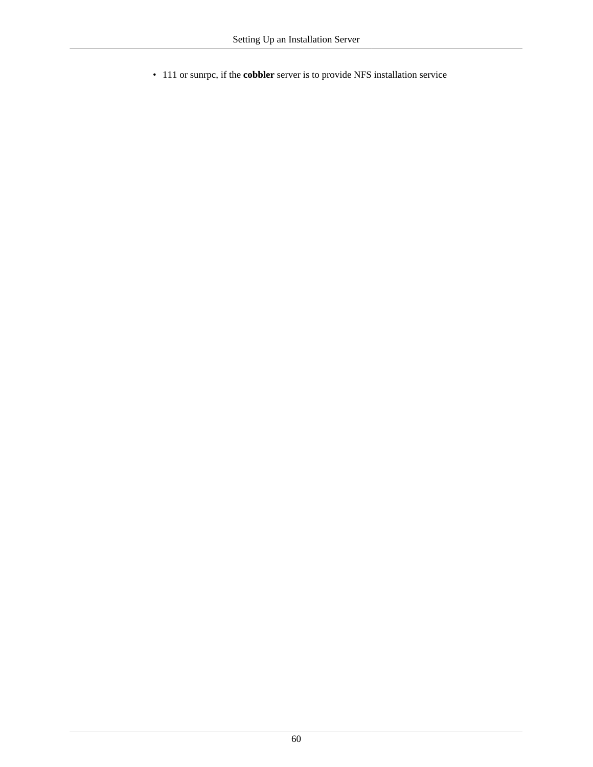- 111 or sunrpc, if the **cobbler** server is to provide NFS installation service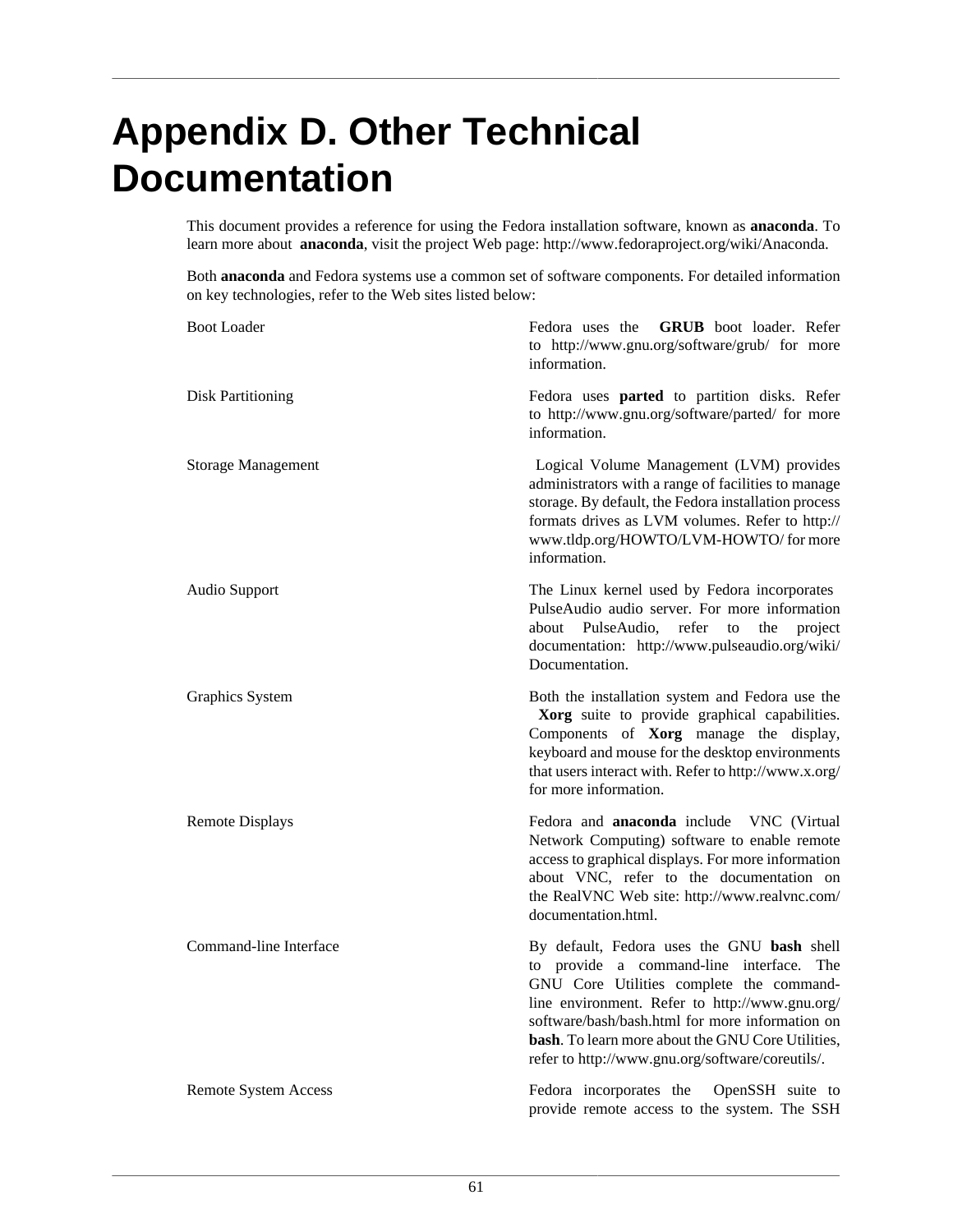# Appendix D. Other Technical Documentation

This document provides a reference for using the Fedora installation software, known as **anaconda**. To learn more about **anaconda**, visit the project Web page: http://www.fedoraproject.org/wiki/Anaconda.

Both **anaconda** and Fedora systems use a common set of software components. For detailed information on key technologies, refer to the Web sites listed below:

Boot Loader
: Fedora uses the **GRUB** boot loader. Refer to http://www.gnu.org/software/grub/ for more information.

Disk Partitioning
: Fedora uses **parted** to partition disks. Refer to http://www.gnu.org/software/parted/ for more information.

Storage Management
: Logical Volume Management (LVM) provides administrators with a range of facilities to manage storage. By default, the Fedora installation process formats drives as LVM volumes. Refer to http://www.tldp.org/HOWTO/LVM-HOWTO/ for more information.

Audio Support
: The Linux kernel used by Fedora incorporates PulseAudio audio server. For more information about PulseAudio, refer to the project documentation: http://www.pulseaudio.org/wiki/Documentation.

Graphics System
: Both the installation system and Fedora use the **Xorg** suite to provide graphical capabilities. Components of **Xorg** manage the display, keyboard and mouse for the desktop environments that users interact with. Refer to http://www.x.org/ for more information.

Remote Displays
: Fedora and **anaconda** include VNC (Virtual Network Computing) software to enable remote access to graphical displays. For more information about VNC, refer to the documentation on the RealVNC Web site: http://www.realvnc.com/documentation.html.

Command-line Interface
: By default, Fedora uses the GNU **bash** shell to provide a command-line interface. The GNU Core Utilities complete the command-line environment. Refer to http://www.gnu.org/software/bash/bash.html for more information on **bash**. To learn more about the GNU Core Utilities, refer to http://www.gnu.org/software/coreutils/.

Remote System Access
: Fedora incorporates the OpenSSH suite to provide remote access to the system. The SSH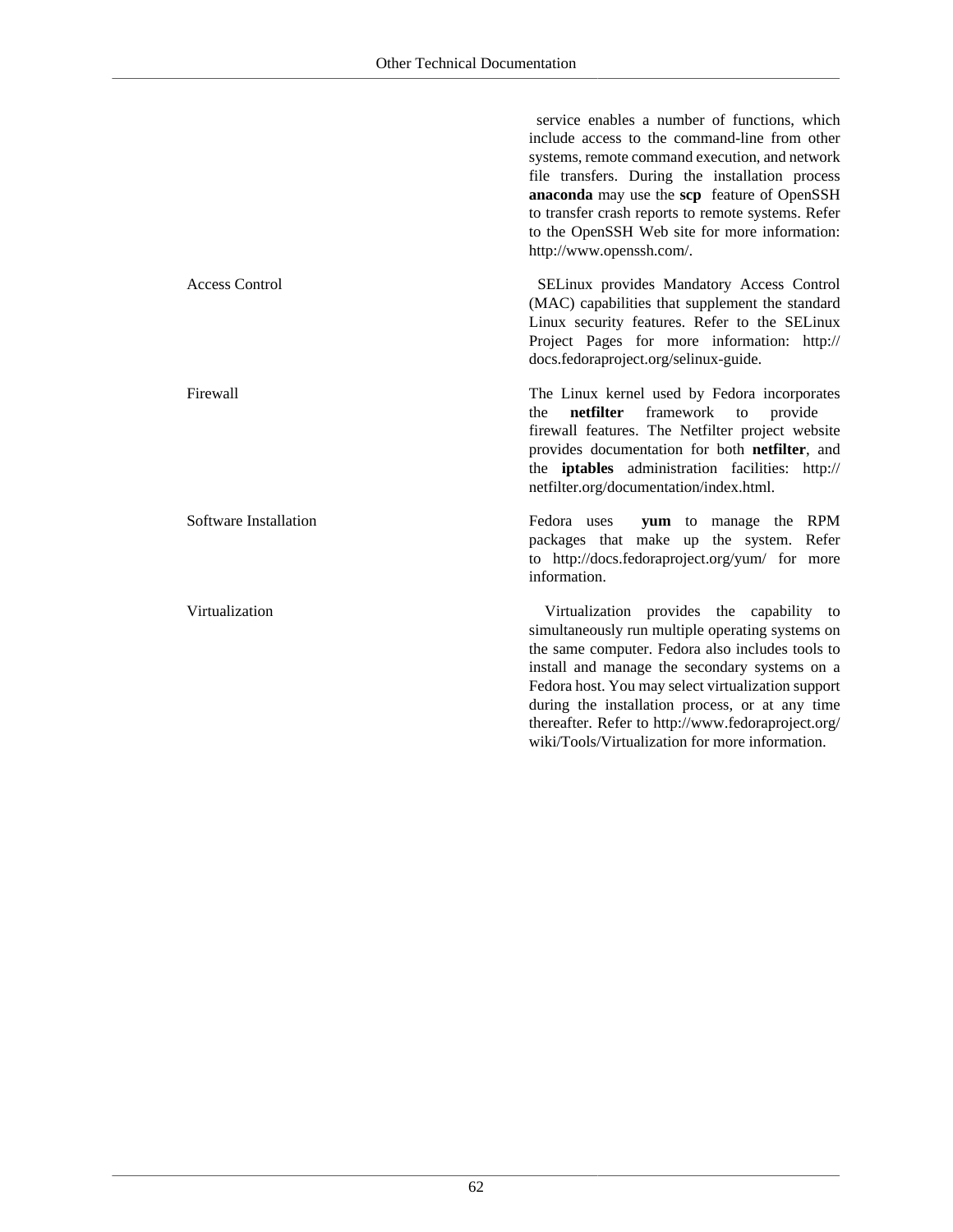| | |
|---|---|
| | service enables a number of functions, which include access to the command-line from other systems, remote command execution, and network file transfers. During the installation process **anaconda** may use the **scp** feature of OpenSSH to transfer crash reports to remote systems. Refer to the OpenSSH Web site for more information: http://www.openssh.com/. |
| Access Control | SELinux provides Mandatory Access Control (MAC) capabilities that supplement the standard Linux security features. Refer to the SELinux Project Pages for more information: http://docs.fedoraproject.org/selinux-guide. |
| Firewall | The Linux kernel used by Fedora incorporates the **netfilter** framework to provide firewall features. The Netfilter project website provides documentation for both **netfilter**, and the **iptables** administration facilities: http://netfilter.org/documentation/index.html. |
| Software Installation | Fedora uses **yum** to manage the RPM packages that make up the system. Refer to http://docs.fedoraproject.org/yum/ for more information. |
| Virtualization | Virtualization provides the capability to simultaneously run multiple operating systems on the same computer. Fedora also includes tools to install and manage the secondary systems on a Fedora host. You may select virtualization support during the installation process, or at any time thereafter. Refer to http://www.fedoraproject.org/wiki/Tools/Virtualization for more information. |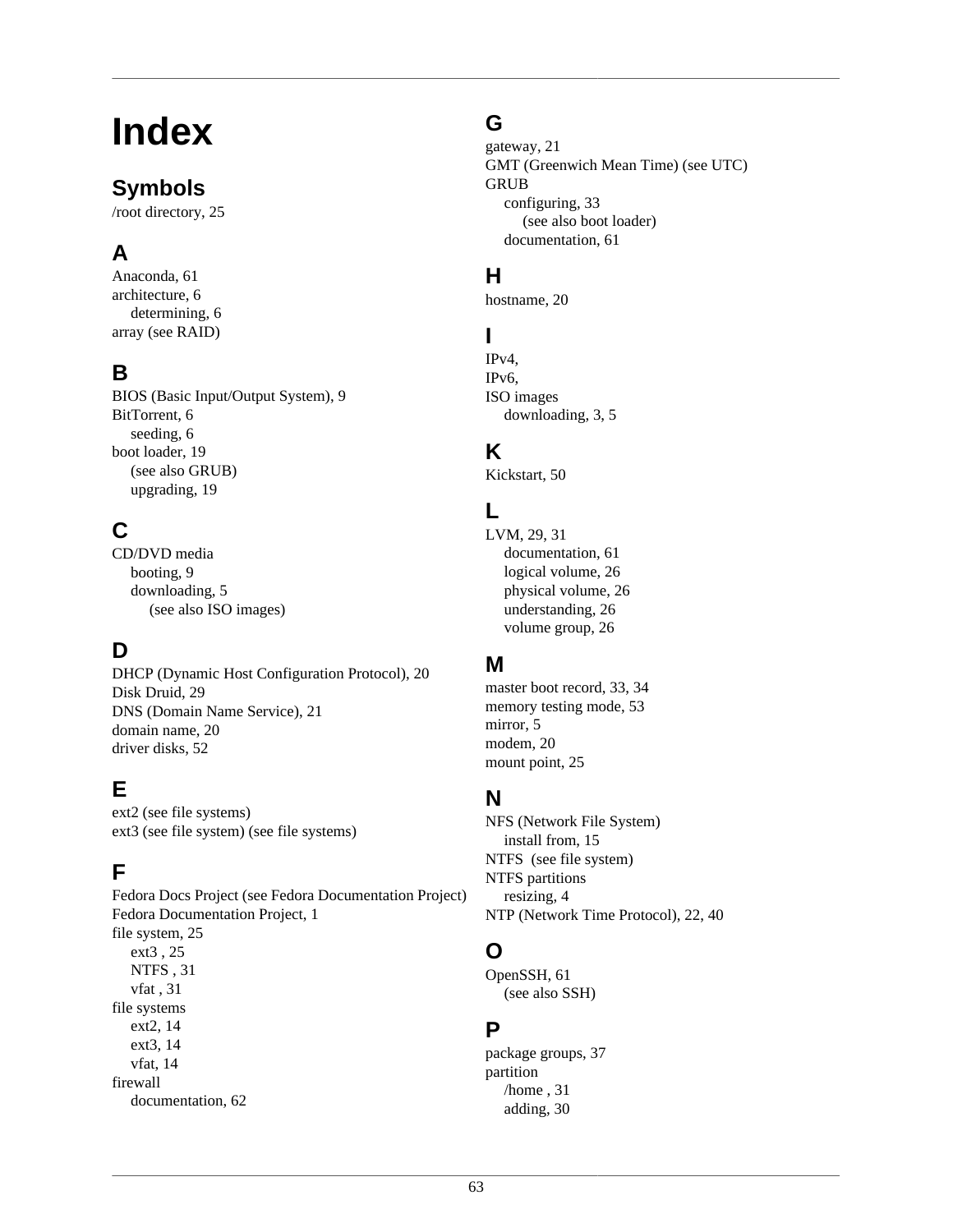# Index

## Symbols

/root directory, 25

## A

Anaconda, 61
architecture, 6
    determining, 6
array (see RAID)

## B

BIOS (Basic Input/Output System), 9
BitTorrent, 6
    seeding, 6
boot loader, 19
    (see also GRUB)
    upgrading, 19

## C

CD/DVD media
    booting, 9
    downloading, 5
        (see also ISO images)

## D

DHCP (Dynamic Host Configuration Protocol), 20
Disk Druid, 29
DNS (Domain Name Service), 21
domain name, 20
driver disks, 52

## E

ext2 (see file systems)
ext3 (see file system) (see file systems)

## F

Fedora Docs Project (see Fedora Documentation Project)
Fedora Documentation Project, 1
file system, 25
    ext3 , 25
    NTFS , 31
    vfat , 31
file systems
    ext2, 14
    ext3, 14
    vfat, 14
firewall
    documentation, 62

## G

gateway, 21
GMT (Greenwich Mean Time) (see UTC)
GRUB
    configuring, 33
        (see also boot loader)
    documentation, 61

## H

hostname, 20

## I

IPv4,
IPv6,
ISO images
    downloading, 3, 5

## K

Kickstart, 50

## L

LVM, 29, 31
    documentation, 61
    logical volume, 26
    physical volume, 26
    understanding, 26
    volume group, 26

## M

master boot record, 33, 34
memory testing mode, 53
mirror, 5
modem, 20
mount point, 25

## N

NFS (Network File System)
    install from, 15
NTFS  (see file system)
NTFS partitions
    resizing, 4
NTP (Network Time Protocol), 22, 40

## O

OpenSSH, 61
    (see also SSH)

## P

package groups, 37
partition
    /home , 31
    adding, 30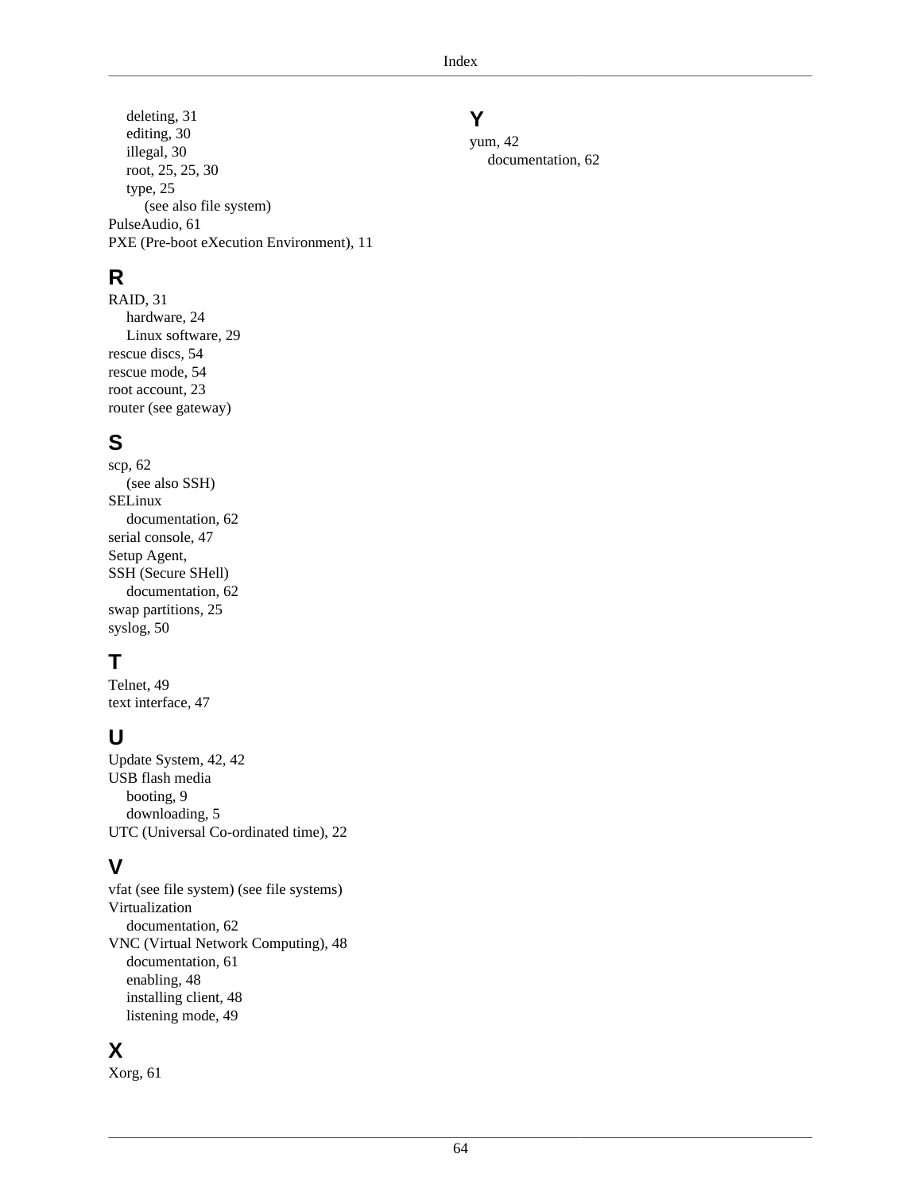deleting, 31
editing, 30
illegal, 30
root, 25, 25, 30
type, 25
(see also file system)
PulseAudio, 61
PXE (Pre-boot eXecution Environment), 11

## R

RAID, 31
hardware, 24
Linux software, 29
rescue discs, 54
rescue mode, 54
root account, 23
router (see gateway)

## S

scp, 62
(see also SSH)
SELinux
documentation, 62
serial console, 47
Setup Agent,
SSH (Secure SHell)
documentation, 62
swap partitions, 25
syslog, 50

## T

Telnet, 49
text interface, 47

## U

Update System, 42, 42
USB flash media
booting, 9
downloading, 5
UTC (Universal Co-ordinated time), 22

## V

vfat (see file system) (see file systems)
Virtualization
documentation, 62
VNC (Virtual Network Computing), 48
documentation, 61
enabling, 48
installing client, 48
listening mode, 49

## X

Xorg, 61

## Y

yum, 42
documentation, 62